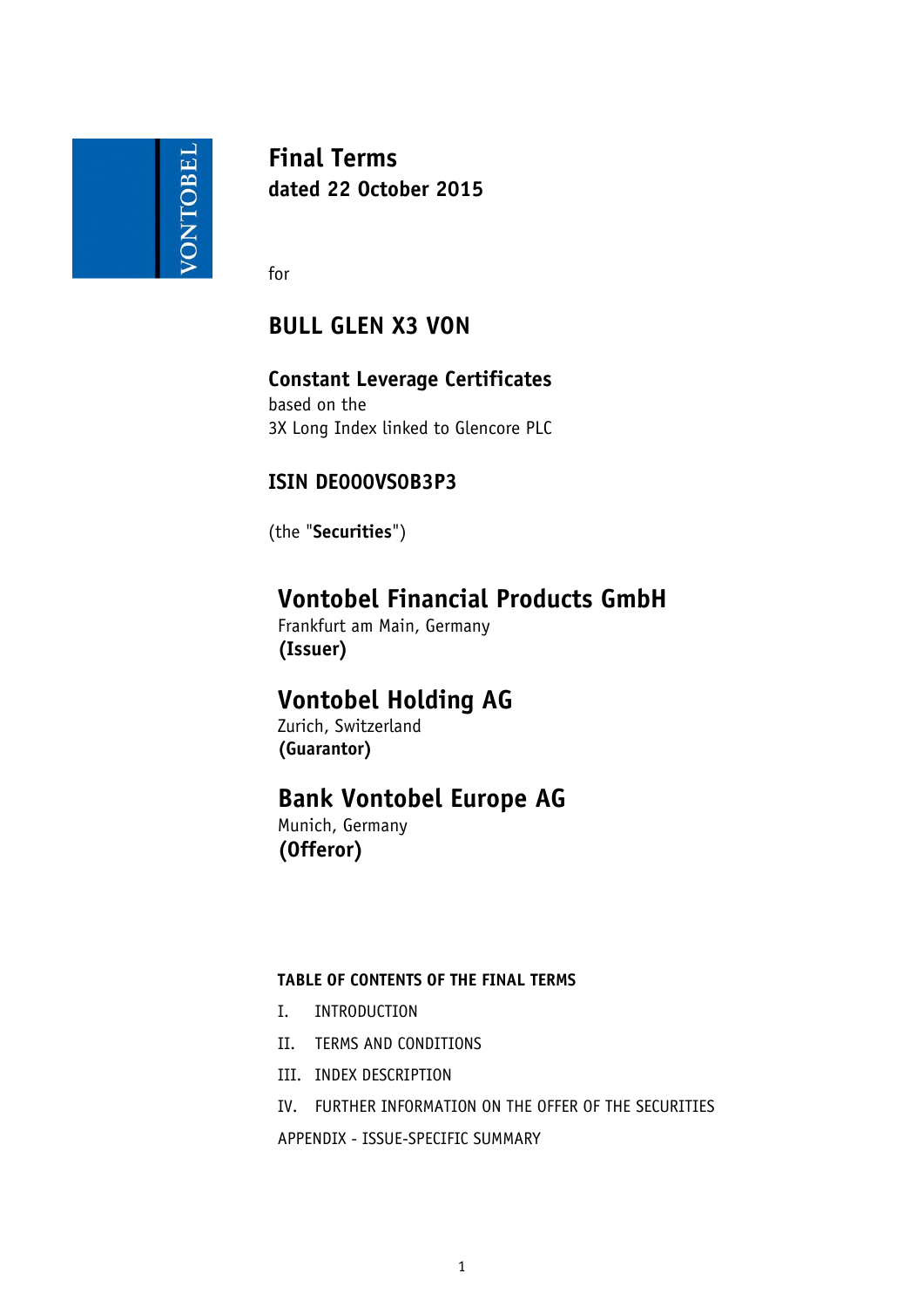# Final Terms
**dated 22 October 2015**

for

## BULL GLEN X3 VON

**Constant Leverage Certificates**
based on the
3X Long Index linked to Glencore PLC

**ISIN DE000VS0B3P3**

(the "**Securities**")

## Vontobel Financial Products GmbH
Frankfurt am Main, Germany
**(Issuer)**

## Vontobel Holding AG
Zurich, Switzerland
**(Guarantor)**

## Bank Vontobel Europe AG
Munich, Germany
**(Offeror)**

**TABLE OF CONTENTS OF THE FINAL TERMS**

I. INTRODUCTION

II. TERMS AND CONDITIONS

III. INDEX DESCRIPTION

IV. FURTHER INFORMATION ON THE OFFER OF THE SECURITIES

APPENDIX - ISSUE-SPECIFIC SUMMARY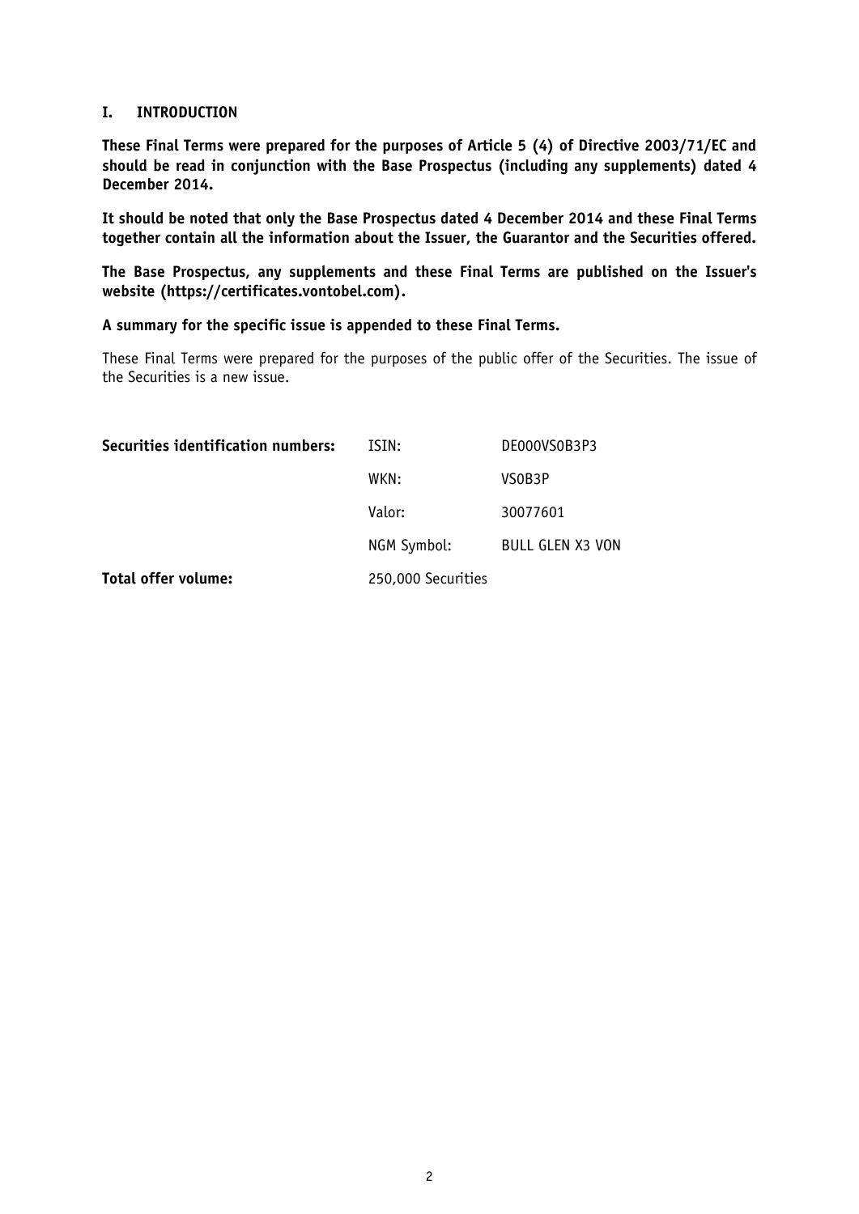## I. INTRODUCTION

**These Final Terms were prepared for the purposes of Article 5 (4) of Directive 2003/71/EC and should be read in conjunction with the Base Prospectus (including any supplements) dated 4 December 2014.**

**It should be noted that only the Base Prospectus dated 4 December 2014 and these Final Terms together contain all the information about the Issuer, the Guarantor and the Securities offered.**

**The Base Prospectus, any supplements and these Final Terms are published on the Issuer's website (https://certificates.vontobel.com).**

**A summary for the specific issue is appended to these Final Terms.**

These Final Terms were prepared for the purposes of the public offer of the Securities. The issue of the Securities is a new issue.

| | | |
|---|---|---|
| **Securities identification numbers:** | ISIN: | DE000VS0B3P3 |
| | WKN: | VS0B3P |
| | Valor: | 30077601 |
| | NGM Symbol: | BULL GLEN X3 VON |
| **Total offer volume:** | 250,000 Securities | |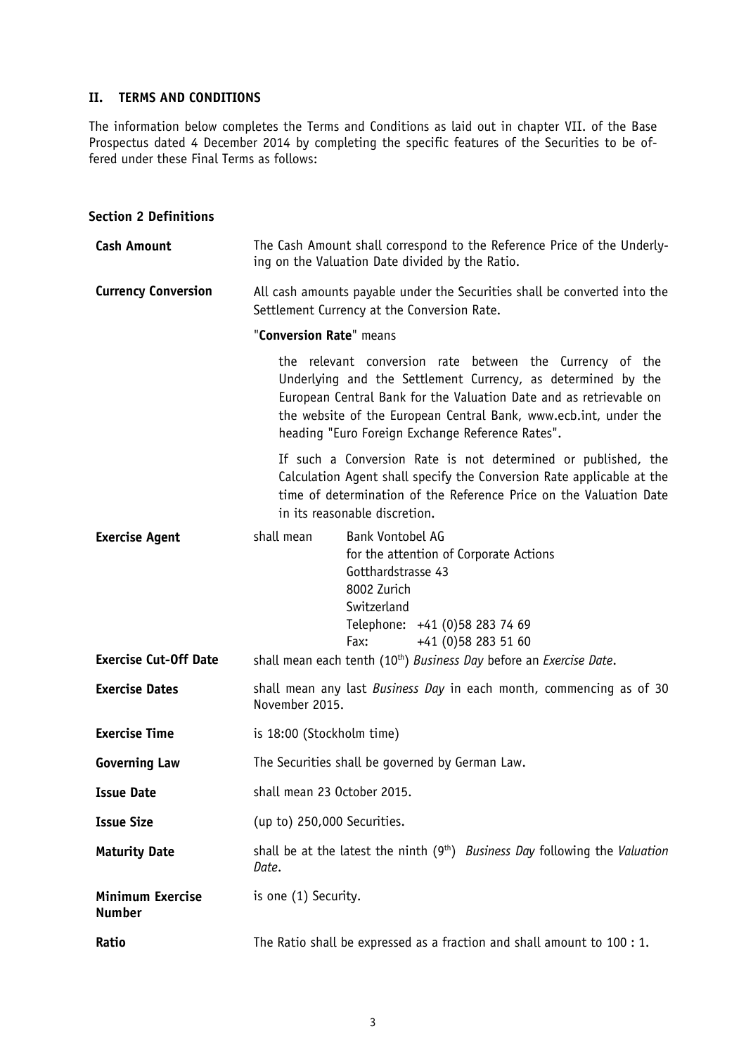## II. TERMS AND CONDITIONS

The information below completes the Terms and Conditions as laid out in chapter VII. of the Base Prospectus dated 4 December 2014 by completing the specific features of the Securities to be offered under these Final Terms as follows:

### Section 2 Definitions

**Cash Amount**

The Cash Amount shall correspond to the Reference Price of the Underlying on the Valuation Date divided by the Ratio.

**Currency Conversion**

All cash amounts payable under the Securities shall be converted into the Settlement Currency at the Conversion Rate.

"**Conversion Rate**" means

the relevant conversion rate between the Currency of the Underlying and the Settlement Currency, as determined by the European Central Bank for the Valuation Date and as retrievable on the website of the European Central Bank, www.ecb.int, under the heading "Euro Foreign Exchange Reference Rates".

If such a Conversion Rate is not determined or published, the Calculation Agent shall specify the Conversion Rate applicable at the time of determination of the Reference Price on the Valuation Date in its reasonable discretion.

**Exercise Agent**

shall mean Bank Vontobel AG
for the attention of Corporate Actions
Gotthardstrasse 43
8002 Zurich
Switzerland
Telephone: +41 (0)58 283 74 69
Fax: +41 (0)58 283 51 60

**Exercise Cut-Off Date**

shall mean each tenth (10th) *Business Day* before an *Exercise Date*.

**Exercise Dates**

shall mean any last *Business Day* in each month, commencing as of 30 November 2015.

**Exercise Time**

is 18:00 (Stockholm time)

**Governing Law**

The Securities shall be governed by German Law.

**Issue Date**

shall mean 23 October 2015.

**Issue Size**

(up to) 250,000 Securities.

**Maturity Date**

shall be at the latest the ninth (9th) *Business Day* following the *Valuation Date*.

**Minimum Exercise Number**

is one (1) Security.

**Ratio**

The Ratio shall be expressed as a fraction and shall amount to 100 : 1.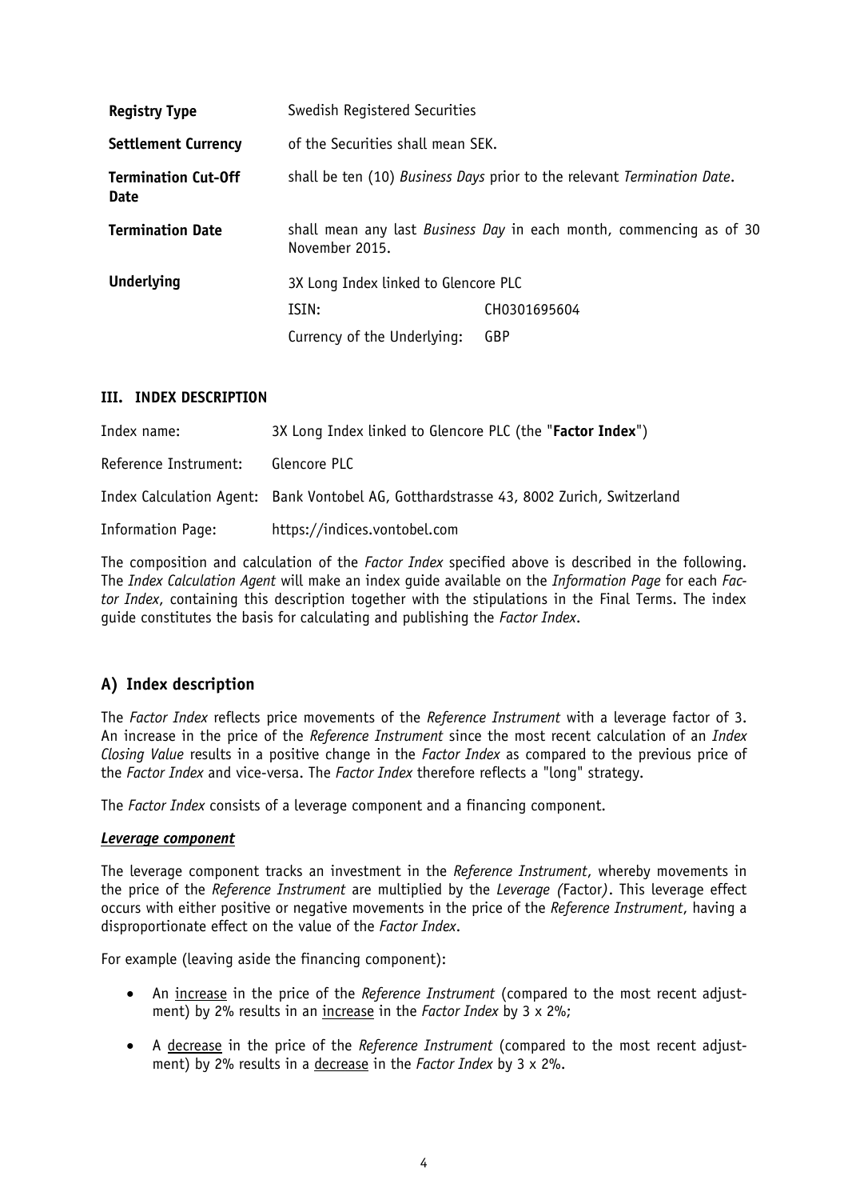| | | |
|---|---|---|
| **Registry Type** | Swedish Registered Securities | |
| **Settlement Currency** | of the Securities shall mean SEK. | |
| **Termination Cut-Off Date** | shall be ten (10) *Business Days* prior to the relevant *Termination Date*. | |
| **Termination Date** | shall mean any last *Business Day* in each month, commencing as of 30 November 2015. | |
| **Underlying** | 3X Long Index linked to Glencore PLC | |
| | ISIN: | CH0301695604 |
| | Currency of the Underlying: | GBP |

### III. INDEX DESCRIPTION

| | |
|---|---|
| Index name: | 3X Long Index linked to Glencore PLC (the "**Factor Index**") |
| Reference Instrument: | Glencore PLC |
| Index Calculation Agent: | Bank Vontobel AG, Gotthardstrasse 43, 8002 Zurich, Switzerland |
| Information Page: | https://indices.vontobel.com |

The composition and calculation of the *Factor Index* specified above is described in the following. The *Index Calculation Agent* will make an index guide available on the *Information Page* for each *Factor Index*, containing this description together with the stipulations in the Final Terms. The index guide constitutes the basis for calculating and publishing the *Factor Index*.

## A) Index description

The *Factor Index* reflects price movements of the *Reference Instrument* with a leverage factor of 3. An increase in the price of the *Reference Instrument* since the most recent calculation of an *Index Closing Value* results in a positive change in the *Factor Index* as compared to the previous price of the *Factor Index* and vice-versa. The *Factor Index* therefore reflects a "long" strategy.

The *Factor Index* consists of a leverage component and a financing component.

***Leverage component***

The leverage component tracks an investment in the *Reference Instrument*, whereby movements in the price of the *Reference Instrument* are multiplied by the *Leverage (*Factor*)*. This leverage effect occurs with either positive or negative movements in the price of the *Reference Instrument*, having a disproportionate effect on the value of the *Factor Index*.

For example (leaving aside the financing component):

- An increase in the price of the *Reference Instrument* (compared to the most recent adjustment) by 2% results in an increase in the *Factor Index* by 3 x 2%;
- A decrease in the price of the *Reference Instrument* (compared to the most recent adjustment) by 2% results in a decrease in the *Factor Index* by 3 x 2%.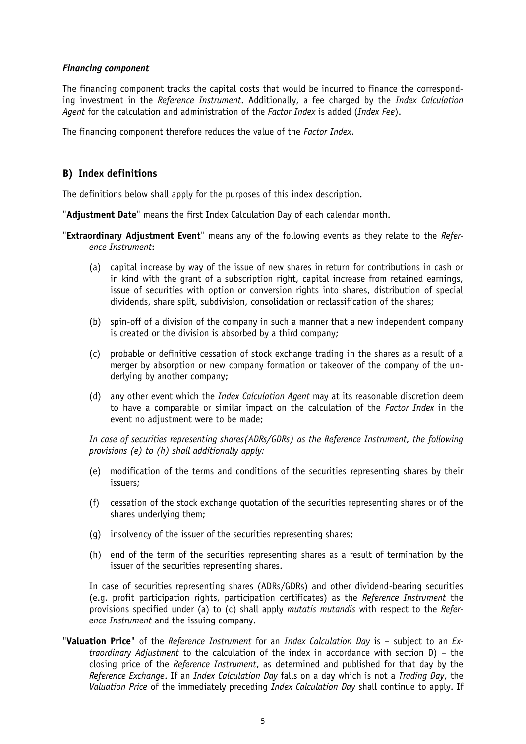***Financing component***

The financing component tracks the capital costs that would be incurred to finance the corresponding investment in the *Reference Instrument*. Additionally, a fee charged by the *Index Calculation Agent* for the calculation and administration of the *Factor Index* is added (*Index Fee*).

The financing component therefore reduces the value of the *Factor Index*.

## B) Index definitions

The definitions below shall apply for the purposes of this index description.

"**Adjustment Date**" means the first Index Calculation Day of each calendar month.

"**Extraordinary Adjustment Event**" means any of the following events as they relate to the *Reference Instrument*:

(a) capital increase by way of the issue of new shares in return for contributions in cash or in kind with the grant of a subscription right, capital increase from retained earnings, issue of securities with option or conversion rights into shares, distribution of special dividends, share split, subdivision, consolidation or reclassification of the shares;

(b) spin-off of a division of the company in such a manner that a new independent company is created or the division is absorbed by a third company;

(c) probable or definitive cessation of stock exchange trading in the shares as a result of a merger by absorption or new company formation or takeover of the company of the underlying by another company;

(d) any other event which the *Index Calculation Agent* may at its reasonable discretion deem to have a comparable or similar impact on the calculation of the *Factor Index* in the event no adjustment were to be made;

*In case of securities representing shares(ADRs/GDRs) as the Reference Instrument, the following provisions (e) to (h) shall additionally apply:*

(e) modification of the terms and conditions of the securities representing shares by their issuers;

(f) cessation of the stock exchange quotation of the securities representing shares or of the shares underlying them;

(g) insolvency of the issuer of the securities representing shares;

(h) end of the term of the securities representing shares as a result of termination by the issuer of the securities representing shares.

In case of securities representing shares (ADRs/GDRs) and other dividend-bearing securities (e.g. profit participation rights, participation certificates) as the *Reference Instrument* the provisions specified under (a) to (c) shall apply *mutatis mutandis* with respect to the *Reference Instrument* and the issuing company.

"**Valuation Price**" of the *Reference Instrument* for an *Index Calculation Day* is – subject to an *Extraordinary Adjustment* to the calculation of the index in accordance with section D) – the closing price of the *Reference Instrument*, as determined and published for that day by the *Reference Exchange*. If an *Index Calculation Day* falls on a day which is not a *Trading Day*, the *Valuation Price* of the immediately preceding *Index Calculation Day* shall continue to apply. If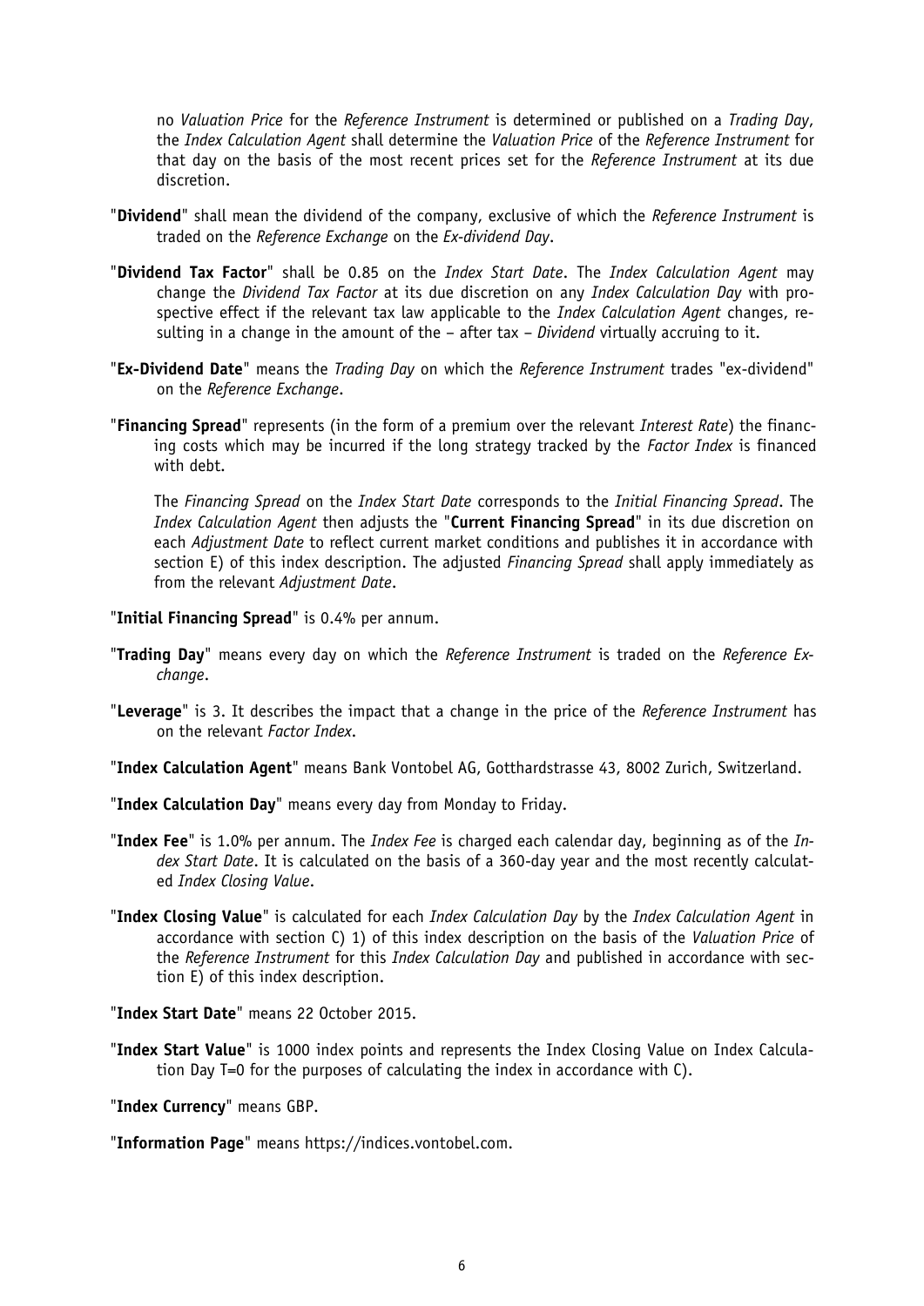no *Valuation Price* for the *Reference Instrument* is determined or published on a *Trading Day*, the *Index Calculation Agent* shall determine the *Valuation Price* of the *Reference Instrument* for that day on the basis of the most recent prices set for the *Reference Instrument* at its due discretion.

"**Dividend**" shall mean the dividend of the company, exclusive of which the *Reference Instrument* is traded on the *Reference Exchange* on the *Ex-dividend Day*.

"**Dividend Tax Factor**" shall be 0.85 on the *Index Start Date*. The *Index Calculation Agent* may change the *Dividend Tax Factor* at its due discretion on any *Index Calculation Day* with prospective effect if the relevant tax law applicable to the *Index Calculation Agent* changes, resulting in a change in the amount of the – after tax – *Dividend* virtually accruing to it.

"**Ex-Dividend Date**" means the *Trading Day* on which the *Reference Instrument* trades "ex-dividend" on the *Reference Exchange*.

"**Financing Spread**" represents (in the form of a premium over the relevant *Interest Rate*) the financing costs which may be incurred if the long strategy tracked by the *Factor Index* is financed with debt.

The *Financing Spread* on the *Index Start Date* corresponds to the *Initial Financing Spread*. The *Index Calculation Agent* then adjusts the "**Current Financing Spread**" in its due discretion on each *Adjustment Date* to reflect current market conditions and publishes it in accordance with section E) of this index description. The adjusted *Financing Spread* shall apply immediately as from the relevant *Adjustment Date*.

"**Initial Financing Spread**" is 0.4% per annum.

"**Trading Day**" means every day on which the *Reference Instrument* is traded on the *Reference Exchange*.

"**Leverage**" is 3. It describes the impact that a change in the price of the *Reference Instrument* has on the relevant *Factor Index*.

"**Index Calculation Agent**" means Bank Vontobel AG, Gotthardstrasse 43, 8002 Zurich, Switzerland.

"**Index Calculation Day**" means every day from Monday to Friday.

"**Index Fee**" is 1.0% per annum. The *Index Fee* is charged each calendar day, beginning as of the *Index Start Date*. It is calculated on the basis of a 360-day year and the most recently calculated *Index Closing Value*.

"**Index Closing Value**" is calculated for each *Index Calculation Day* by the *Index Calculation Agent* in accordance with section C) 1) of this index description on the basis of the *Valuation Price* of the *Reference Instrument* for this *Index Calculation Day* and published in accordance with section E) of this index description.

"**Index Start Date**" means 22 October 2015.

"**Index Start Value**" is 1000 index points and represents the Index Closing Value on Index Calculation Day T=0 for the purposes of calculating the index in accordance with C).

"**Index Currency**" means GBP.

"**Information Page**" means https://indices.vontobel.com.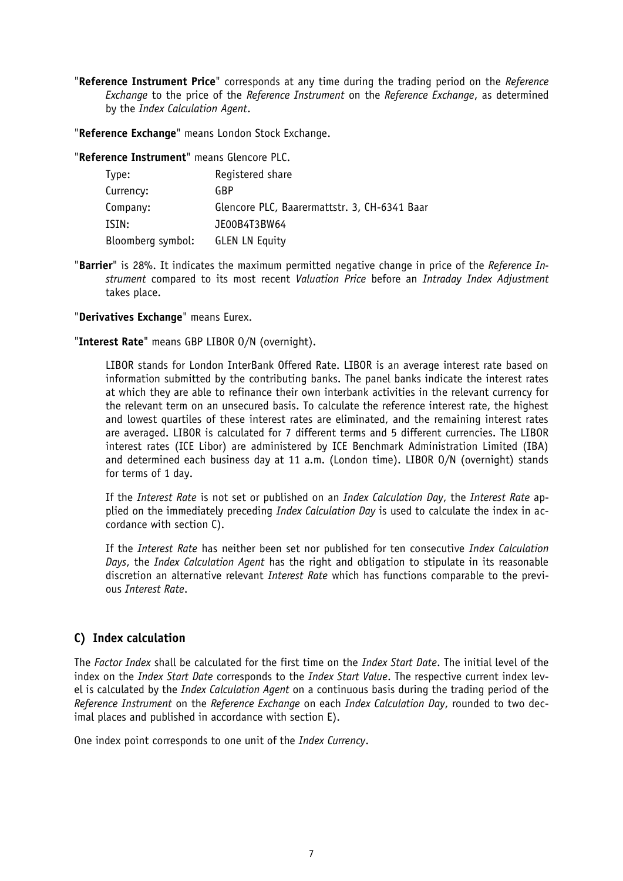"**Reference Instrument Price**" corresponds at any time during the trading period on the *Reference Exchange* to the price of the *Reference Instrument* on the *Reference Exchange*, as determined by the *Index Calculation Agent*.

"**Reference Exchange**" means London Stock Exchange.

"**Reference Instrument**" means Glencore PLC.

| | |
|---|---|
| Type: | Registered share |
| Currency: | GBP |
| Company: | Glencore PLC, Baarermattstr. 3, CH-6341 Baar |
| ISIN: | JE00B4T3BW64 |
| Bloomberg symbol: | GLEN LN Equity |

"**Barrier**" is 28%. It indicates the maximum permitted negative change in price of the *Reference Instrument* compared to its most recent *Valuation Price* before an *Intraday Index Adjustment* takes place.

"**Derivatives Exchange**" means Eurex.

"**Interest Rate**" means GBP LIBOR O/N (overnight).

LIBOR stands for London InterBank Offered Rate. LIBOR is an average interest rate based on information submitted by the contributing banks. The panel banks indicate the interest rates at which they are able to refinance their own interbank activities in the relevant currency for the relevant term on an unsecured basis. To calculate the reference interest rate, the highest and lowest quartiles of these interest rates are eliminated, and the remaining interest rates are averaged. LIBOR is calculated for 7 different terms and 5 different currencies. The LIBOR interest rates (ICE Libor) are administered by ICE Benchmark Administration Limited (IBA) and determined each business day at 11 a.m. (London time). LIBOR O/N (overnight) stands for terms of 1 day.

If the *Interest Rate* is not set or published on an *Index Calculation Day*, the *Interest Rate* applied on the immediately preceding *Index Calculation Day* is used to calculate the index in accordance with section C).

If the *Interest Rate* has neither been set nor published for ten consecutive *Index Calculation Days*, the *Index Calculation Agent* has the right and obligation to stipulate in its reasonable discretion an alternative relevant *Interest Rate* which has functions comparable to the previous *Interest Rate*.

## C) Index calculation

The *Factor Index* shall be calculated for the first time on the *Index Start Date*. The initial level of the index on the *Index Start Date* corresponds to the *Index Start Value*. The respective current index level is calculated by the *Index Calculation Agent* on a continuous basis during the trading period of the *Reference Instrument* on the *Reference Exchange* on each *Index Calculation Day*, rounded to two decimal places and published in accordance with section E).

One index point corresponds to one unit of the *Index Currency*.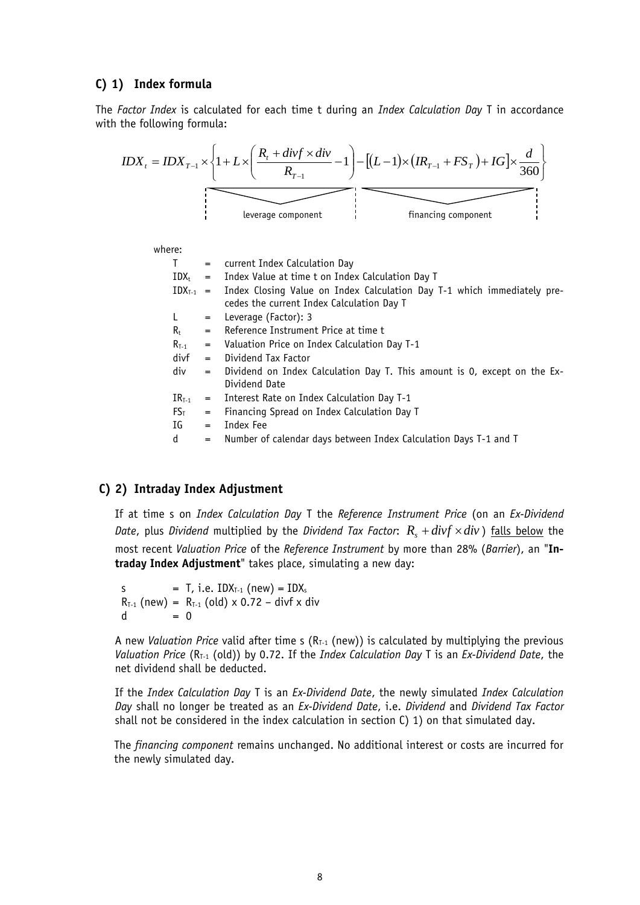## C) 1) Index formula

The *Factor Index* is calculated for each time t during an *Index Calculation Day* T in accordance with the following formula:

$$IDX_t = IDX_{T-1} \times \left\{ 1 + L \times \left( \frac{R_t + divf \times div}{R_{T-1}} - 1 \right) - \left[ (L-1) \times \left( IR_{T-1} + FS_T \right) + IG \right] \times \frac{d}{360} \right\}$$

leverage component | financing component

where:

| | | |
|---|---|---|
| T | = | current Index Calculation Day |
| $IDX_t$ | = | Index Value at time t on Index Calculation Day T |
| $IDX_{T-1}$ | = | Index Closing Value on Index Calculation Day T-1 which immediately precedes the current Index Calculation Day T |
| L | = | Leverage (Factor): 3 |
| $R_t$ | = | Reference Instrument Price at time t |
| $R_{T-1}$ | = | Valuation Price on Index Calculation Day T-1 |
| divf | = | Dividend Tax Factor |
| div | = | Dividend on Index Calculation Day T. This amount is 0, except on the Ex-Dividend Date |
| $IR_{T-1}$ | = | Interest Rate on Index Calculation Day T-1 |
| $FS_T$ | = | Financing Spread on Index Calculation Day T |
| IG | = | Index Fee |
| d | = | Number of calendar days between Index Calculation Days T-1 and T |

## C) 2) Intraday Index Adjustment

If at time s on *Index Calculation Day* T the *Reference Instrument Price* (on an *Ex-Dividend Date*, plus *Dividend* multiplied by the *Dividend Tax Factor*: $R_s + divf \times div$) falls below the most recent *Valuation Price* of the *Reference Instrument* by more than 28% (*Barrier*), an "**Intraday Index Adjustment**" takes place, simulating a new day:

s = T, i.e. $IDX_{T-1}$ (new) = $IDX_s$
$R_{T-1}$ (new) = $R_{T-1}$ (old) x 0.72 – divf x div
d = 0

A new *Valuation Price* valid after time s ($R_{T-1}$ (new)) is calculated by multiplying the previous *Valuation Price* ($R_{T-1}$ (old)) by 0.72. If the *Index Calculation Day* T is an *Ex-Dividend Date*, the net dividend shall be deducted.

If the *Index Calculation Day* T is an *Ex-Dividend Date*, the newly simulated *Index Calculation Day* shall no longer be treated as an *Ex-Dividend Date*, i.e. *Dividend* and *Dividend Tax Factor* shall not be considered in the index calculation in section C) 1) on that simulated day.

The *financing component* remains unchanged. No additional interest or costs are incurred for the newly simulated day.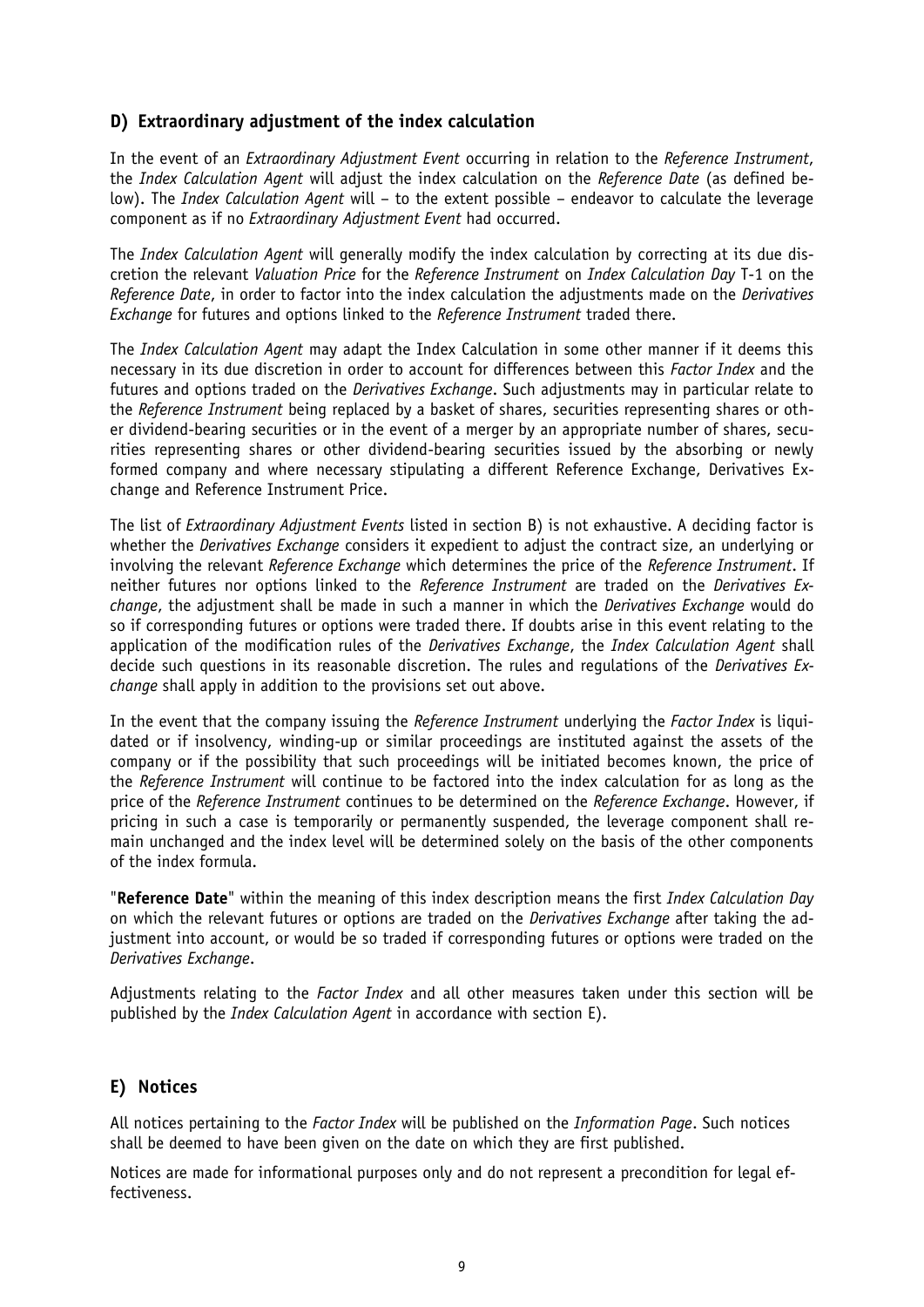## D) Extraordinary adjustment of the index calculation

In the event of an *Extraordinary Adjustment Event* occurring in relation to the *Reference Instrument*, the *Index Calculation Agent* will adjust the index calculation on the *Reference Date* (as defined below). The *Index Calculation Agent* will – to the extent possible – endeavor to calculate the leverage component as if no *Extraordinary Adjustment Event* had occurred.

The *Index Calculation Agent* will generally modify the index calculation by correcting at its due discretion the relevant *Valuation Price* for the *Reference Instrument* on *Index Calculation Day* T-1 on the *Reference Date*, in order to factor into the index calculation the adjustments made on the *Derivatives Exchange* for futures and options linked to the *Reference Instrument* traded there.

The *Index Calculation Agent* may adapt the Index Calculation in some other manner if it deems this necessary in its due discretion in order to account for differences between this *Factor Index* and the futures and options traded on the *Derivatives Exchange*. Such adjustments may in particular relate to the *Reference Instrument* being replaced by a basket of shares, securities representing shares or other dividend-bearing securities or in the event of a merger by an appropriate number of shares, securities representing shares or other dividend-bearing securities issued by the absorbing or newly formed company and where necessary stipulating a different Reference Exchange, Derivatives Exchange and Reference Instrument Price.

The list of *Extraordinary Adjustment Events* listed in section B) is not exhaustive. A deciding factor is whether the *Derivatives Exchange* considers it expedient to adjust the contract size, an underlying or involving the relevant *Reference Exchange* which determines the price of the *Reference Instrument*. If neither futures nor options linked to the *Reference Instrument* are traded on the *Derivatives Exchange*, the adjustment shall be made in such a manner in which the *Derivatives Exchange* would do so if corresponding futures or options were traded there. If doubts arise in this event relating to the application of the modification rules of the *Derivatives Exchange*, the *Index Calculation Agent* shall decide such questions in its reasonable discretion. The rules and regulations of the *Derivatives Exchange* shall apply in addition to the provisions set out above.

In the event that the company issuing the *Reference Instrument* underlying the *Factor Index* is liquidated or if insolvency, winding-up or similar proceedings are instituted against the assets of the company or if the possibility that such proceedings will be initiated becomes known, the price of the *Reference Instrument* will continue to be factored into the index calculation for as long as the price of the *Reference Instrument* continues to be determined on the *Reference Exchange*. However, if pricing in such a case is temporarily or permanently suspended, the leverage component shall remain unchanged and the index level will be determined solely on the basis of the other components of the index formula.

"**Reference Date**" within the meaning of this index description means the first *Index Calculation Day* on which the relevant futures or options are traded on the *Derivatives Exchange* after taking the adjustment into account, or would be so traded if corresponding futures or options were traded on the *Derivatives Exchange*.

Adjustments relating to the *Factor Index* and all other measures taken under this section will be published by the *Index Calculation Agent* in accordance with section E).

## E) Notices

All notices pertaining to the *Factor Index* will be published on the *Information Page*. Such notices shall be deemed to have been given on the date on which they are first published.

Notices are made for informational purposes only and do not represent a precondition for legal effectiveness.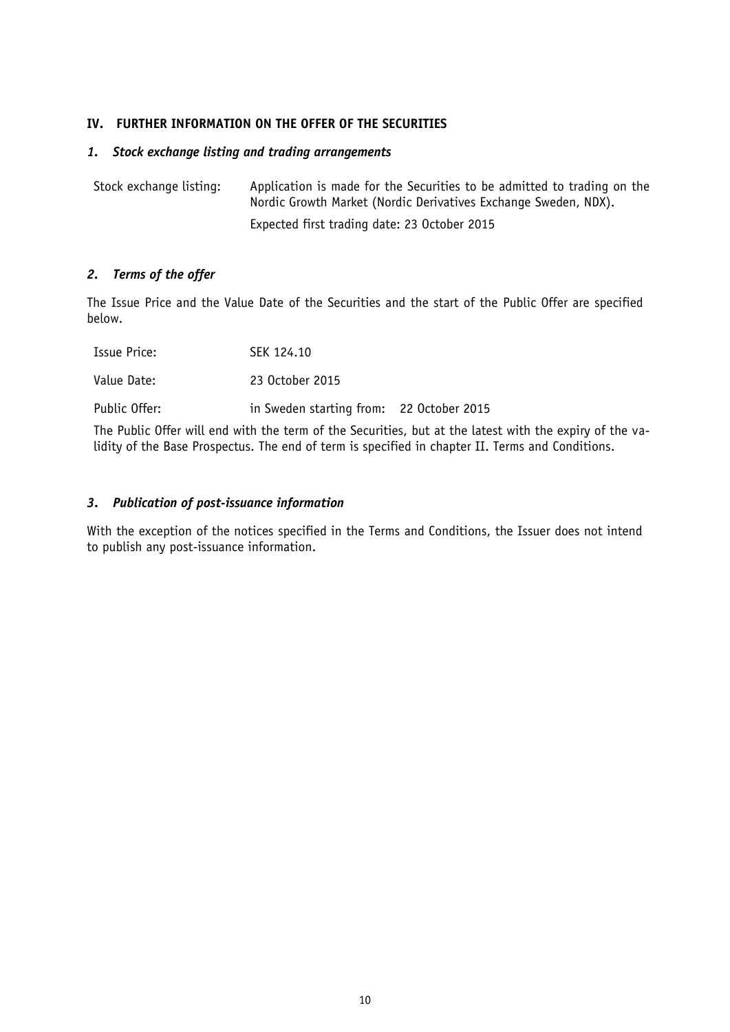## IV. FURTHER INFORMATION ON THE OFFER OF THE SECURITIES

### *1. Stock exchange listing and trading arrangements*

| | |
|---|---|
| Stock exchange listing: | Application is made for the Securities to be admitted to trading on the Nordic Growth Market (Nordic Derivatives Exchange Sweden, NDX). |
| | Expected first trading date: 23 October 2015 |

### *2. Terms of the offer*

The Issue Price and the Value Date of the Securities and the start of the Public Offer are specified below.

| | |
|---|---|
| Issue Price: | SEK 124.10 |
| Value Date: | 23 October 2015 |
| Public Offer: | in Sweden starting from: 22 October 2015 |

The Public Offer will end with the term of the Securities, but at the latest with the expiry of the validity of the Base Prospectus. The end of term is specified in chapter II. Terms and Conditions.

### *3. Publication of post-issuance information*

With the exception of the notices specified in the Terms and Conditions, the Issuer does not intend to publish any post-issuance information.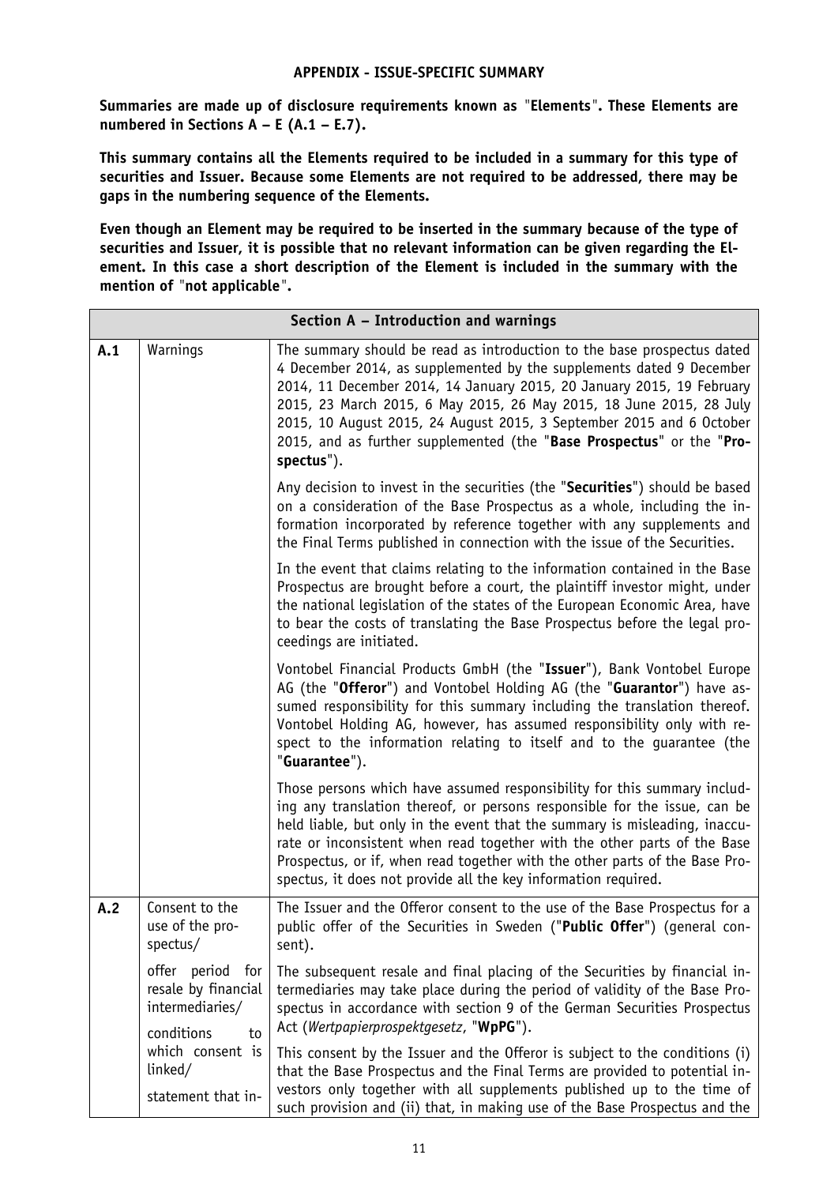**APPENDIX - ISSUE-SPECIFIC SUMMARY**

**Summaries are made up of disclosure requirements known as "Elements". These Elements are numbered in Sections A – E (A.1 – E.7).**

**This summary contains all the Elements required to be included in a summary for this type of securities and Issuer. Because some Elements are not required to be addressed, there may be gaps in the numbering sequence of the Elements.**

**Even though an Element may be required to be inserted in the summary because of the type of securities and Issuer, it is possible that no relevant information can be given regarding the Element. In this case a short description of the Element is included in the summary with the mention of "not applicable".**

| Section A – Introduction and warnings | | |
|---|---|---|
| **A.1** | Warnings | The summary should be read as introduction to the base prospectus dated 4 December 2014, as supplemented by the supplements dated 9 December 2014, 11 December 2014, 14 January 2015, 20 January 2015, 19 February 2015, 23 March 2015, 6 May 2015, 26 May 2015, 18 June 2015, 28 July 2015, 10 August 2015, 24 August 2015, 3 September 2015 and 6 October 2015, and as further supplemented (the "**Base Prospectus**" or the "**Prospectus**"). |
| | | Any decision to invest in the securities (the "**Securities**") should be based on a consideration of the Base Prospectus as a whole, including the information incorporated by reference together with any supplements and the Final Terms published in connection with the issue of the Securities. |
| | | In the event that claims relating to the information contained in the Base Prospectus are brought before a court, the plaintiff investor might, under the national legislation of the states of the European Economic Area, have to bear the costs of translating the Base Prospectus before the legal proceedings are initiated. |
| | | Vontobel Financial Products GmbH (the "**Issuer**"), Bank Vontobel Europe AG (the "**Offeror**") and Vontobel Holding AG (the "**Guarantor**") have assumed responsibility for this summary including the translation thereof. Vontobel Holding AG, however, has assumed responsibility only with respect to the information relating to itself and to the guarantee (the "**Guarantee**"). |
| | | Those persons which have assumed responsibility for this summary including any translation thereof, or persons responsible for the issue, can be held liable, but only in the event that the summary is misleading, inaccurate or inconsistent when read together with the other parts of the Base Prospectus, or if, when read together with the other parts of the Base Prospectus, it does not provide all the key information required. |
| **A.2** | Consent to the use of the prospectus/ | The Issuer and the Offeror consent to the use of the Base Prospectus for a public offer of the Securities in Sweden ("**Public Offer**") (general consent). |
| | offer period for resale by financial intermediaries/ | The subsequent resale and final placing of the Securities by financial intermediaries may take place during the period of validity of the Base Prospectus in accordance with section 9 of the German Securities Prospectus Act (*Wertpapierprospektgesetz*, "**WpPG**"). |
| | conditions to which consent is linked/ statement that in- | This consent by the Issuer and the Offeror is subject to the conditions (i) that the Base Prospectus and the Final Terms are provided to potential investors only together with all supplements published up to the time of such provision and (ii) that, in making use of the Base Prospectus and the |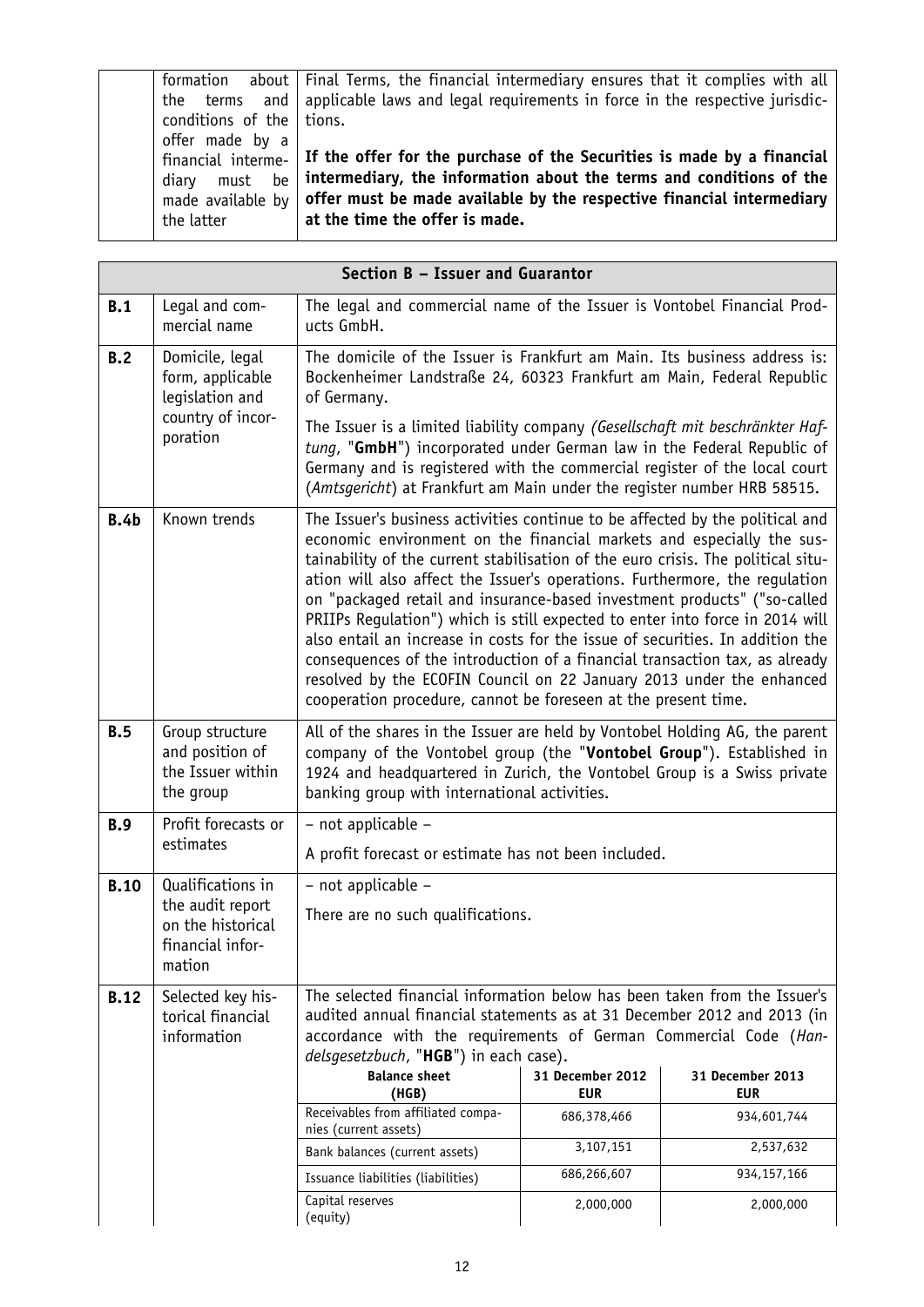| | formation about the terms and conditions of the offer made by a financial intermediary must be made available by the latter | Final Terms, the financial intermediary ensures that it complies with all applicable laws and legal requirements in force in the respective jurisdictions.<br><br>**If the offer for the purchase of the Securities is made by a financial intermediary, the information about the terms and conditions of the offer must be made available by the respective financial intermediary at the time the offer is made.** |
|---|---|---|

| **Section B – Issuer and Guarantor** | | |
|---|---|---|
| **B.1** | Legal and commercial name | The legal and commercial name of the Issuer is Vontobel Financial Products GmbH. |
| **B.2** | Domicile, legal form, applicable legislation and country of incorporation | The domicile of the Issuer is Frankfurt am Main. Its business address is: Bockenheimer Landstraße 24, 60323 Frankfurt am Main, Federal Republic of Germany.<br><br>The Issuer is a limited liability company *(Gesellschaft mit beschränkter Haftung*, "**GmbH**") incorporated under German law in the Federal Republic of Germany and is registered with the commercial register of the local court (*Amtsgericht*) at Frankfurt am Main under the register number HRB 58515. |
| **B.4b** | Known trends | The Issuer's business activities continue to be affected by the political and economic environment on the financial markets and especially the sustainability of the current stabilisation of the euro crisis. The political situation will also affect the Issuer's operations. Furthermore, the regulation on "packaged retail and insurance-based investment products" ("so-called PRIIPs Regulation") which is still expected to enter into force in 2014 will also entail an increase in costs for the issue of securities. In addition the consequences of the introduction of a financial transaction tax, as already resolved by the ECOFIN Council on 22 January 2013 under the enhanced cooperation procedure, cannot be foreseen at the present time. |
| **B.5** | Group structure and position of the Issuer within the group | All of the shares in the Issuer are held by Vontobel Holding AG, the parent company of the Vontobel group (the "**Vontobel Group**"). Established in 1924 and headquartered in Zurich, the Vontobel Group is a Swiss private banking group with international activities. |
| **B.9** | Profit forecasts or estimates | – not applicable –<br><br>A profit forecast or estimate has not been included. |
| **B.10** | Qualifications in the audit report on the historical financial information | – not applicable –<br><br>There are no such qualifications. |
| **B.12** | Selected key historical financial information | The selected financial information below has been taken from the Issuer's audited annual financial statements as at 31 December 2012 and 2013 (in accordance with the requirements of German Commercial Code (*Handelsgesetzbuch*, "**HGB**") in each case). |

| **Balance sheet (HGB)** | **31 December 2012 EUR** | **31 December 2013 EUR** |
|---|---|---|
| Receivables from affiliated companies (current assets) | 686,378,466 | 934,601,744 |
| Bank balances (current assets) | 3,107,151 | 2,537,632 |
| Issuance liabilities (liabilities) | 686,266,607 | 934,157,166 |
| Capital reserves (equity) | 2,000,000 | 2,000,000 |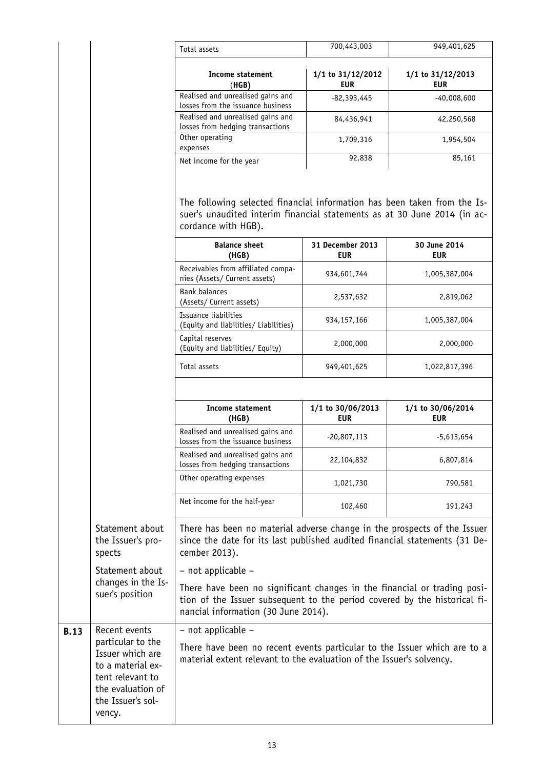| | | |
|---|---|---|
| Total assets | 700,443,003 | 949,401,625 |

| Income statement (HGB) | 1/1 to 31/12/2012 EUR | 1/1 to 31/12/2013 EUR |
|---|---|---|
| Realised and unrealised gains and losses from the issuance business | -82,393,445 | -40,008,600 |
| Realised and unrealised gains and losses from hedging transactions | 84,436,941 | 42,250,568 |
| Other operating expenses | 1,709,316 | 1,954,504 |
| Net income for the year | 92,838 | 85,161 |

The following selected financial information has been taken from the Issuer's unaudited interim financial statements as at 30 June 2014 (in accordance with HGB).

| Balance sheet (HGB) | 31 December 2013 EUR | 30 June 2014 EUR |
|---|---|---|
| Receivables from affiliated companies (Assets/ Current assets) | 934,601,744 | 1,005,387,004 |
| Bank balances (Assets/ Current assets) | 2,537,632 | 2,819,062 |
| Issuance liabilities (Equity and liabilities/ Liabilities) | 934,157,166 | 1,005,387,004 |
| Capital reserves (Equity and liabilities/ Equity) | 2,000,000 | 2,000,000 |
| Total assets | 949,401,625 | 1,022,817,396 |

| Income statement (HGB) | 1/1 to 30/06/2013 EUR | 1/1 to 30/06/2014 EUR |
|---|---|---|
| Realised and unrealised gains and losses from the issuance business | -20,807,113 | -5,613,654 |
| Realised and unrealised gains and losses from hedging transactions | 22,104,832 | 6,807,814 |
| Other operating expenses | 1,021,730 | 790,581 |
| Net income for the half-year | 102,460 | 191,243 |

| | | |
|---|---|---|
| | Statement about the Issuer's prospects | There has been no material adverse change in the prospects of the Issuer since the date for its last published audited financial statements (31 December 2013). |
| | Statement about changes in the Issuer's position | – not applicable –<br><br>There have been no significant changes in the financial or trading position of the Issuer subsequent to the period covered by the historical financial information (30 June 2014). |
| **B.13** | Recent events particular to the Issuer which are to a material extent relevant to the evaluation of the Issuer's solvency. | – not applicable –<br><br>There have been no recent events particular to the Issuer which are to a material extent relevant to the evaluation of the Issuer's solvency. |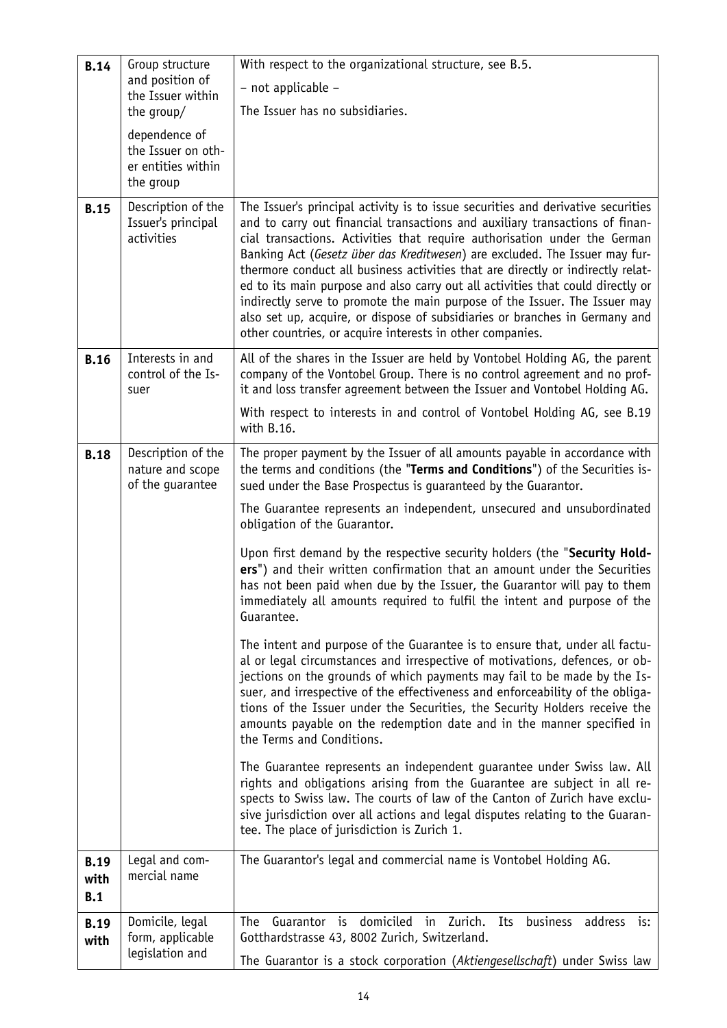| | | |
|---|---|---|
| **B.14** | Group structure and position of the Issuer within the group/<br><br>dependence of the Issuer on other entities within the group | With respect to the organizational structure, see B.5.<br><br>– not applicable –<br><br>The Issuer has no subsidiaries. |
| **B.15** | Description of the Issuer's principal activities | The Issuer's principal activity is to issue securities and derivative securities and to carry out financial transactions and auxiliary transactions of financial transactions. Activities that require authorisation under the German Banking Act (*Gesetz über das Kreditwesen*) are excluded. The Issuer may furthermore conduct all business activities that are directly or indirectly related to its main purpose and also carry out all activities that could directly or indirectly serve to promote the main purpose of the Issuer. The Issuer may also set up, acquire, or dispose of subsidiaries or branches in Germany and other countries, or acquire interests in other companies. |
| **B.16** | Interests in and control of the Issuer | All of the shares in the Issuer are held by Vontobel Holding AG, the parent company of the Vontobel Group. There is no control agreement and no profit and loss transfer agreement between the Issuer and Vontobel Holding AG.<br><br>With respect to interests in and control of Vontobel Holding AG, see B.19 with B.16. |
| **B.18** | Description of the nature and scope of the guarantee | The proper payment by the Issuer of all amounts payable in accordance with the terms and conditions (the "**Terms and Conditions**") of the Securities issued under the Base Prospectus is guaranteed by the Guarantor.<br><br>The Guarantee represents an independent, unsecured and unsubordinated obligation of the Guarantor.<br><br>Upon first demand by the respective security holders (the "**Security Holders**") and their written confirmation that an amount under the Securities has not been paid when due by the Issuer, the Guarantor will pay to them immediately all amounts required to fulfil the intent and purpose of the Guarantee.<br><br>The intent and purpose of the Guarantee is to ensure that, under all factual or legal circumstances and irrespective of motivations, defences, or objections on the grounds of which payments may fail to be made by the Issuer, and irrespective of the effectiveness and enforceability of the obligations of the Issuer under the Securities, the Security Holders receive the amounts payable on the redemption date and in the manner specified in the Terms and Conditions.<br><br>The Guarantee represents an independent guarantee under Swiss law. All rights and obligations arising from the Guarantee are subject in all respects to Swiss law. The courts of law of the Canton of Zurich have exclusive jurisdiction over all actions and legal disputes relating to the Guarantee. The place of jurisdiction is Zurich 1. |
| **B.19 with B.1** | Legal and commercial name | The Guarantor's legal and commercial name is Vontobel Holding AG. |
| **B.19 with** | Domicile, legal form, applicable legislation and | The Guarantor is domiciled in Zurich. Its business address is: Gotthardstrasse 43, 8002 Zurich, Switzerland.<br><br>The Guarantor is a stock corporation (*Aktiengesellschaft*) under Swiss law |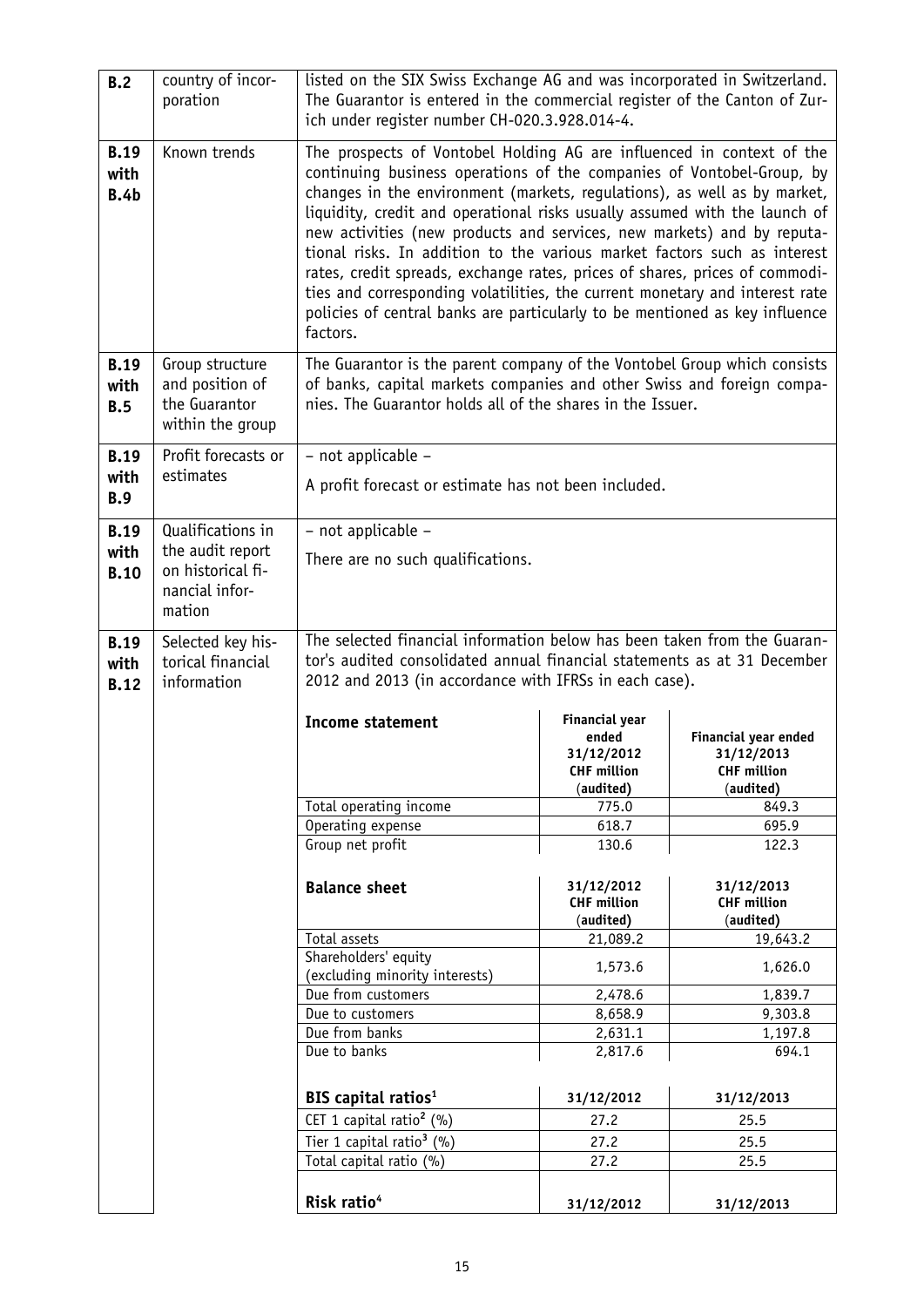| | | |
|---|---|---|
| **B.2** | country of incorporation | listed on the SIX Swiss Exchange AG and was incorporated in Switzerland. The Guarantor is entered in the commercial register of the Canton of Zurich under register number CH-020.3.928.014-4. |
| **B.19 with B.4b** | Known trends | The prospects of Vontobel Holding AG are influenced in context of the continuing business operations of the companies of Vontobel-Group, by changes in the environment (markets, regulations), as well as by market, liquidity, credit and operational risks usually assumed with the launch of new activities (new products and services, new markets) and by reputational risks. In addition to the various market factors such as interest rates, credit spreads, exchange rates, prices of shares, prices of commodities and corresponding volatilities, the current monetary and interest rate policies of central banks are particularly to be mentioned as key influence factors. |
| **B.19 with B.5** | Group structure and position of the Guarantor within the group | The Guarantor is the parent company of the Vontobel Group which consists of banks, capital markets companies and other Swiss and foreign companies. The Guarantor holds all of the shares in the Issuer. |
| **B.19 with B.9** | Profit forecasts or estimates | – not applicable –<br><br>A profit forecast or estimate has not been included. |
| **B.19 with B.10** | Qualifications in the audit report on historical financial information | – not applicable –<br><br>There are no such qualifications. |
| **B.19 with B.12** | Selected key historical financial information | The selected financial information below has been taken from the Guarantor's audited consolidated annual financial statements as at 31 December 2012 and 2013 (in accordance with IFRSs in each case). |

| **Income statement** | **Financial year ended 31/12/2012 CHF million (audited)** | **Financial year ended 31/12/2013 CHF million (audited)** |
|---|---|---|
| Total operating income | 775.0 | 849.3 |
| Operating expense | 618.7 | 695.9 |
| Group net profit | 130.6 | 122.3 |
| **Balance sheet** | **31/12/2012 CHF million (audited)** | **31/12/2013 CHF million (audited)** |
| Total assets | 21,089.2 | 19,643.2 |
| Shareholders' equity (excluding minority interests) | 1,573.6 | 1,626.0 |
| Due from customers | 2,478.6 | 1,839.7 |
| Due to customers | 8,658.9 | 9,303.8 |
| Due from banks | 2,631.1 | 1,197.8 |
| Due to banks | 2,817.6 | 694.1 |
| **BIS capital ratios**[1] | **31/12/2012** | **31/12/2013** |
| CET 1 capital ratio[2] (%) | 27.2 | 25.5 |
| Tier 1 capital ratio[3] (%) | 27.2 | 25.5 |
| Total capital ratio (%) | 27.2 | 25.5 |
| **Risk ratio**[4] | **31/12/2012** | **31/12/2013** |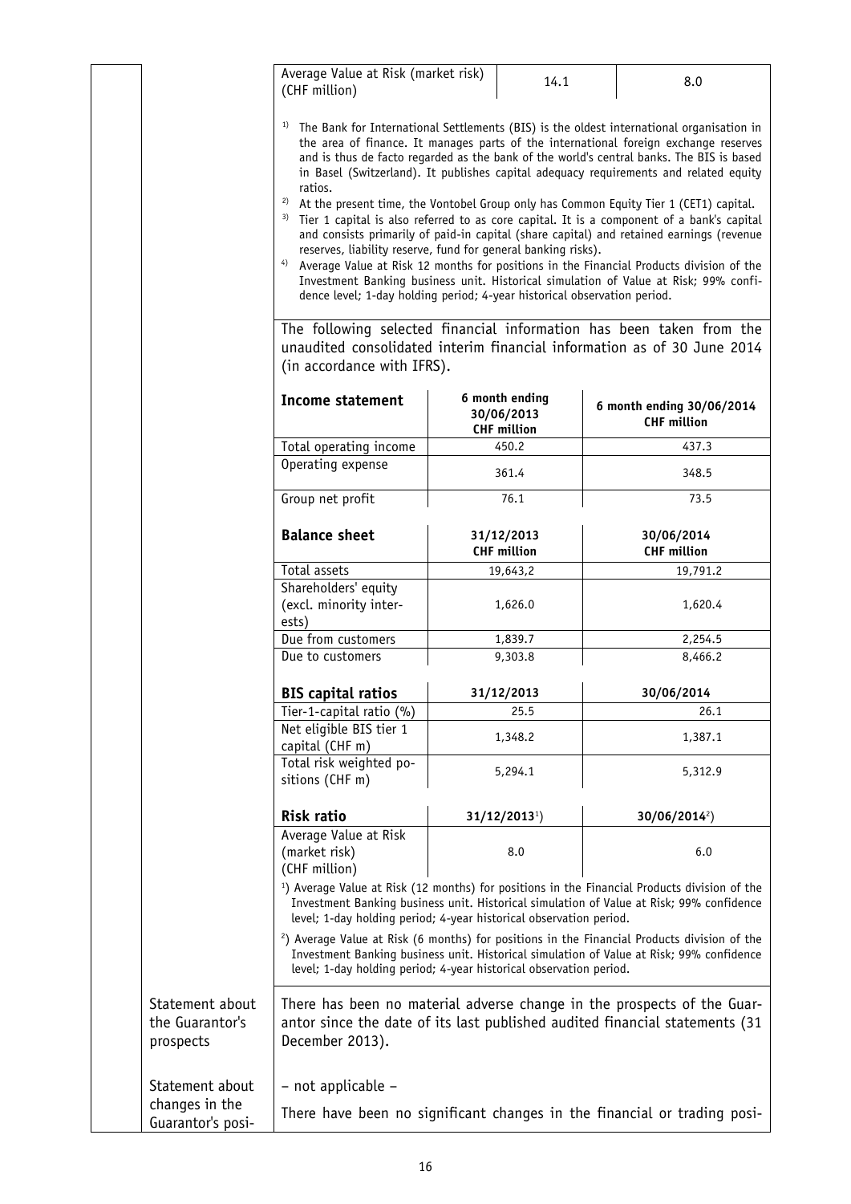| Average Value at Risk (market risk) (CHF million) | 14.1 | 8.0 |
|---|---|---|

[1] The Bank for International Settlements (BIS) is the oldest international organisation in the area of finance. It manages parts of the international foreign exchange reserves and is thus de facto regarded as the bank of the world's central banks. The BIS is based in Basel (Switzerland). It publishes capital adequacy requirements and related equity ratios.

[2] At the present time, the Vontobel Group only has Common Equity Tier 1 (CET1) capital.

[3] Tier 1 capital is also referred to as core capital. It is a component of a bank's capital and consists primarily of paid-in capital (share capital) and retained earnings (revenue reserves, liability reserve, fund for general banking risks).

[4] Average Value at Risk 12 months for positions in the Financial Products division of the Investment Banking business unit. Historical simulation of Value at Risk; 99% confidence level; 1-day holding period; 4-year historical observation period.

The following selected financial information has been taken from the unaudited consolidated interim financial information as of 30 June 2014 (in accordance with IFRS).

| **Income statement** | **6 month ending 30/06/2013 CHF million** | **6 month ending 30/06/2014 CHF million** |
|---|---|---|
| Total operating income | 450.2 | 437.3 |
| Operating expense | 361.4 | 348.5 |
| Group net profit | 76.1 | 73.5 |
| **Balance sheet** | **31/12/2013 CHF million** | **30/06/2014 CHF million** |
| Total assets | 19,643,2 | 19,791.2 |
| Shareholders' equity (excl. minority interests) | 1,626.0 | 1,620.4 |
| Due from customers | 1,839.7 | 2,254.5 |
| Due to customers | 9,303.8 | 8,466.2 |
| **BIS capital ratios** | **31/12/2013** | **30/06/2014** |
| Tier-1-capital ratio (%) | 25.5 | 26.1 |
| Net eligible BIS tier 1 capital (CHF m) | 1,348.2 | 1,387.1 |
| Total risk weighted positions (CHF m) | 5,294.1 | 5,312.9 |
| **Risk ratio** | **31/12/2013[1])** | **30/06/2014[2])** |
| Average Value at Risk (market risk) (CHF million) | 8.0 | 6.0 |

[1]) Average Value at Risk (12 months) for positions in the Financial Products division of the Investment Banking business unit. Historical simulation of Value at Risk; 99% confidence level; 1-day holding period; 4-year historical observation period.

[2]) Average Value at Risk (6 months) for positions in the Financial Products division of the Investment Banking business unit. Historical simulation of Value at Risk; 99% confidence level; 1-day holding period; 4-year historical observation period.

| | |
|---|---|
| Statement about the Guarantor's prospects | There has been no material adverse change in the prospects of the Guarantor since the date of its last published audited financial statements (31 December 2013). |
| Statement about changes in the Guarantor's posi- | – not applicable –<br><br>There have been no significant changes in the financial or trading posi- |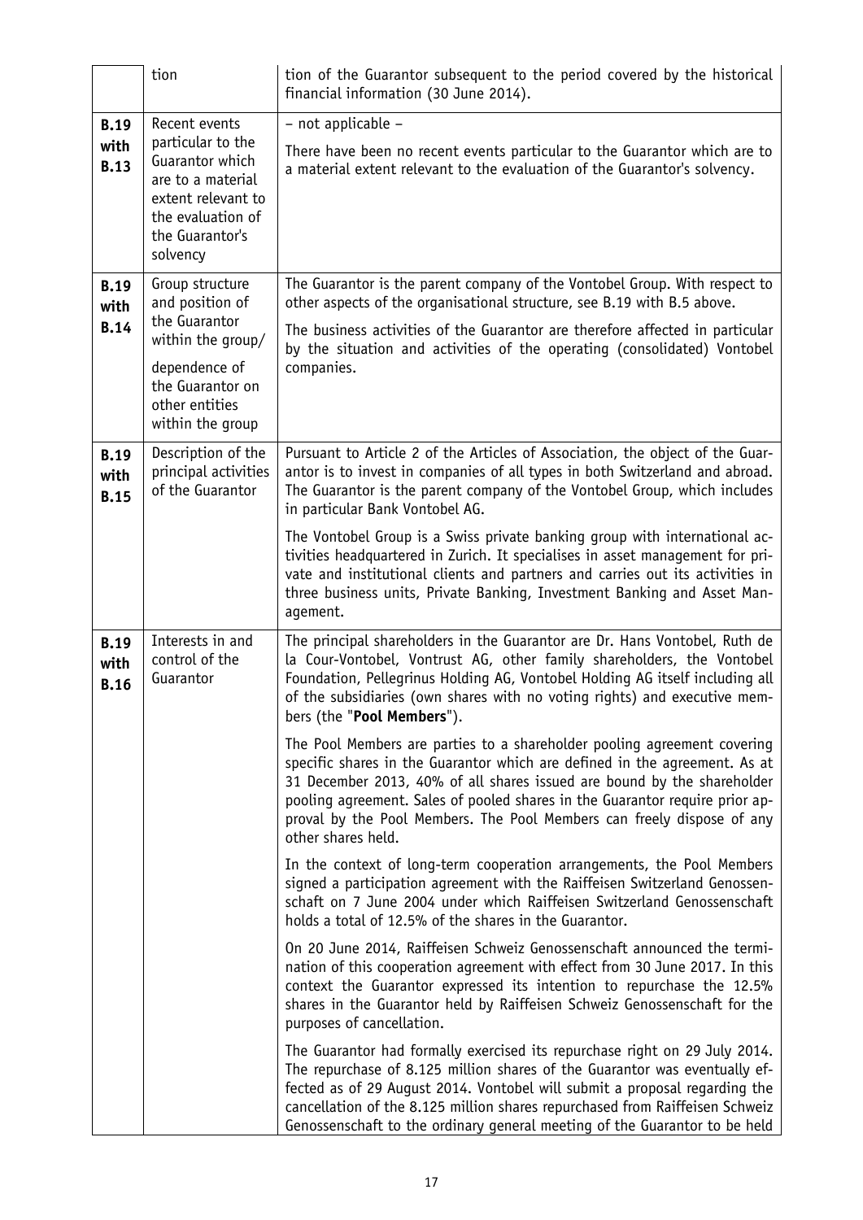| | | |
|---|---|---|
| | tion | tion of the Guarantor subsequent to the period covered by the historical financial information (30 June 2014). |
| **B.19 with B.13** | Recent events particular to the Guarantor which are to a material extent relevant to the evaluation of the Guarantor's solvency | – not applicable –<br><br>There have been no recent events particular to the Guarantor which are to a material extent relevant to the evaluation of the Guarantor's solvency. |
| **B.19 with B.14** | Group structure and position of the Guarantor within the group/<br><br>dependence of the Guarantor on other entities within the group | The Guarantor is the parent company of the Vontobel Group. With respect to other aspects of the organisational structure, see B.19 with B.5 above.<br><br>The business activities of the Guarantor are therefore affected in particular by the situation and activities of the operating (consolidated) Vontobel companies. |
| **B.19 with B.15** | Description of the principal activities of the Guarantor | Pursuant to Article 2 of the Articles of Association, the object of the Guarantor is to invest in companies of all types in both Switzerland and abroad. The Guarantor is the parent company of the Vontobel Group, which includes in particular Bank Vontobel AG.<br><br>The Vontobel Group is a Swiss private banking group with international activities headquartered in Zurich. It specialises in asset management for private and institutional clients and partners and carries out its activities in three business units, Private Banking, Investment Banking and Asset Management. |
| **B.19 with B.16** | Interests in and control of the Guarantor | The principal shareholders in the Guarantor are Dr. Hans Vontobel, Ruth de la Cour-Vontobel, Vontrust AG, other family shareholders, the Vontobel Foundation, Pellegrinus Holding AG, Vontobel Holding AG itself including all of the subsidiaries (own shares with no voting rights) and executive members (the "**Pool Members**").<br><br>The Pool Members are parties to a shareholder pooling agreement covering specific shares in the Guarantor which are defined in the agreement. As at 31 December 2013, 40% of all shares issued are bound by the shareholder pooling agreement. Sales of pooled shares in the Guarantor require prior approval by the Pool Members. The Pool Members can freely dispose of any other shares held.<br><br>In the context of long-term cooperation arrangements, the Pool Members signed a participation agreement with the Raiffeisen Switzerland Genossenschaft on 7 June 2004 under which Raiffeisen Switzerland Genossenschaft holds a total of 12.5% of the shares in the Guarantor.<br><br>On 20 June 2014, Raiffeisen Schweiz Genossenschaft announced the termination of this cooperation agreement with effect from 30 June 2017. In this context the Guarantor expressed its intention to repurchase the 12.5% shares in the Guarantor held by Raiffeisen Schweiz Genossenschaft for the purposes of cancellation.<br><br>The Guarantor had formally exercised its repurchase right on 29 July 2014. The repurchase of 8.125 million shares of the Guarantor was eventually effected as of 29 August 2014. Vontobel will submit a proposal regarding the cancellation of the 8.125 million shares repurchased from Raiffeisen Schweiz Genossenschaft to the ordinary general meeting of the Guarantor to be held |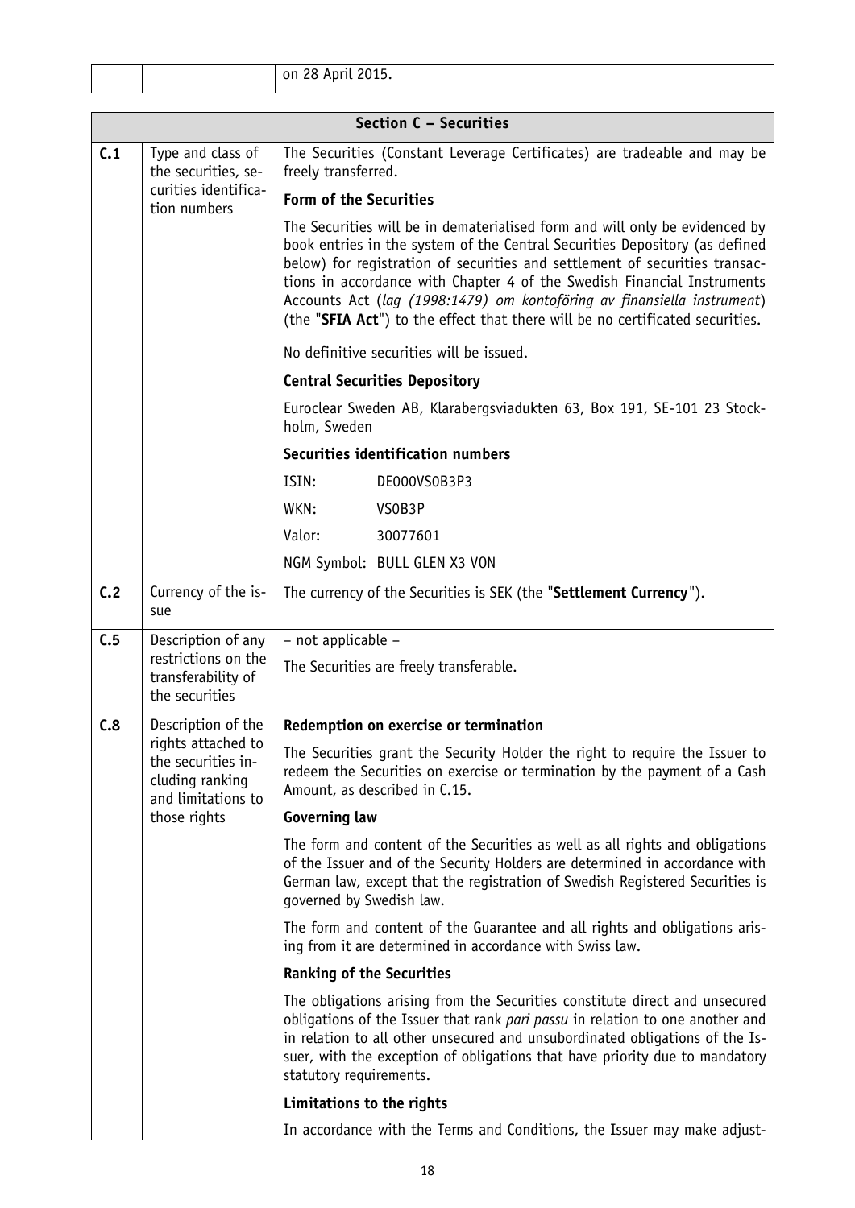| | | on 28 April 2015. |
|---|---|---|

| Section C – Securities | | |
|---|---|---|
| **C.1** | Type and class of the securities, securities identification numbers | The Securities (Constant Leverage Certificates) are tradeable and may be freely transferred.<br><br>**Form of the Securities**<br><br>The Securities will be in dematerialised form and will only be evidenced by book entries in the system of the Central Securities Depository (as defined below) for registration of securities and settlement of securities transactions in accordance with Chapter 4 of the Swedish Financial Instruments Accounts Act (*lag (1998:1479) om kontoföring av finansiella instrument*) (the "**SFIA Act**") to the effect that there will be no certificated securities.<br><br>No definitive securities will be issued.<br><br>**Central Securities Depository**<br><br>Euroclear Sweden AB, Klarabergsviadukten 63, Box 191, SE-101 23 Stockholm, Sweden<br><br>**Securities identification numbers**<br><br>ISIN: DE000VS0B3P3<br><br>WKN: VS0B3P<br><br>Valor: 30077601<br><br>NGM Symbol: BULL GLEN X3 VON |
| **C.2** | Currency of the issue | The currency of the Securities is SEK (the "**Settlement Currency**"). |
| **C.5** | Description of any restrictions on the transferability of the securities | – not applicable –<br><br>The Securities are freely transferable. |
| **C.8** | Description of the rights attached to the securities including ranking and limitations to those rights | **Redemption on exercise or termination**<br><br>The Securities grant the Security Holder the right to require the Issuer to redeem the Securities on exercise or termination by the payment of a Cash Amount, as described in C.15.<br><br>**Governing law**<br><br>The form and content of the Securities as well as all rights and obligations of the Issuer and of the Security Holders are determined in accordance with German law, except that the registration of Swedish Registered Securities is governed by Swedish law.<br><br>The form and content of the Guarantee and all rights and obligations arising from it are determined in accordance with Swiss law.<br><br>**Ranking of the Securities**<br><br>The obligations arising from the Securities constitute direct and unsecured obligations of the Issuer that rank *pari passu* in relation to one another and in relation to all other unsecured and unsubordinated obligations of the Issuer, with the exception of obligations that have priority due to mandatory statutory requirements.<br><br>**Limitations to the rights**<br><br>In accordance with the Terms and Conditions, the Issuer may make adjust- |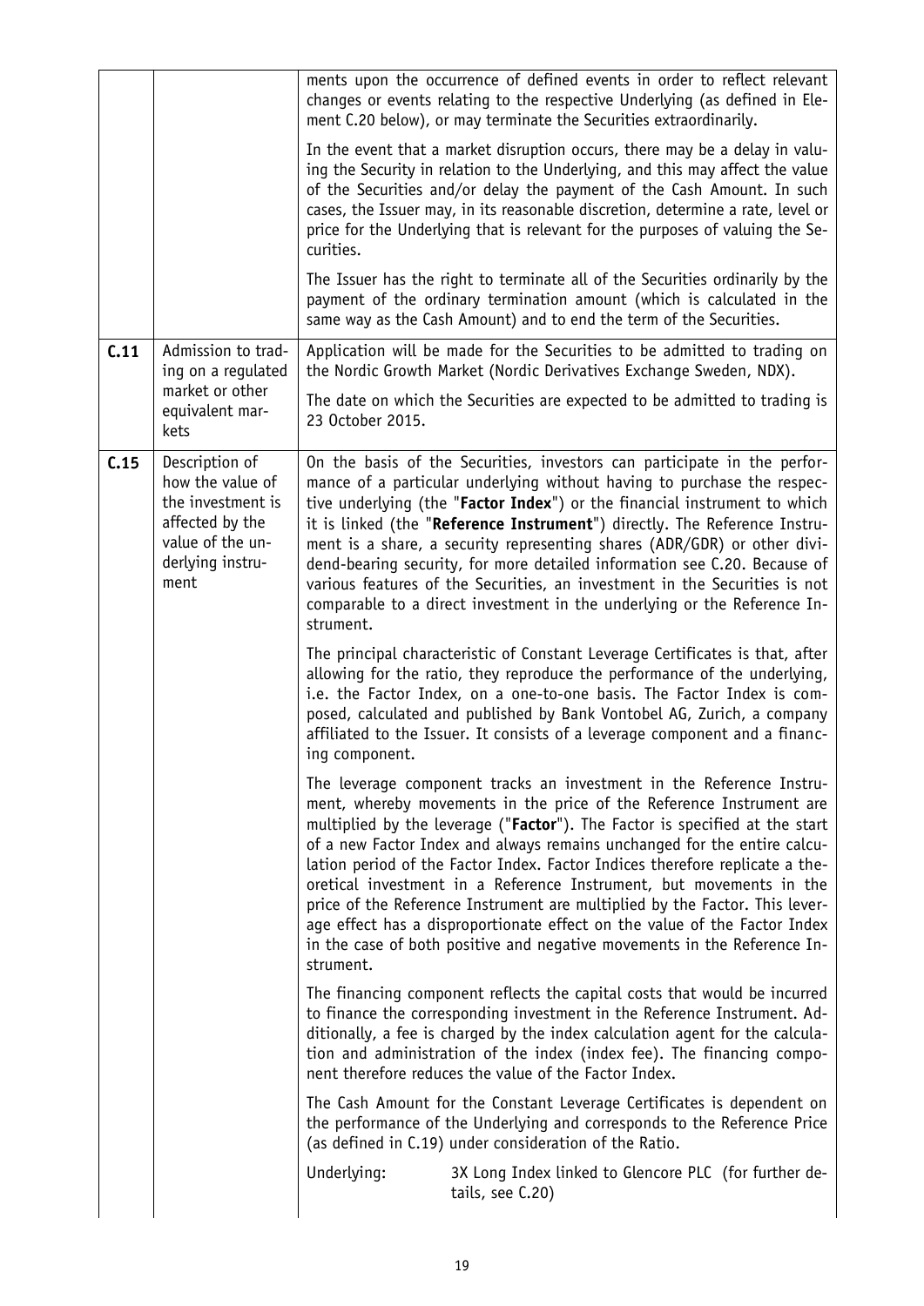| | | |
|---|---|---|
| | | ments upon the occurrence of defined events in order to reflect relevant changes or events relating to the respective Underlying (as defined in Element C.20 below), or may terminate the Securities extraordinarily.<br><br>In the event that a market disruption occurs, there may be a delay in valuing the Security in relation to the Underlying, and this may affect the value of the Securities and/or delay the payment of the Cash Amount. In such cases, the Issuer may, in its reasonable discretion, determine a rate, level or price for the Underlying that is relevant for the purposes of valuing the Securities.<br><br>The Issuer has the right to terminate all of the Securities ordinarily by the payment of the ordinary termination amount (which is calculated in the same way as the Cash Amount) and to end the term of the Securities. |
| **C.11** | Admission to trading on a regulated market or other equivalent markets | Application will be made for the Securities to be admitted to trading on the Nordic Growth Market (Nordic Derivatives Exchange Sweden, NDX).<br><br>The date on which the Securities are expected to be admitted to trading is 23 October 2015. |
| **C.15** | Description of how the value of the investment is affected by the value of the underlying instrument | On the basis of the Securities, investors can participate in the performance of a particular underlying without having to purchase the respective underlying (the "**Factor Index**") or the financial instrument to which it is linked (the "**Reference Instrument**") directly. The Reference Instrument is a share, a security representing shares (ADR/GDR) or other dividend-bearing security, for more detailed information see C.20. Because of various features of the Securities, an investment in the Securities is not comparable to a direct investment in the underlying or the Reference Instrument.<br><br>The principal characteristic of Constant Leverage Certificates is that, after allowing for the ratio, they reproduce the performance of the underlying, i.e. the Factor Index, on a one-to-one basis. The Factor Index is composed, calculated and published by Bank Vontobel AG, Zurich, a company affiliated to the Issuer. It consists of a leverage component and a financing component.<br><br>The leverage component tracks an investment in the Reference Instrument, whereby movements in the price of the Reference Instrument are multiplied by the leverage ("**Factor**"). The Factor is specified at the start of a new Factor Index and always remains unchanged for the entire calculation period of the Factor Index. Factor Indices therefore replicate a theoretical investment in a Reference Instrument, but movements in the price of the Reference Instrument are multiplied by the Factor. This leverage effect has a disproportionate effect on the value of the Factor Index in the case of both positive and negative movements in the Reference Instrument.<br><br>The financing component reflects the capital costs that would be incurred to finance the corresponding investment in the Reference Instrument. Additionally, a fee is charged by the index calculation agent for the calculation and administration of the index (index fee). The financing component therefore reduces the value of the Factor Index.<br><br>The Cash Amount for the Constant Leverage Certificates is dependent on the performance of the Underlying and corresponds to the Reference Price (as defined in C.19) under consideration of the Ratio.<br><br>Underlying: 3X Long Index linked to Glencore PLC (for further details, see C.20) |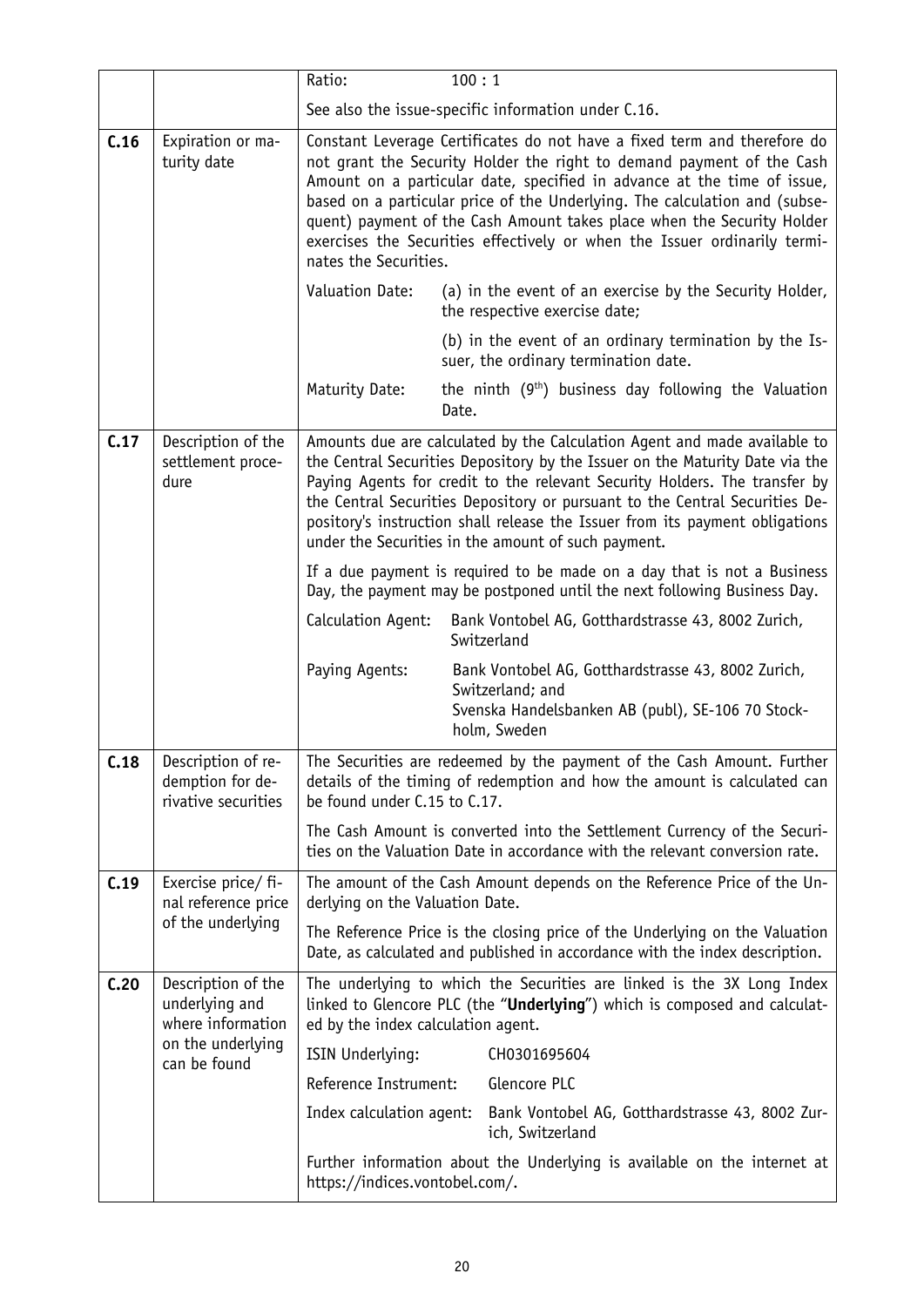| | | | |
|---|---|---|---|
| | | Ratio: | 100 : 1 |
| | | See also the issue-specific information under C.16. | |
| **C.16** | Expiration or maturity date | Constant Leverage Certificates do not have a fixed term and therefore do not grant the Security Holder the right to demand payment of the Cash Amount on a particular date, specified in advance at the time of issue, based on a particular price of the Underlying. The calculation and (subsequent) payment of the Cash Amount takes place when the Security Holder exercises the Securities effectively or when the Issuer ordinarily terminates the Securities. | |
| | | Valuation Date: | (a) in the event of an exercise by the Security Holder, the respective exercise date; |
| | | | (b) in the event of an ordinary termination by the Issuer, the ordinary termination date. |
| | | Maturity Date: | the ninth (9th) business day following the Valuation Date. |
| **C.17** | Description of the settlement procedure | Amounts due are calculated by the Calculation Agent and made available to the Central Securities Depository by the Issuer on the Maturity Date via the Paying Agents for credit to the relevant Security Holders. The transfer by the Central Securities Depository or pursuant to the Central Securities Depository's instruction shall release the Issuer from its payment obligations under the Securities in the amount of such payment. | |
| | | If a due payment is required to be made on a day that is not a Business Day, the payment may be postponed until the next following Business Day. | |
| | | Calculation Agent: | Bank Vontobel AG, Gotthardstrasse 43, 8002 Zurich, Switzerland |
| | | Paying Agents: | Bank Vontobel AG, Gotthardstrasse 43, 8002 Zurich, Switzerland; and Svenska Handelsbanken AB (publ), SE-106 70 Stockholm, Sweden |
| **C.18** | Description of redemption for derivative securities | The Securities are redeemed by the payment of the Cash Amount. Further details of the timing of redemption and how the amount is calculated can be found under C.15 to C.17. | |
| | | The Cash Amount is converted into the Settlement Currency of the Securities on the Valuation Date in accordance with the relevant conversion rate. | |
| **C.19** | Exercise price/ final reference price of the underlying | The amount of the Cash Amount depends on the Reference Price of the Underlying on the Valuation Date. | |
| | | The Reference Price is the closing price of the Underlying on the Valuation Date, as calculated and published in accordance with the index description. | |
| **C.20** | Description of the underlying and where information on the underlying can be found | The underlying to which the Securities are linked is the 3X Long Index linked to Glencore PLC (the "**Underlying**") which is composed and calculated by the index calculation agent. | |
| | | ISIN Underlying: | CH0301695604 |
| | | Reference Instrument: | Glencore PLC |
| | | Index calculation agent: | Bank Vontobel AG, Gotthardstrasse 43, 8002 Zurich, Switzerland |
| | | Further information about the Underlying is available on the internet at https://indices.vontobel.com/. | |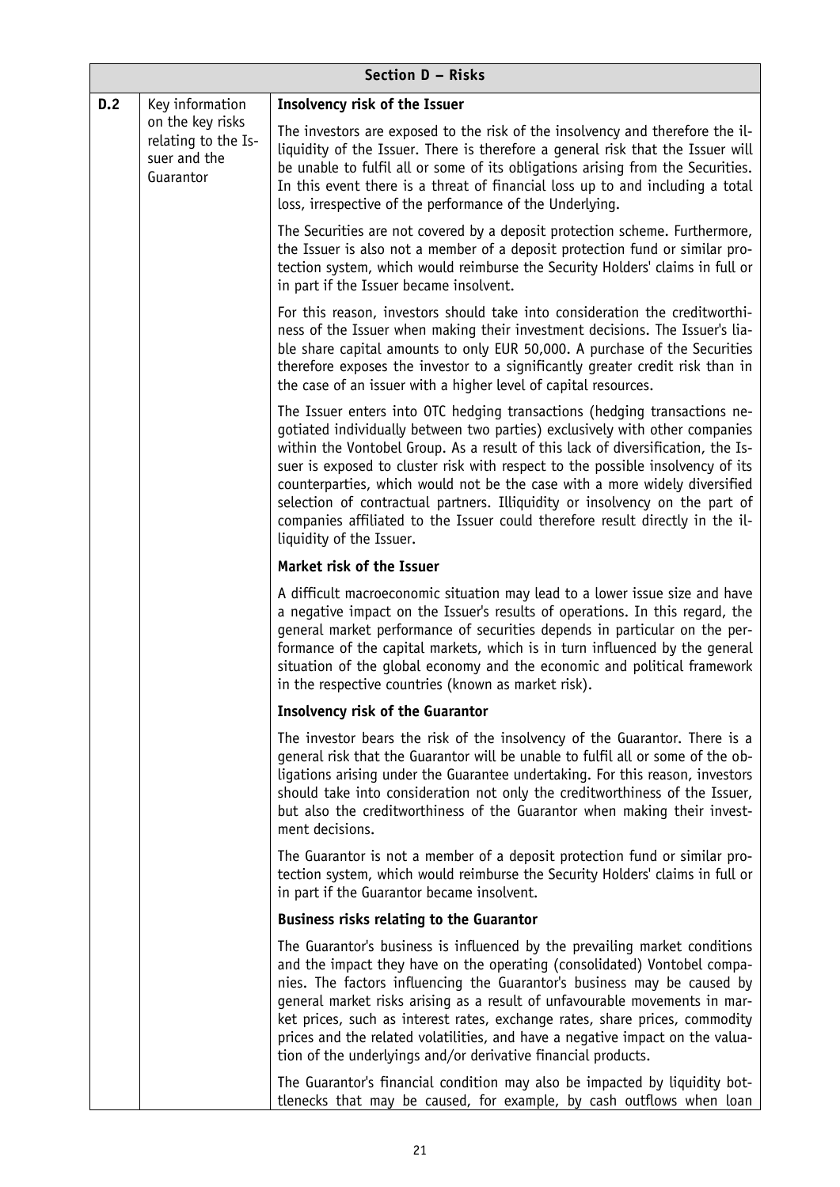| Section D – Risks | | |
|---|---|---|
| D.2 | Key information on the key risks relating to the Issuer and the Guarantor | **Insolvency risk of the Issuer**<br><br>The investors are exposed to the risk of the insolvency and therefore the illiquidity of the Issuer. There is therefore a general risk that the Issuer will be unable to fulfil all or some of its obligations arising from the Securities. In this event there is a threat of financial loss up to and including a total loss, irrespective of the performance of the Underlying.<br><br>The Securities are not covered by a deposit protection scheme. Furthermore, the Issuer is also not a member of a deposit protection fund or similar protection system, which would reimburse the Security Holders' claims in full or in part if the Issuer became insolvent.<br><br>For this reason, investors should take into consideration the creditworthiness of the Issuer when making their investment decisions. The Issuer's liable share capital amounts to only EUR 50,000. A purchase of the Securities therefore exposes the investor to a significantly greater credit risk than in the case of an issuer with a higher level of capital resources.<br><br>The Issuer enters into OTC hedging transactions (hedging transactions negotiated individually between two parties) exclusively with other companies within the Vontobel Group. As a result of this lack of diversification, the Issuer is exposed to cluster risk with respect to the possible insolvency of its counterparties, which would not be the case with a more widely diversified selection of contractual partners. Illiquidity or insolvency on the part of companies affiliated to the Issuer could therefore result directly in the illiquidity of the Issuer.<br><br>**Market risk of the Issuer**<br><br>A difficult macroeconomic situation may lead to a lower issue size and have a negative impact on the Issuer's results of operations. In this regard, the general market performance of securities depends in particular on the performance of the capital markets, which is in turn influenced by the general situation of the global economy and the economic and political framework in the respective countries (known as market risk).<br><br>**Insolvency risk of the Guarantor**<br><br>The investor bears the risk of the insolvency of the Guarantor. There is a general risk that the Guarantor will be unable to fulfil all or some of the obligations arising under the Guarantee undertaking. For this reason, investors should take into consideration not only the creditworthiness of the Issuer, but also the creditworthiness of the Guarantor when making their investment decisions.<br><br>The Guarantor is not a member of a deposit protection fund or similar protection system, which would reimburse the Security Holders' claims in full or in part if the Guarantor became insolvent.<br><br>**Business risks relating to the Guarantor**<br><br>The Guarantor's business is influenced by the prevailing market conditions and the impact they have on the operating (consolidated) Vontobel companies. The factors influencing the Guarantor's business may be caused by general market risks arising as a result of unfavourable movements in market prices, such as interest rates, exchange rates, share prices, commodity prices and the related volatilities, and have a negative impact on the valuation of the underlyings and/or derivative financial products.<br><br>The Guarantor's financial condition may also be impacted by liquidity bottlenecks that may be caused, for example, by cash outflows when loan |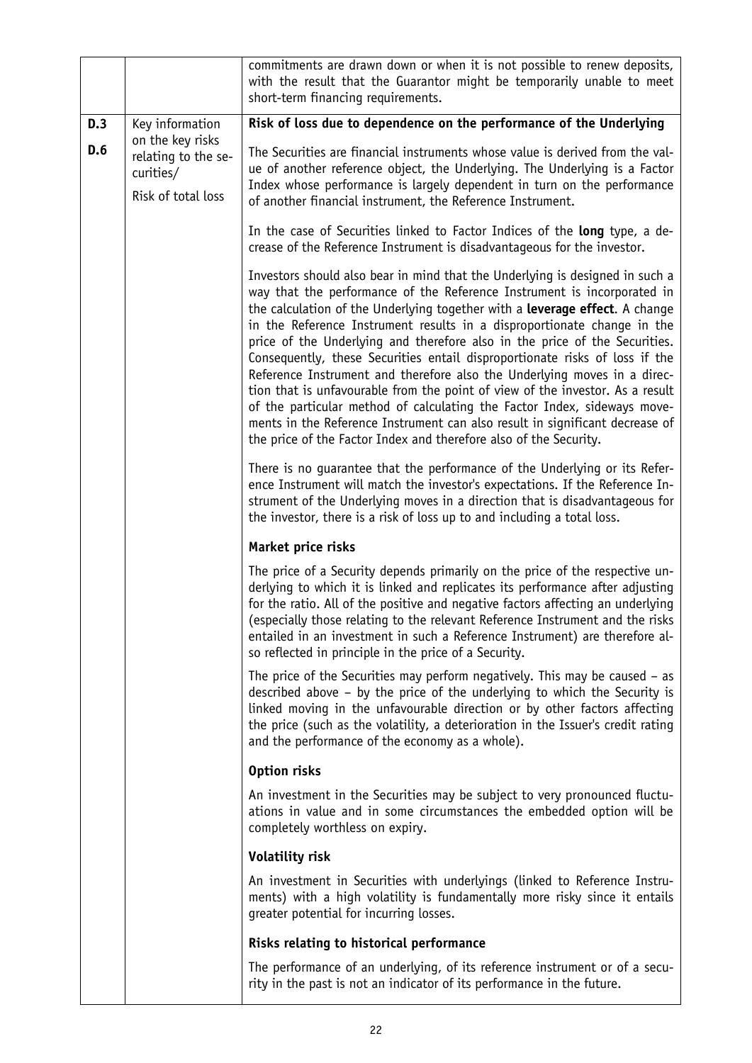| | | |
|---|---|---|
| | | commitments are drawn down or when it is not possible to renew deposits, with the result that the Guarantor might be temporarily unable to meet short-term financing requirements. |
| D.3<br>D.6 | Key information on the key risks relating to the securities/<br>Risk of total loss | **Risk of loss due to dependence on the performance of the Underlying**<br><br>The Securities are financial instruments whose value is derived from the value of another reference object, the Underlying. The Underlying is a Factor Index whose performance is largely dependent in turn on the performance of another financial instrument, the Reference Instrument.<br><br>In the case of Securities linked to Factor Indices of the **long** type, a decrease of the Reference Instrument is disadvantageous for the investor.<br><br>Investors should also bear in mind that the Underlying is designed in such a way that the performance of the Reference Instrument is incorporated in the calculation of the Underlying together with a **leverage effect**. A change in the Reference Instrument results in a disproportionate change in the price of the Underlying and therefore also in the price of the Securities. Consequently, these Securities entail disproportionate risks of loss if the Reference Instrument and therefore also the Underlying moves in a direction that is unfavourable from the point of view of the investor. As a result of the particular method of calculating the Factor Index, sideways movements in the Reference Instrument can also result in significant decrease of the price of the Factor Index and therefore also of the Security.<br><br>There is no guarantee that the performance of the Underlying or its Reference Instrument will match the investor's expectations. If the Reference Instrument of the Underlying moves in a direction that is disadvantageous for the investor, there is a risk of loss up to and including a total loss.<br><br>**Market price risks**<br><br>The price of a Security depends primarily on the price of the respective underlying to which it is linked and replicates its performance after adjusting for the ratio. All of the positive and negative factors affecting an underlying (especially those relating to the relevant Reference Instrument and the risks entailed in an investment in such a Reference Instrument) are therefore also reflected in principle in the price of a Security.<br><br>The price of the Securities may perform negatively. This may be caused – as described above – by the price of the underlying to which the Security is linked moving in the unfavourable direction or by other factors affecting the price (such as the volatility, a deterioration in the Issuer's credit rating and the performance of the economy as a whole).<br><br>**Option risks**<br><br>An investment in the Securities may be subject to very pronounced fluctuations in value and in some circumstances the embedded option will be completely worthless on expiry.<br><br>**Volatility risk**<br><br>An investment in Securities with underlyings (linked to Reference Instruments) with a high volatility is fundamentally more risky since it entails greater potential for incurring losses.<br><br>**Risks relating to historical performance**<br><br>The performance of an underlying, of its reference instrument or of a security in the past is not an indicator of its performance in the future. |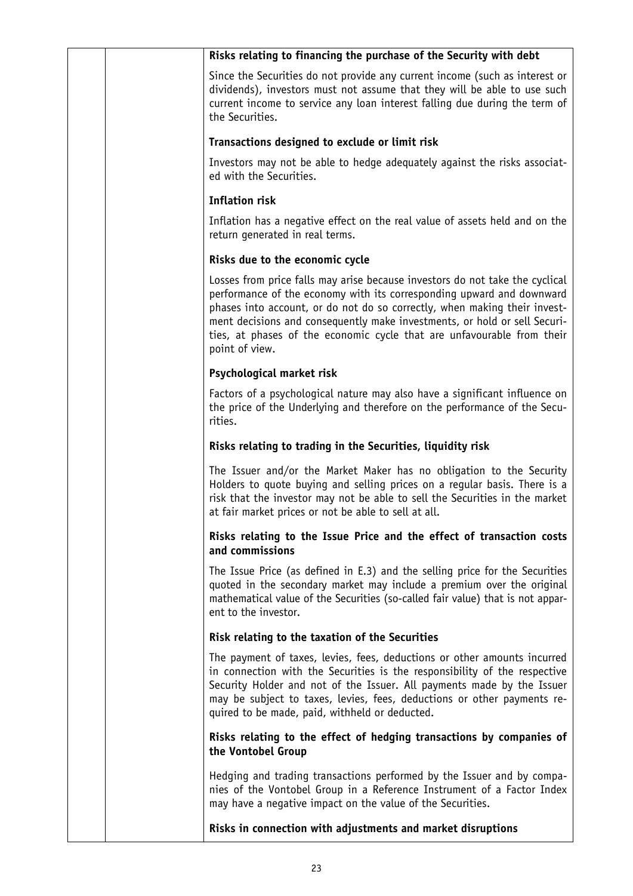**Risks relating to financing the purchase of the Security with debt**

Since the Securities do not provide any current income (such as interest or dividends), investors must not assume that they will be able to use such current income to service any loan interest falling due during the term of the Securities.

**Transactions designed to exclude or limit risk**

Investors may not be able to hedge adequately against the risks associated with the Securities.

**Inflation risk**

Inflation has a negative effect on the real value of assets held and on the return generated in real terms.

**Risks due to the economic cycle**

Losses from price falls may arise because investors do not take the cyclical performance of the economy with its corresponding upward and downward phases into account, or do not do so correctly, when making their investment decisions and consequently make investments, or hold or sell Securities, at phases of the economic cycle that are unfavourable from their point of view.

**Psychological market risk**

Factors of a psychological nature may also have a significant influence on the price of the Underlying and therefore on the performance of the Securities.

**Risks relating to trading in the Securities, liquidity risk**

The Issuer and/or the Market Maker has no obligation to the Security Holders to quote buying and selling prices on a regular basis. There is a risk that the investor may not be able to sell the Securities in the market at fair market prices or not be able to sell at all.

**Risks relating to the Issue Price and the effect of transaction costs and commissions**

The Issue Price (as defined in E.3) and the selling price for the Securities quoted in the secondary market may include a premium over the original mathematical value of the Securities (so-called fair value) that is not apparent to the investor.

**Risk relating to the taxation of the Securities**

The payment of taxes, levies, fees, deductions or other amounts incurred in connection with the Securities is the responsibility of the respective Security Holder and not of the Issuer. All payments made by the Issuer may be subject to taxes, levies, fees, deductions or other payments required to be made, paid, withheld or deducted.

**Risks relating to the effect of hedging transactions by companies of the Vontobel Group**

Hedging and trading transactions performed by the Issuer and by companies of the Vontobel Group in a Reference Instrument of a Factor Index may have a negative impact on the value of the Securities.

**Risks in connection with adjustments and market disruptions**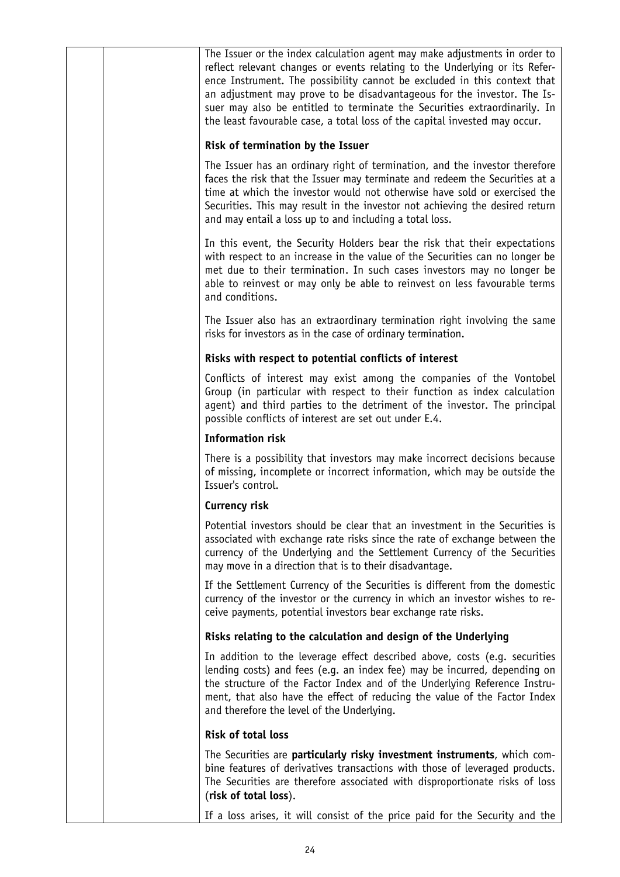The Issuer or the index calculation agent may make adjustments in order to reflect relevant changes or events relating to the Underlying or its Reference Instrument. The possibility cannot be excluded in this context that an adjustment may prove to be disadvantageous for the investor. The Issuer may also be entitled to terminate the Securities extraordinarily. In the least favourable case, a total loss of the capital invested may occur.

**Risk of termination by the Issuer**

The Issuer has an ordinary right of termination, and the investor therefore faces the risk that the Issuer may terminate and redeem the Securities at a time at which the investor would not otherwise have sold or exercised the Securities. This may result in the investor not achieving the desired return and may entail a loss up to and including a total loss.

In this event, the Security Holders bear the risk that their expectations with respect to an increase in the value of the Securities can no longer be met due to their termination. In such cases investors may no longer be able to reinvest or may only be able to reinvest on less favourable terms and conditions.

The Issuer also has an extraordinary termination right involving the same risks for investors as in the case of ordinary termination.

**Risks with respect to potential conflicts of interest**

Conflicts of interest may exist among the companies of the Vontobel Group (in particular with respect to their function as index calculation agent) and third parties to the detriment of the investor. The principal possible conflicts of interest are set out under E.4.

**Information risk**

There is a possibility that investors may make incorrect decisions because of missing, incomplete or incorrect information, which may be outside the Issuer's control.

**Currency risk**

Potential investors should be clear that an investment in the Securities is associated with exchange rate risks since the rate of exchange between the currency of the Underlying and the Settlement Currency of the Securities may move in a direction that is to their disadvantage.

If the Settlement Currency of the Securities is different from the domestic currency of the investor or the currency in which an investor wishes to receive payments, potential investors bear exchange rate risks.

**Risks relating to the calculation and design of the Underlying**

In addition to the leverage effect described above, costs (e.g. securities lending costs) and fees (e.g. an index fee) may be incurred, depending on the structure of the Factor Index and of the Underlying Reference Instrument, that also have the effect of reducing the value of the Factor Index and therefore the level of the Underlying.

**Risk of total loss**

The Securities are **particularly risky investment instruments**, which combine features of derivatives transactions with those of leveraged products. The Securities are therefore associated with disproportionate risks of loss (**risk of total loss**).

If a loss arises, it will consist of the price paid for the Security and the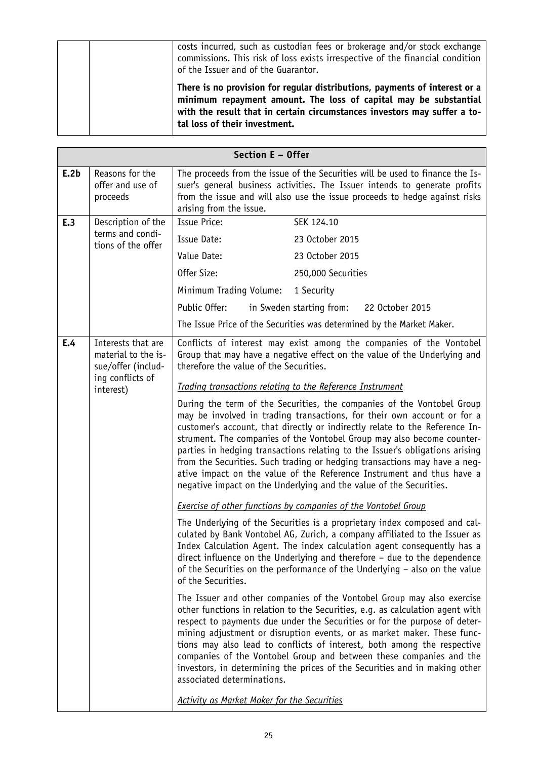| | | costs incurred, such as custodian fees or brokerage and/or stock exchange commissions. This risk of loss exists irrespective of the financial condition of the Issuer and of the Guarantor.<br><br>**There is no provision for regular distributions, payments of interest or a minimum repayment amount. The loss of capital may be substantial with the result that in certain circumstances investors may suffer a total loss of their investment.** |
|---|---|---|

| Section E – Offer | | |
|---|---|---|
| **E.2b** | Reasons for the offer and use of proceeds | The proceeds from the issue of the Securities will be used to finance the Issuer's general business activities. The Issuer intends to generate profits from the issue and will also use the issue proceeds to hedge against risks arising from the issue. |
| **E.3** | Description of the terms and conditions of the offer | Issue Price: SEK 124.10<br>Issue Date: 23 October 2015<br>Value Date: 23 October 2015<br>Offer Size: 250,000 Securities<br>Minimum Trading Volume: 1 Security<br>Public Offer: in Sweden starting from: 22 October 2015<br>The Issue Price of the Securities was determined by the Market Maker. |
| **E.4** | Interests that are material to the issue/offer (including conflicts of interest) | Conflicts of interest may exist among the companies of the Vontobel Group that may have a negative effect on the value of the Underlying and therefore the value of the Securities.<br><br>*Trading transactions relating to the Reference Instrument*<br><br>During the term of the Securities, the companies of the Vontobel Group may be involved in trading transactions, for their own account or for a customer's account, that directly or indirectly relate to the Reference Instrument. The companies of the Vontobel Group may also become counterparties in hedging transactions relating to the Issuer's obligations arising from the Securities. Such trading or hedging transactions may have a negative impact on the value of the Reference Instrument and thus have a negative impact on the Underlying and the value of the Securities.<br><br>*Exercise of other functions by companies of the Vontobel Group*<br><br>The Underlying of the Securities is a proprietary index composed and calculated by Bank Vontobel AG, Zurich, a company affiliated to the Issuer as Index Calculation Agent. The index calculation agent consequently has a direct influence on the Underlying and therefore – due to the dependence of the Securities on the performance of the Underlying – also on the value of the Securities.<br><br>The Issuer and other companies of the Vontobel Group may also exercise other functions in relation to the Securities, e.g. as calculation agent with respect to payments due under the Securities or for the purpose of determining adjustment or disruption events, or as market maker. These functions may also lead to conflicts of interest, both among the respective companies of the Vontobel Group and between these companies and the investors, in determining the prices of the Securities and in making other associated determinations.<br><br>*Activity as Market Maker for the Securities* |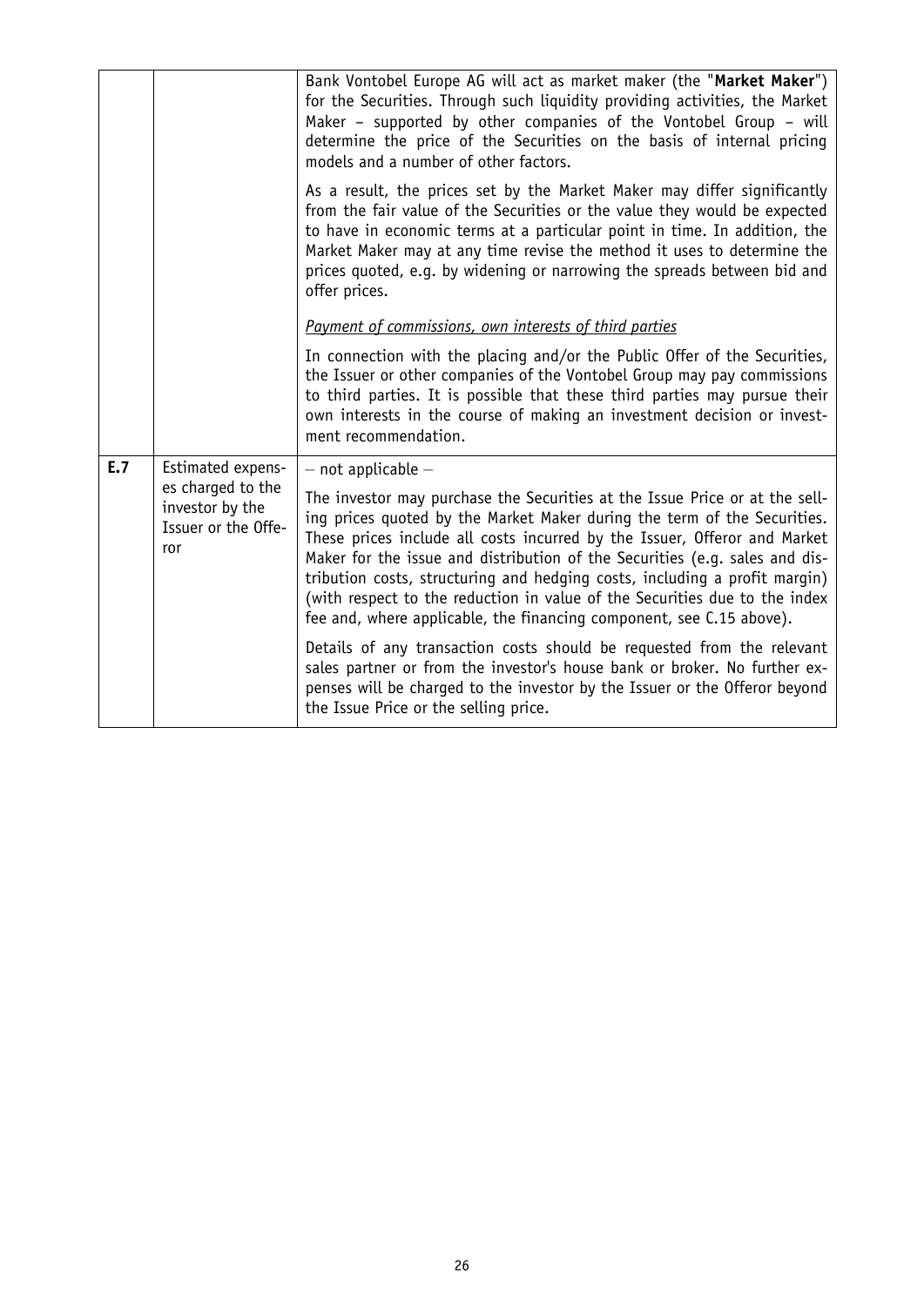| | | |
|---|---|---|
| | | Bank Vontobel Europe AG will act as market maker (the "**Market Maker**") for the Securities. Through such liquidity providing activities, the Market Maker – supported by other companies of the Vontobel Group – will determine the price of the Securities on the basis of internal pricing models and a number of other factors.<br><br>As a result, the prices set by the Market Maker may differ significantly from the fair value of the Securities or the value they would be expected to have in economic terms at a particular point in time. In addition, the Market Maker may at any time revise the method it uses to determine the prices quoted, e.g. by widening or narrowing the spreads between bid and offer prices.<br><br>*Payment of commissions, own interests of third parties*<br><br>In connection with the placing and/or the Public Offer of the Securities, the Issuer or other companies of the Vontobel Group may pay commissions to third parties. It is possible that these third parties may pursue their own interests in the course of making an investment decision or investment recommendation. |
| **E.7** | Estimated expenses charged to the investor by the Issuer or the Offeror | – not applicable –<br><br>The investor may purchase the Securities at the Issue Price or at the selling prices quoted by the Market Maker during the term of the Securities. These prices include all costs incurred by the Issuer, Offeror and Market Maker for the issue and distribution of the Securities (e.g. sales and distribution costs, structuring and hedging costs, including a profit margin) (with respect to the reduction in value of the Securities due to the index fee and, where applicable, the financing component, see C.15 above).<br><br>Details of any transaction costs should be requested from the relevant sales partner or from the investor's house bank or broker. No further expenses will be charged to the investor by the Issuer or the Offeror beyond the Issue Price or the selling price. |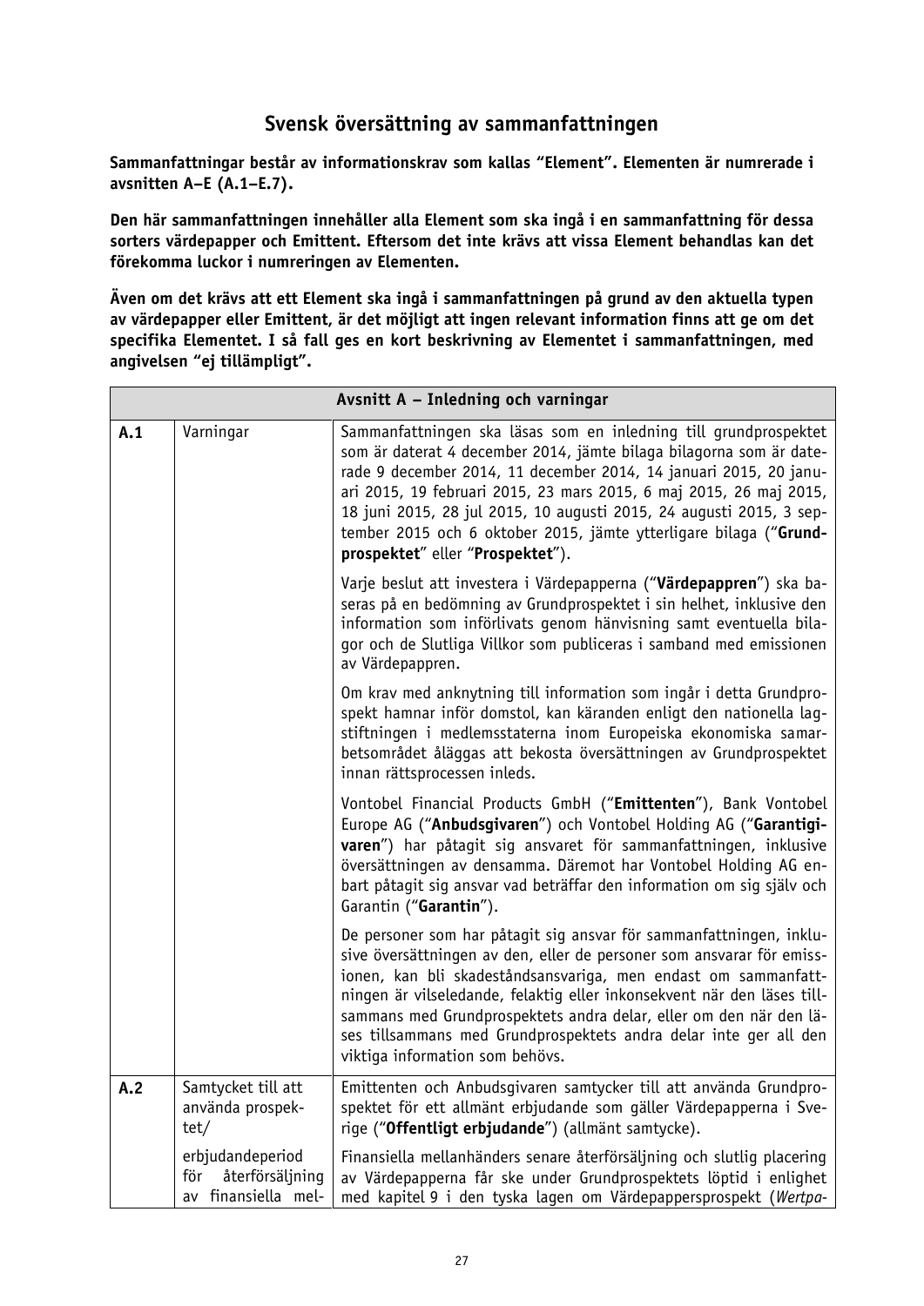## Svensk översättning av sammanfattningen

**Sammanfattningar består av informationskrav som kallas "Element". Elementen är numrerade i avsnitten A–E (A.1–E.7).**

**Den här sammanfattningen innehåller alla Element som ska ingå i en sammanfattning för dessa sorters värdepapper och Emittent. Eftersom det inte krävs att vissa Element behandlas kan det förekomma luckor i numreringen av Elementen.**

**Även om det krävs att ett Element ska ingå i sammanfattningen på grund av den aktuella typen av värdepapper eller Emittent, är det möjligt att ingen relevant information finns att ge om det specifika Elementet. I så fall ges en kort beskrivning av Elementet i sammanfattningen, med angivelsen "ej tillämpligt".**

| **Avsnitt A – Inledning och varningar** | | |
|---|---|---|
| **A.1** | Varningar | Sammanfattningen ska läsas som en inledning till grundprospektet som är daterat 4 december 2014, jämte bilaga bilagorna som är daterade 9 december 2014, 11 december 2014, 14 januari 2015, 20 januari 2015, 19 februari 2015, 23 mars 2015, 6 maj 2015, 26 maj 2015, 18 juni 2015, 28 jul 2015, 10 augusti 2015, 24 augusti 2015, 3 september 2015 och 6 oktober 2015, jämte ytterligare bilaga ("**Grundprospektet**" eller "**Prospektet**"). |
| | | Varje beslut att investera i Värdepapperna ("**Värdepappren**") ska baseras på en bedömning av Grundprospektet i sin helhet, inklusive den information som införlivats genom hänvisning samt eventuella bilagor och de Slutliga Villkor som publiceras i samband med emissionen av Värdepappren. |
| | | Om krav med anknytning till information som ingår i detta Grundprospekt hamnar inför domstol, kan käranden enligt den nationella lagstiftningen i medlemsstaterna inom Europeiska ekonomiska samarbetsområdet åläggas att bekosta översättningen av Grundprospektet innan rättsprocessen inleds. |
| | | Vontobel Financial Products GmbH ("**Emittenten**"), Bank Vontobel Europe AG ("**Anbudsgivaren**") och Vontobel Holding AG ("**Garantigivaren**") har påtagit sig ansvaret för sammanfattningen, inklusive översättningen av densamma. Däremot har Vontobel Holding AG enbart påtagit sig ansvar vad beträffar den information om sig själv och Garantin ("**Garantin**"). |
| | | De personer som har påtagit sig ansvar för sammanfattningen, inklusive översättningen av den, eller de personer som ansvarar för emissionen, kan bli skadeståndsansvariga, men endast om sammanfattningen är vilseledande, felaktig eller inkonsekvent när den läses tillsammans med Grundprospektets andra delar, eller om den när den läses tillsammans med Grundprospektets andra delar inte ger all den viktiga information som behövs. |
| **A.2** | Samtycket till att använda prospektet/ | Emittenten och Anbudsgivaren samtycker till att använda Grundprospektet för ett allmänt erbjudande som gäller Värdepapperna i Sverige ("**Offentligt erbjudande**") (allmänt samtycke). |
| | erbjudandeperiod för återförsäljning av finansiella mel- | Finansiella mellanhänders senare återförsäljning och slutlig placering av Värdepapperna får ske under Grundprospektets löptid i enlighet med kapitel 9 i den tyska lagen om Värdepappersprospekt (*Wertpa-* |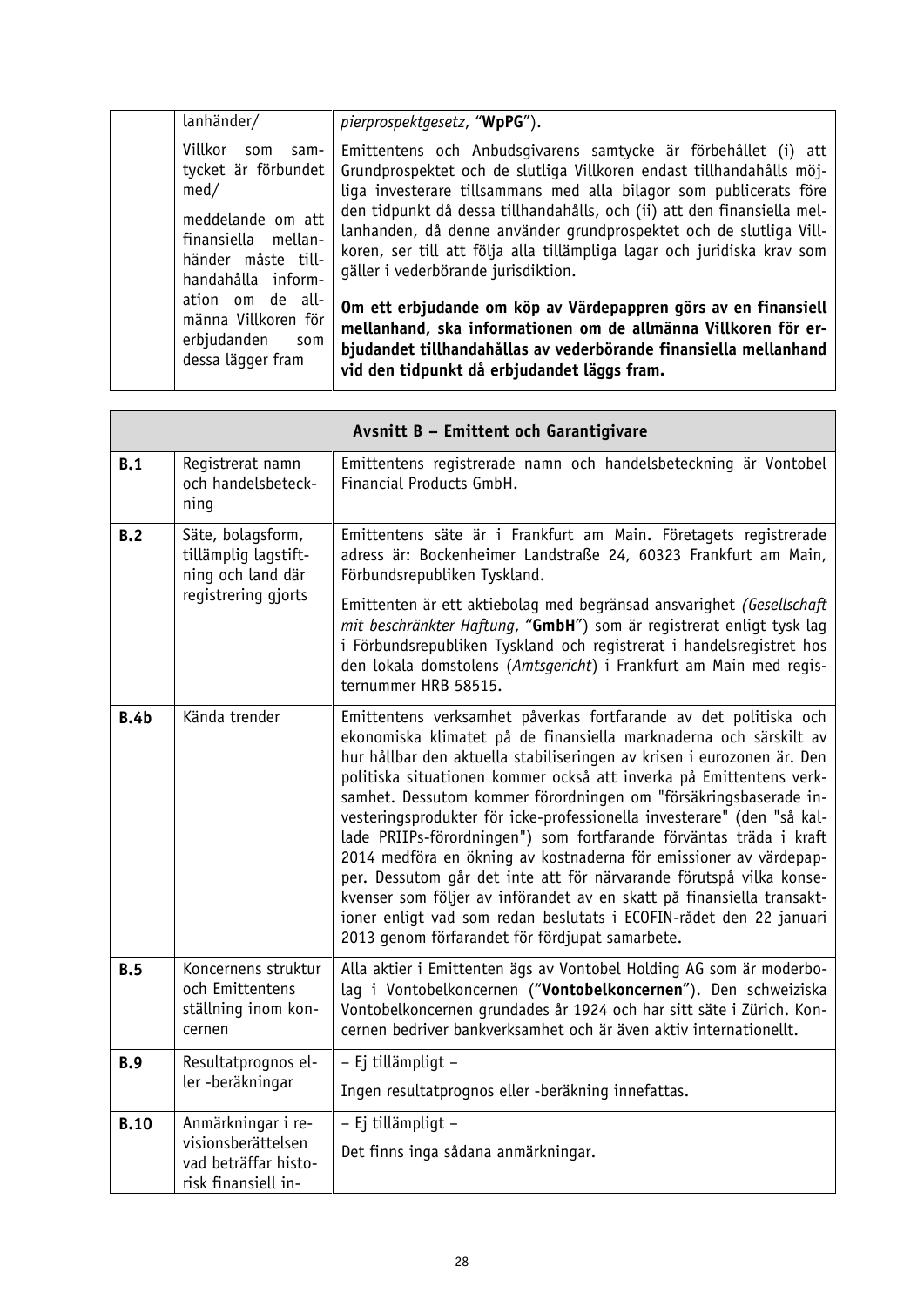| | | |
|---|---|---|
| | lanhänder/ | *pierprospektgesetz*, "**WpPG**"). |
| | Villkor som samtycket är förbundet med/<br><br>meddelande om att finansiella mellanhänder måste tillhandahålla information om de allmänna Villkoren för erbjudanden som dessa lägger fram | Emittentens och Anbudsgivarens samtycke är förbehållet (i) att Grundprospektet och de slutliga Villkoren endast tillhandahålls möjliga investerare tillsammans med alla bilagor som publicerats före den tidpunkt då dessa tillhandahålls, och (ii) att den finansiella mellanhanden, då denne använder grundprospektet och de slutliga Villkoren, ser till att följa alla tillämpliga lagar och juridiska krav som gäller i vederbörande jurisdiktion.<br><br>**Om ett erbjudande om köp av Värdepappren görs av en finansiell mellanhand, ska informationen om de allmänna Villkoren för erbjudandet tillhandahållas av vederbörande finansiella mellanhand vid den tidpunkt då erbjudandet läggs fram.** |

| **Avsnitt B – Emittent och Garantigivare** | | |
|---|---|---|
| **B.1** | Registrerat namn och handelsbeteckning | Emittentens registrerade namn och handelsbeteckning är Vontobel Financial Products GmbH. |
| **B.2** | Säte, bolagsform, tillämplig lagstiftning och land där registrering gjorts | Emittentens säte är i Frankfurt am Main. Företagets registrerade adress är: Bockenheimer Landstraße 24, 60323 Frankfurt am Main, Förbundsrepubliken Tyskland.<br><br>Emittenten är ett aktiebolag med begränsad ansvarighet *(Gesellschaft mit beschränkter Haftung*, "**GmbH**") som är registrerat enligt tysk lag i Förbundsrepubliken Tyskland och registrerat i handelsregistret hos den lokala domstolens (*Amtsgericht*) i Frankfurt am Main med registernummer HRB 58515. |
| **B.4b** | Kända trender | Emittentens verksamhet påverkas fortfarande av det politiska och ekonomiska klimatet på de finansiella marknaderna och särskilt av hur hållbar den aktuella stabiliseringen av krisen i eurozonen är. Den politiska situationen kommer också att inverka på Emittentens verksamhet. Dessutom kommer förordningen om "försäkringsbaserade investeringsprodukter för icke-professionella investerare" (den "så kallade PRIIPs-förordningen") som fortfarande förväntas träda i kraft 2014 medföra en ökning av kostnaderna för emissioner av värdepapper. Dessutom går det inte att för närvarande förutspå vilka konsekvenser som följer av införandet av en skatt på finansiella transaktioner enligt vad som redan beslutats i ECOFIN-rådet den 22 januari 2013 genom förfarandet för fördjupat samarbete. |
| **B.5** | Koncernens struktur och Emittentens ställning inom koncernen | Alla aktier i Emittenten ägs av Vontobel Holding AG som är moderbolag i Vontobelkoncernen ("**Vontobelkoncernen**"). Den schweiziska Vontobelkoncernen grundades år 1924 och har sitt säte i Zürich. Koncernen bedriver bankverksamhet och är även aktiv internationellt. |
| **B.9** | Resultatprognos eller -beräkningar | – Ej tillämpligt –<br><br>Ingen resultatprognos eller -beräkning innefattas. |
| **B.10** | Anmärkningar i revisionsberättelsen vad beträffar historisk finansiell in- | – Ej tillämpligt –<br><br>Det finns inga sådana anmärkningar. |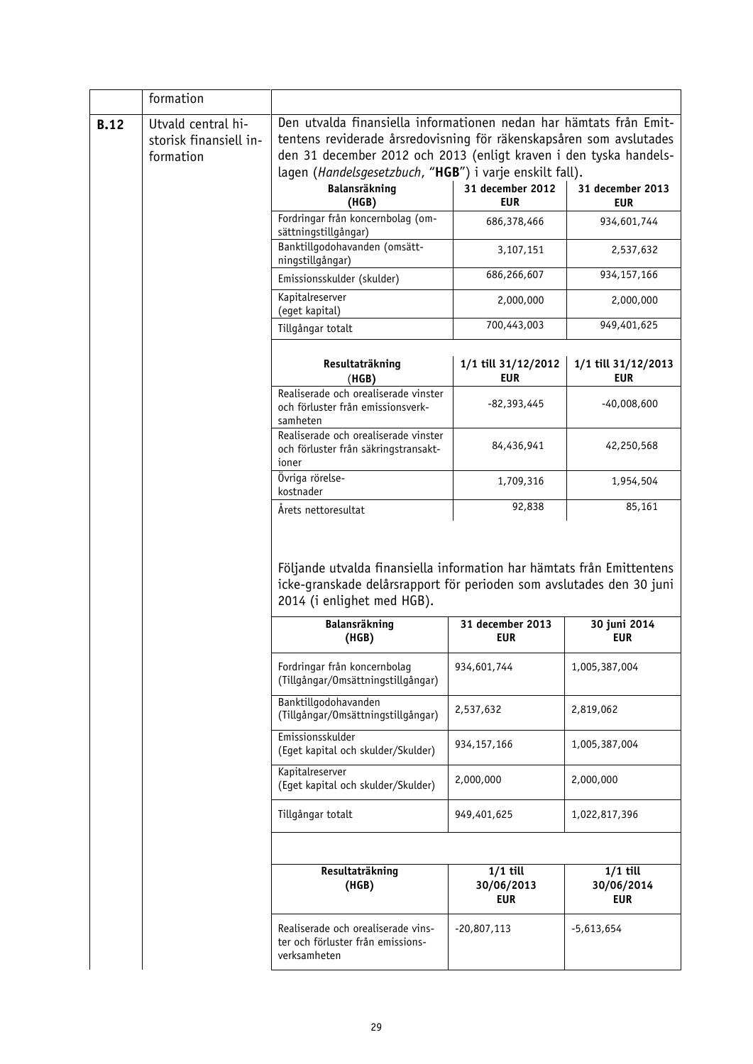| | formation | |
|---|---|---|
| **B.12** | Utvald central historisk finansiell information | Den utvalda finansiella informationen nedan har hämtats från Emittentens reviderade årsredovisning för räkenskapsåren som avslutades den 31 december 2012 och 2013 (enligt kraven i den tyska handelslagen (*Handelsgesetzbuch*, "**HGB**") i varje enskilt fall). |

| **Balansräkning (HGB)** | **31 december 2012 EUR** | **31 december 2013 EUR** |
|---|---|---|
| Fordringar från koncernbolag (omsättningstillgångar) | 686,378,466 | 934,601,744 |
| Banktillgodohavanden (omsättningstillgångar) | 3,107,151 | 2,537,632 |
| Emissionsskulder (skulder) | 686,266,607 | 934,157,166 |
| Kapitalreserver (eget kapital) | 2,000,000 | 2,000,000 |
| Tillgångar totalt | 700,443,003 | 949,401,625 |

| **Resultaträkning (HGB)** | **1/1 till 31/12/2012 EUR** | **1/1 till 31/12/2013 EUR** |
|---|---|---|
| Realiserade och orealiserade vinster och förluster från emissionsverksamheten | -82,393,445 | -40,008,600 |
| Realiserade och orealiserade vinster och förluster från säkringstransaktioner | 84,436,941 | 42,250,568 |
| Övriga rörelsekostnader | 1,709,316 | 1,954,504 |
| Årets nettoresultat | 92,838 | 85,161 |

Följande utvalda finansiella information har hämtats från Emittentens icke-granskade delårsrapport för perioden som avslutades den 30 juni 2014 (i enlighet med HGB).

| **Balansräkning (HGB)** | **31 december 2013 EUR** | **30 juni 2014 EUR** |
|---|---|---|
| Fordringar från koncernbolag (Tillgångar/Omsättningstillgångar) | 934,601,744 | 1,005,387,004 |
| Banktillgodohavanden (Tillgångar/Omsättningstillgångar) | 2,537,632 | 2,819,062 |
| Emissionsskulder (Eget kapital och skulder/Skulder) | 934,157,166 | 1,005,387,004 |
| Kapitalreserver (Eget kapital och skulder/Skulder) | 2,000,000 | 2,000,000 |
| Tillgångar totalt | 949,401,625 | 1,022,817,396 |

| **Resultaträkning (HGB)** | **1/1 till 30/06/2013 EUR** | **1/1 till 30/06/2014 EUR** |
|---|---|---|
| Realiserade och orealiserade vinster och förluster från emissionsverksamheten | -20,807,113 | -5,613,654 |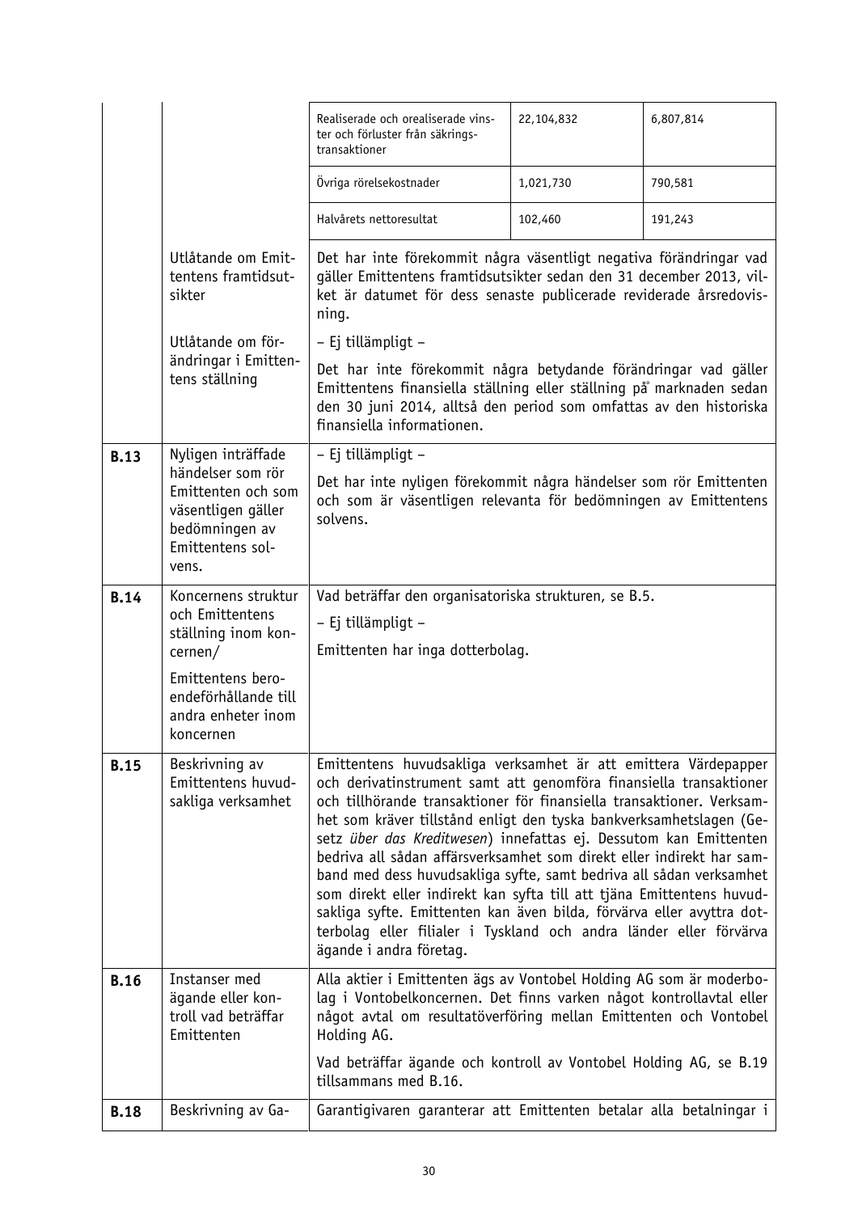| | | | | |
|---|---|---|---|---|
| | | Realiserade och orealiserade vinster och förluster från säkringstransaktioner | 22,104,832 | 6,807,814 |
| | | Övriga rörelsekostnader | 1,021,730 | 790,581 |
| | | Halvårets nettoresultat | 102,460 | 191,243 |
| | Utlåtande om Emittentens framtidsutsikter | Det har inte förekommit några väsentligt negativa förändringar vad gäller Emittentens framtidsutsikter sedan den 31 december 2013, vilket är datumet för dess senaste publicerade reviderade årsredovisning. | | |
| | Utlåtande om förändringar i Emittentens ställning | – Ej tillämpligt –<br><br>Det har inte förekommit några betydande förändringar vad gäller Emittentens finansiella ställning eller ställning på marknaden sedan den 30 juni 2014, alltså den period som omfattas av den historiska finansiella informationen. | | |
| **B.13** | Nyligen inträffade händelser som rör Emittenten och som väsentligen gäller bedömningen av Emittentens solvens. | – Ej tillämpligt –<br><br>Det har inte nyligen förekommit några händelser som rör Emittenten och som är väsentligen relevanta för bedömningen av Emittentens solvens. | | |
| **B.14** | Koncernens struktur och Emittentens ställning inom koncernen/<br><br>Emittentens beroendeförhållande till andra enheter inom koncernen | Vad beträffar den organisatoriska strukturen, se B.5.<br><br>– Ej tillämpligt –<br><br>Emittenten har inga dotterbolag. | | |
| **B.15** | Beskrivning av Emittentens huvudsakliga verksamhet | Emittentens huvudsakliga verksamhet är att emittera Värdepapper och derivatinstrument samt att genomföra finansiella transaktioner och tillhörande transaktioner för finansiella transaktioner. Verksamhet som kräver tillstånd enligt den tyska bankverksamhetslagen (Gesetz *über das Kreditwesen*) innefattas ej. Dessutom kan Emittenten bedriva all sådan affärsverksamhet som direkt eller indirekt har samband med dess huvudsakliga syfte, samt bedriva all sådan verksamhet som direkt eller indirekt kan syfta till att tjäna Emittentens huvudsakliga syfte. Emittenten kan även bilda, förvärva eller avyttra dotterbolag eller filialer i Tyskland och andra länder eller förvärva ägande i andra företag. | | |
| **B.16** | Instanser med ägande eller kontroll vad beträffar Emittenten | Alla aktier i Emittenten ägs av Vontobel Holding AG som är moderbolag i Vontobelkoncernen. Det finns varken något kontrollavtal eller något avtal om resultatöverföring mellan Emittenten och Vontobel Holding AG.<br><br>Vad beträffar ägande och kontroll av Vontobel Holding AG, se B.19 tillsammans med B.16. | | |
| **B.18** | Beskrivning av Ga- | Garantigivaren garanterar att Emittenten betalar alla betalningar i | | |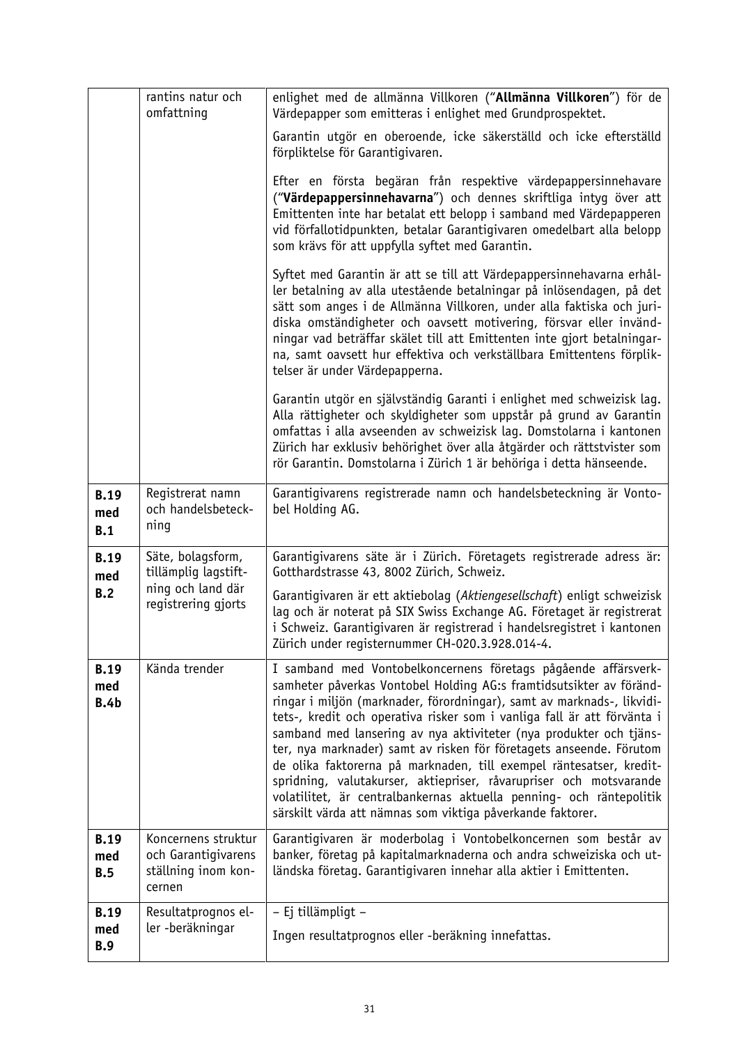| | | |
|---|---|---|
| | rantins natur och omfattning | enlighet med de allmänna Villkoren ("**Allmänna Villkoren**") för de Värdepapper som emitteras i enlighet med Grundprospektet.<br><br>Garantin utgör en oberoende, icke säkerställd och icke efterställd förpliktelse för Garantigivaren.<br><br>Efter en första begäran från respektive värdepappersinnehavare ("**Värdepappersinnehavarna**") och dennes skriftliga intyg över att Emittenten inte har betalat ett belopp i samband med Värdepapperen vid förfallotidpunkten, betalar Garantigivaren omedelbart alla belopp som krävs för att uppfylla syftet med Garantin.<br><br>Syftet med Garantin är att se till att Värdepappersinnehavarna erhåller betalning av alla utestående betalningar på inlösendagen, på det sätt som anges i de Allmänna Villkoren, under alla faktiska och juridiska omständigheter och oavsett motivering, försvar eller invändningar vad beträffar skälet till att Emittenten inte gjort betalningarna, samt oavsett hur effektiva och verkställbara Emittentens förpliktelser är under Värdepapperna.<br><br>Garantin utgör en självständig Garanti i enlighet med schweizisk lag. Alla rättigheter och skyldigheter som uppstår på grund av Garantin omfattas i alla avseenden av schweizisk lag. Domstolarna i kantonen Zürich har exklusiv behörighet över alla åtgärder och rättstvister som rör Garantin. Domstolarna i Zürich 1 är behöriga i detta hänseende. |
| **B.19 med B.1** | Registrerat namn och handelsbeteckning | Garantigivarens registrerade namn och handelsbeteckning är Vontobel Holding AG. |
| **B.19 med B.2** | Säte, bolagsform, tillämplig lagstiftning och land där registrering gjorts | Garantigivarens säte är i Zürich. Företagets registrerade adress är: Gotthardstrasse 43, 8002 Zürich, Schweiz.<br><br>Garantigivaren är ett aktiebolag (*Aktiengesellschaft*) enligt schweizisk lag och är noterat på SIX Swiss Exchange AG. Företaget är registrerat i Schweiz. Garantigivaren är registrerad i handelsregistret i kantonen Zürich under registernummer CH-020.3.928.014-4. |
| **B.19 med B.4b** | Kända trender | I samband med Vontobelkoncernens företags pågående affärsverksamheter påverkas Vontobel Holding AG:s framtidsutsikter av förändringar i miljön (marknader, förordningar), samt av marknads-, likviditets-, kredit och operativa risker som i vanliga fall är att förvänta i samband med lansering av nya aktiviteter (nya produkter och tjänster, nya marknader) samt av risken för företagets anseende. Förutom de olika faktorerna på marknaden, till exempel räntesatser, kreditspridning, valutakurser, aktiepriser, råvarupriser och motsvarande volatilitet, är centralbankernas aktuella penning- och räntepolitik särskilt värda att nämnas som viktiga påverkande faktorer. |
| **B.19 med B.5** | Koncernens struktur och Garantigivarens ställning inom koncernen | Garantigivaren är moderbolag i Vontobelkoncernen som består av banker, företag på kapitalmarknaderna och andra schweiziska och utländska företag. Garantigivaren innehar alla aktier i Emittenten. |
| **B.19 med B.9** | Resultatprognos eller -beräkningar | – Ej tillämpligt –<br><br>Ingen resultatprognos eller -beräkning innefattas. |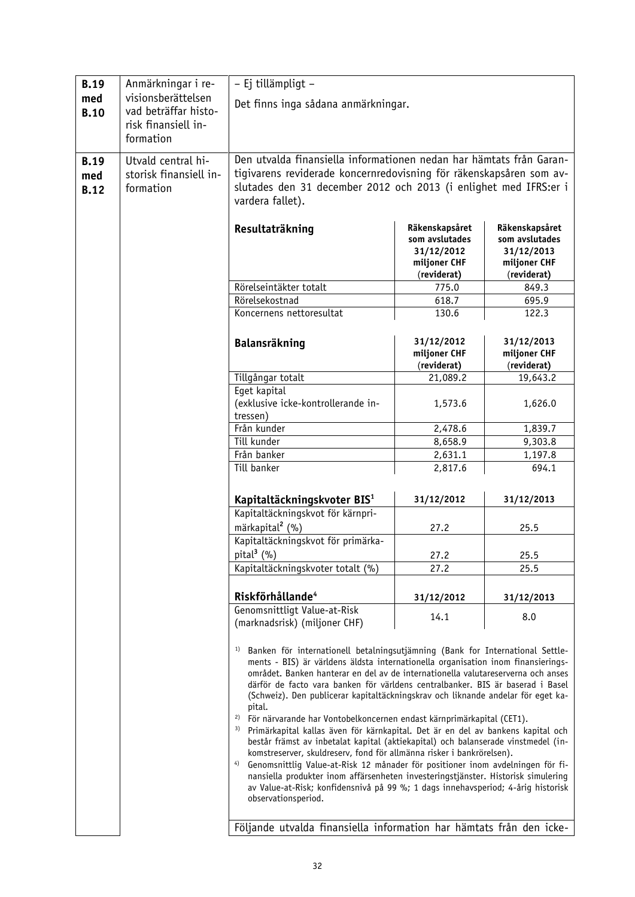| | | |
|---|---|---|
| **B.19 med B.10** | Anmärkningar i revisionsberättelsen vad beträffar historisk finansiell information | – Ej tillämpligt – Det finns inga sådana anmärkningar. |
| **B.19 med B.12** | Utvald central historisk finansiell information | Den utvalda finansiella informationen nedan har hämtats från Garantigivarens reviderade koncernredovisning för räkenskapsåren som avslutades den 31 december 2012 och 2013 (i enlighet med IFRS:er i vardera fallet). |

| **Resultaträkning** | Räkenskapsåret som avslutades 31/12/2012 miljoner CHF (reviderat) | Räkenskapsåret som avslutades 31/12/2013 miljoner CHF (reviderat) |
|---|---|---|
| Rörelseintäkter totalt | 775.0 | 849.3 |
| Rörelsekostnad | 618.7 | 695.9 |
| Koncernens nettoresultat | 130.6 | 122.3 |

| **Balansräkning** | 31/12/2012 miljoner CHF (reviderat) | 31/12/2013 miljoner CHF (reviderat) |
|---|---|---|
| Tillgångar totalt | 21,089.2 | 19,643.2 |
| Eget kapital (exklusive icke-kontrollerande intressen) | 1,573.6 | 1,626.0 |
| Från kunder | 2,478.6 | 1,839.7 |
| Till kunder | 8,658.9 | 9,303.8 |
| Från banker | 2,631.1 | 1,197.8 |
| Till banker | 2,817.6 | 694.1 |

| **Kapitaltäckningskvoter BIS**[1] | 31/12/2012 | 31/12/2013 |
|---|---|---|
| Kapitaltäckningskvot för kärnprimärkapital[2] (%) | 27.2 | 25.5 |
| Kapitaltäckningskvot för primärkapital[3] (%) | 27.2 | 25.5 |
| Kapitaltäckningskvoter totalt (%) | 27.2 | 25.5 |

| **Riskförhållande**[4] | 31/12/2012 | 31/12/2013 |
|---|---|---|
| Genomsnittligt Value-at-Risk (marknadsrisk) (miljoner CHF) | 14.1 | 8.0 |

[1] Banken för internationell betalningsutjämning (Bank for International Settlements - BIS) är världens äldsta internationella organisation inom finansieringsområdet. Banken hanterar en del av de internationella valutareserverna och anses därför de facto vara banken för världens centralbanker. BIS är baserad i Basel (Schweiz). Den publicerar kapitaltäckningskrav och liknande andelar för eget kapital.

[2] För närvarande har Vontobelkoncernen endast kärnprimärkapital (CET1).

[3] Primärkapital kallas även för kärnkapital. Det är en del av bankens kapital och består främst av inbetalat kapital (aktiekapital) och balanserade vinstmedel (inkomstreserver, skuldreserv, fond för allmänna risker i bankrörelsen).

[4] Genomsnittlig Value-at-Risk 12 månader för positioner inom avdelningen för finansiella produkter inom affärsenheten investeringstjänster. Historisk simulering av Value-at-Risk; konfidensnivå på 99 %; 1 dags innehavsperiod; 4-årig historisk observationsperiod.

Följande utvalda finansiella information har hämtats från den icke-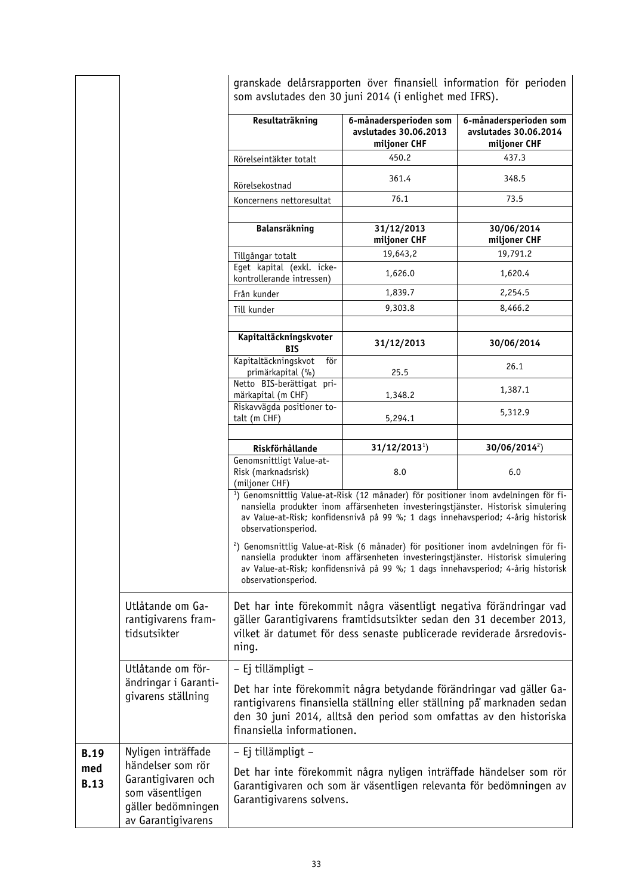| | | |
|---|---|---|
| | | granskade delårsrapporten över finansiell information för perioden som avslutades den 30 juni 2014 (i enlighet med IFRS). |

| Resultaträkning | 6-månadersperioden som avslutades 30.06.2013 miljoner CHF | 6-månadersperioden som avslutades 30.06.2014 miljoner CHF |
|---|---|---|
| Rörelseintäkter totalt | 450.2 | 437.3 |
| Rörelsekostnad | 361.4 | 348.5 |
| Koncernens nettoresultat | 76.1 | 73.5 |
| | | |
| **Balansräkning** | **31/12/2013 miljoner CHF** | **30/06/2014 miljoner CHF** |
| Tillgångar totalt | 19,643,2 | 19,791.2 |
| Eget kapital (exkl. icke-kontrollerande intressen) | 1,626.0 | 1,620.4 |
| Från kunder | 1,839.7 | 2,254.5 |
| Till kunder | 9,303.8 | 8,466.2 |
| | | |
| **Kapitaltäckningskvoter BIS** | **31/12/2013** | **30/06/2014** |
| Kapitaltäckningskvot för primärkapital (%) | 25.5 | 26.1 |
| Netto BIS-berättigat primärkapital (m CHF) | 1,348.2 | 1,387.1 |
| Riskavvägda positioner totalt (m CHF) | 5,294.1 | 5,312.9 |
| | | |
| **Riskförhållande** | **31/12/2013[1])** | **30/06/2014[2])** |
| Genomsnittligt Value-at-Risk (marknadsrisk) (miljoner CHF) | 8.0 | 6.0 |

[1]) Genomsnittlig Value-at-Risk (12 månader) för positioner inom avdelningen för finansiella produkter inom affärsenheten investeringstjänster. Historisk simulering av Value-at-Risk; konfidensnivå på 99 %; 1 dags innehavsperiod; 4-årig historisk observationsperiod.

[2]) Genomsnittlig Value-at-Risk (6 månader) för positioner inom avdelningen för finansiella produkter inom affärsenheten investeringstjänster. Historisk simulering av Value-at-Risk; konfidensnivå på 99 %; 1 dags innehavsperiod; 4-årig historisk observationsperiod.

| | | |
|---|---|---|
| | Utlåtande om Garantigivarens framtidsutsikter | Det har inte förekommit några väsentligt negativa förändringar vad gäller Garantigivarens framtidsutsikter sedan den 31 december 2013, vilket är datumet för dess senaste publicerade reviderade årsredovisning. |
| | Utlåtande om förändringar i Garantigivarens ställning | – Ej tillämpligt – <br><br> Det har inte förekommit några betydande förändringar vad gäller Garantigivarens finansiella ställning eller ställning på marknaden sedan den 30 juni 2014, alltså den period som omfattas av den historiska finansiella informationen. |
| **B.19 med B.13** | Nyligen inträffade händelser som rör Garantigivaren och som väsentligen gäller bedömningen av Garantigivarens | – Ej tillämpligt – <br><br> Det har inte förekommit några nyligen inträffade händelser som rör Garantigivaren och som är väsentligen relevanta för bedömningen av Garantigivarens solvens. |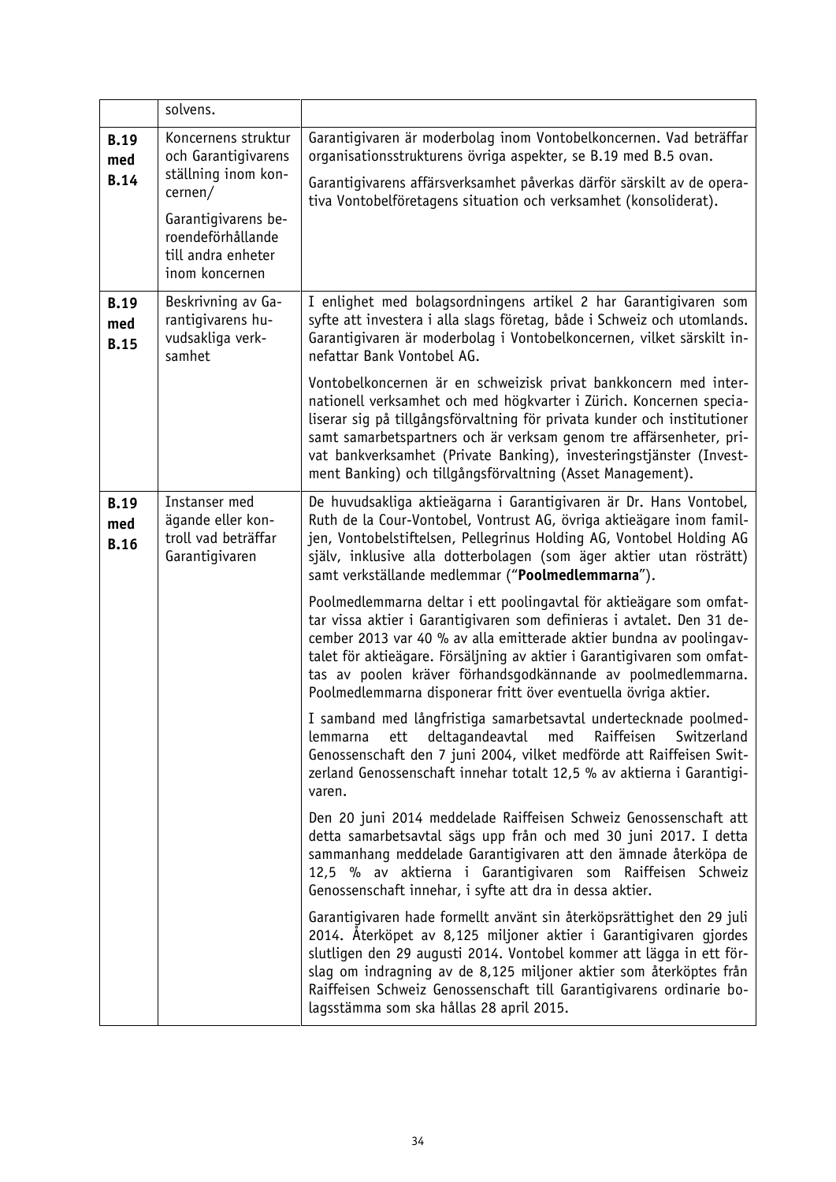| | | |
|---|---|---|
| | solvens. | |
| **B.19 med B.14** | Koncernens struktur och Garantigivarens ställning inom koncernen/<br><br>Garantigivarens beroendeförhållande till andra enheter inom koncernen | Garantigivaren är moderbolag inom Vontobelkoncernen. Vad beträffar organisationsstrukturens övriga aspekter, se B.19 med B.5 ovan.<br><br>Garantigivarens affärsverksamhet påverkas därför särskilt av de operativa Vontobelföretagens situation och verksamhet (konsoliderat). |
| **B.19 med B.15** | Beskrivning av Garantigivarens huvudsakliga verksamhet | I enlighet med bolagsordningens artikel 2 har Garantigivaren som syfte att investera i alla slags företag, både i Schweiz och utomlands. Garantigivaren är moderbolag i Vontobelkoncernen, vilket särskilt innefattar Bank Vontobel AG.<br><br>Vontobelkoncernen är en schweizisk privat bankkoncern med internationell verksamhet och med högkvarter i Zürich. Koncernen specialiserar sig på tillgångsförvaltning för privata kunder och institutioner samt samarbetspartners och är verksam genom tre affärsenheter, privat bankverksamhet (Private Banking), investeringstjänster (Investment Banking) och tillgångsförvaltning (Asset Management). |
| **B.19 med B.16** | Instanser med ägande eller kontroll vad beträffar Garantigivaren | De huvudsakliga aktieägarna i Garantigivaren är Dr. Hans Vontobel, Ruth de la Cour-Vontobel, Vontrust AG, övriga aktieägare inom familjen, Vontobelstiftelsen, Pellegrinus Holding AG, Vontobel Holding AG själv, inklusive alla dotterbolagen (som äger aktier utan rösträtt) samt verkställande medlemmar ("**Poolmedlemmarna**").<br><br>Poolmedlemmarna deltar i ett poolingavtal för aktieägare som omfattar vissa aktier i Garantigivaren som definieras i avtalet. Den 31 december 2013 var 40 % av alla emitterade aktier bundna av poolingavtalet för aktieägare. Försäljning av aktier i Garantigivaren som omfattas av poolen kräver förhandsgodkännande av poolmedlemmarna. Poolmedlemmarna disponerar fritt över eventuella övriga aktier.<br><br>I samband med långfristiga samarbetsavtal undertecknade poolmedlemmarna ett deltagandeavtal med Raiffeisen Switzerland Genossenschaft den 7 juni 2004, vilket medförde att Raiffeisen Switzerland Genossenschaft innehar totalt 12,5 % av aktierna i Garantigivaren.<br><br>Den 20 juni 2014 meddelade Raiffeisen Schweiz Genossenschaft att detta samarbetsavtal sägs upp från och med 30 juni 2017. I detta sammanhang meddelade Garantigivaren att den ämnade återköpa de 12,5 % av aktierna i Garantigivaren som Raiffeisen Schweiz Genossenschaft innehar, i syfte att dra in dessa aktier.<br><br>Garantigivaren hade formellt använt sin återköpsrättighet den 29 juli 2014. Återköpet av 8,125 miljoner aktier i Garantigivaren gjordes slutligen den 29 augusti 2014. Vontobel kommer att lägga in ett förslag om indragning av de 8,125 miljoner aktier som återköptes från Raiffeisen Schweiz Genossenschaft till Garantigivarens ordinarie bolagsstämma som ska hållas 28 april 2015. |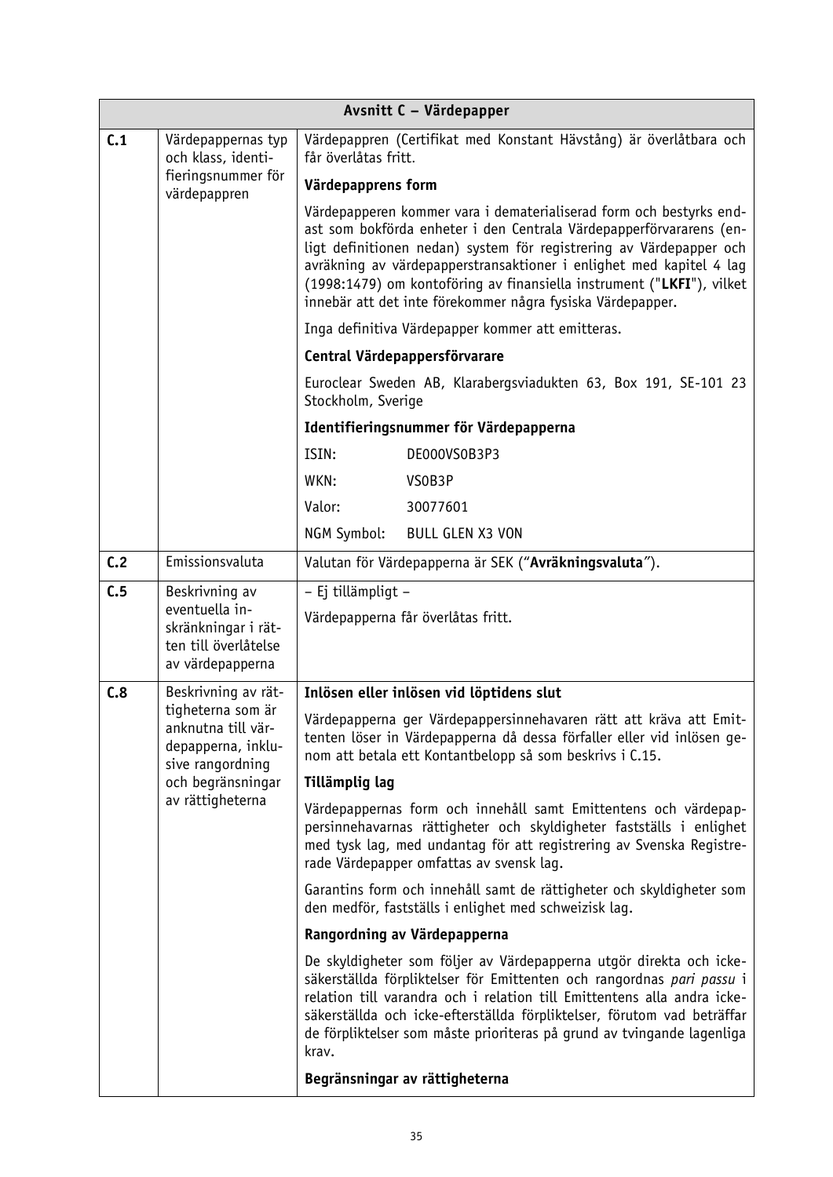| Avsnitt C – Värdepapper | | |
|---|---|---|
| **C.1** | Värdepappernas typ och klass, identifieringsnummer för värdepappren | Värdepappren (Certifikat med Konstant Hävstång) är överlåtbara och får överlåtas fritt.<br><br>**Värdepapprens form**<br><br>Värdepapperen kommer vara i dematerialiserad form och bestyrks endast som bokförda enheter i den Centrala Värdepapperförvararens (enligt definitionen nedan) system för registrering av Värdepapper och avräkning av värdepapperstransaktioner i enlighet med kapitel 4 lag (1998:1479) om kontoföring av finansiella instrument ("**LKFI**"), vilket innebär att det inte förekommer några fysiska Värdepapper.<br><br>Inga definitiva Värdepapper kommer att emitteras.<br><br>**Central Värdepappersförvarare**<br><br>Euroclear Sweden AB, Klarabergsviadukten 63, Box 191, SE-101 23 Stockholm, Sverige<br><br>**Identifieringsnummer för Värdepapperna**<br><br>ISIN: DE000VS0B3P3<br>WKN: VS0B3P<br>Valor: 30077601<br>NGM Symbol: BULL GLEN X3 VON |
| **C.2** | Emissionsvaluta | Valutan för Värdepapperna är SEK ("**Avräkningsvaluta**"). |
| **C.5** | Beskrivning av eventuella inskränkningar i rätten till överlåtelse av värdepapperna | – Ej tillämpligt –<br><br>Värdepapperna får överlåtas fritt. |
| **C.8** | Beskrivning av rättigheterna som är anknutna till värdepapperna, inklusive rangordning och begränsningar av rättigheterna | **Inlösen eller inlösen vid löptidens slut**<br><br>Värdepapperna ger Värdepappersinnehavaren rätt att kräva att Emittenten löser in Värdepapperna då dessa förfaller eller vid inlösen genom att betala ett Kontantbelopp så som beskrivs i C.15.<br><br>**Tillämplig lag**<br><br>Värdepappernas form och innehåll samt Emittentens och värdepappersinnehavarnas rättigheter och skyldigheter fastställs i enlighet med tysk lag, med undantag för att registrering av Svenska Registrerade Värdepapper omfattas av svensk lag.<br><br>Garantins form och innehåll samt de rättigheter och skyldigheter som den medför, fastställs i enlighet med schweizisk lag.<br><br>**Rangordning av Värdepapperna**<br><br>De skyldigheter som följer av Värdepapperna utgör direkta och icke-säkerställda förpliktelser för Emittenten och rangordnas *pari passu* i relation till varandra och i relation till Emittentens alla andra icke-säkerställda och icke-efterställda förpliktelser, förutom vad beträffar de förpliktelser som måste prioriteras på grund av tvingande lagenliga krav.<br><br>**Begränsningar av rättigheterna** |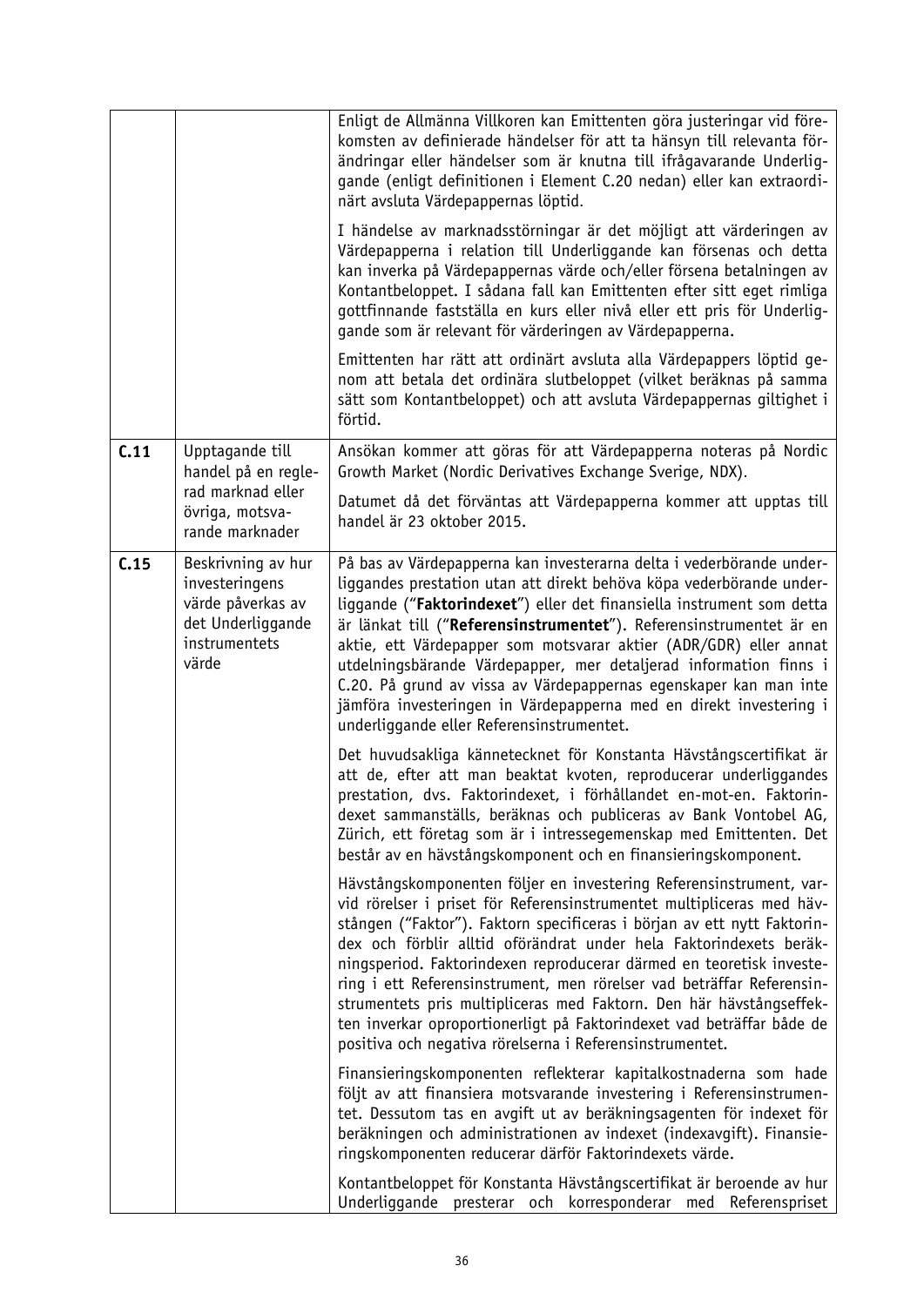| | | |
|---|---|---|
| | | Enligt de Allmänna Villkoren kan Emittenten göra justeringar vid förekomsten av definierade händelser för att ta hänsyn till relevanta förändringar eller händelser som är knutna till ifrågavarande Underliggande (enligt definitionen i Element C.20 nedan) eller kan extraordinärt avsluta Värdepappernas löptid.<br><br>I händelse av marknadsstörningar är det möjligt att värderingen av Värdepapperna i relation till Underliggande kan försenas och detta kan inverka på Värdepappernas värde och/eller försena betalningen av Kontantbeloppet. I sådana fall kan Emittenten efter sitt eget rimliga gottfinnande fastställa en kurs eller nivå eller ett pris för Underliggande som är relevant för värderingen av Värdepapperna.<br><br>Emittenten har rätt att ordinärt avsluta alla Värdepappers löptid genom att betala det ordinära slutbeloppet (vilket beräknas på samma sätt som Kontantbeloppet) och att avsluta Värdepappernas giltighet i förtid. |
| **C.11** | Upptagande till handel på en reglerad marknad eller övriga, motsvarande marknader | Ansökan kommer att göras för att Värdepapperna noteras på Nordic Growth Market (Nordic Derivatives Exchange Sverige, NDX).<br><br>Datumet då det förväntas att Värdepapperna kommer att upptas till handel är 23 oktober 2015. |
| **C.15** | Beskrivning av hur investeringens värde påverkas av det Underliggande instrumentets värde | På bas av Värdepapperna kan investerarna delta i vederbörande underliggandes prestation utan att direkt behöva köpa vederbörande underliggande ("**Faktorindexet**") eller det finansiella instrument som detta är länkat till ("**Referensinstrumentet**"). Referensinstrumentet är en aktie, ett Värdepapper som motsvarar aktier (ADR/GDR) eller annat utdelningsbärande Värdepapper, mer detaljerad information finns i C.20. På grund av vissa av Värdepappernas egenskaper kan man inte jämföra investeringen in Värdepapperna med en direkt investering i underliggande eller Referensinstrumentet.<br><br>Det huvudsakliga kännetecknet för Konstanta Hävstångscertifikat är att de, efter att man beaktat kvoten, reproducerar underliggandes prestation, dvs. Faktorindexet, i förhållandet en-mot-en. Faktorindexet sammanställs, beräknas och publiceras av Bank Vontobel AG, Zürich, ett företag som är i intressegemenskap med Emittenten. Det består av en hävstångskomponent och en finansieringskomponent.<br><br>Hävstångskomponenten följer en investering Referensinstrument, varvid rörelser i priset för Referensinstrumentet multipliceras med hävstången ("Faktor"). Faktorn specificeras i början av ett nytt Faktorindex och förblir alltid oförändrat under hela Faktorindexets beräkningsperiod. Faktorindexen reproducerar därmed en teoretisk investering i ett Referensinstrument, men rörelser vad beträffar Referensinstrumentets pris multipliceras med Faktorn. Den här hävstångseffekten inverkar oproportionerligt på Faktorindexet vad beträffar både de positiva och negativa rörelserna i Referensinstrumentet.<br><br>Finansieringskomponenten reflekterar kapitalkostnaderna som hade följt av att finansiera motsvarande investering i Referensinstrumentet. Dessutom tas en avgift ut av beräkningsagenten för indexet för beräkningen och administrationen av indexet (indexavgift). Finansieringskomponenten reducerar därför Faktorindexets värde.<br><br>Kontantbeloppet för Konstanta Hävstångscertifikat är beroende av hur Underliggande presterar och korresponderar med Referenspriset |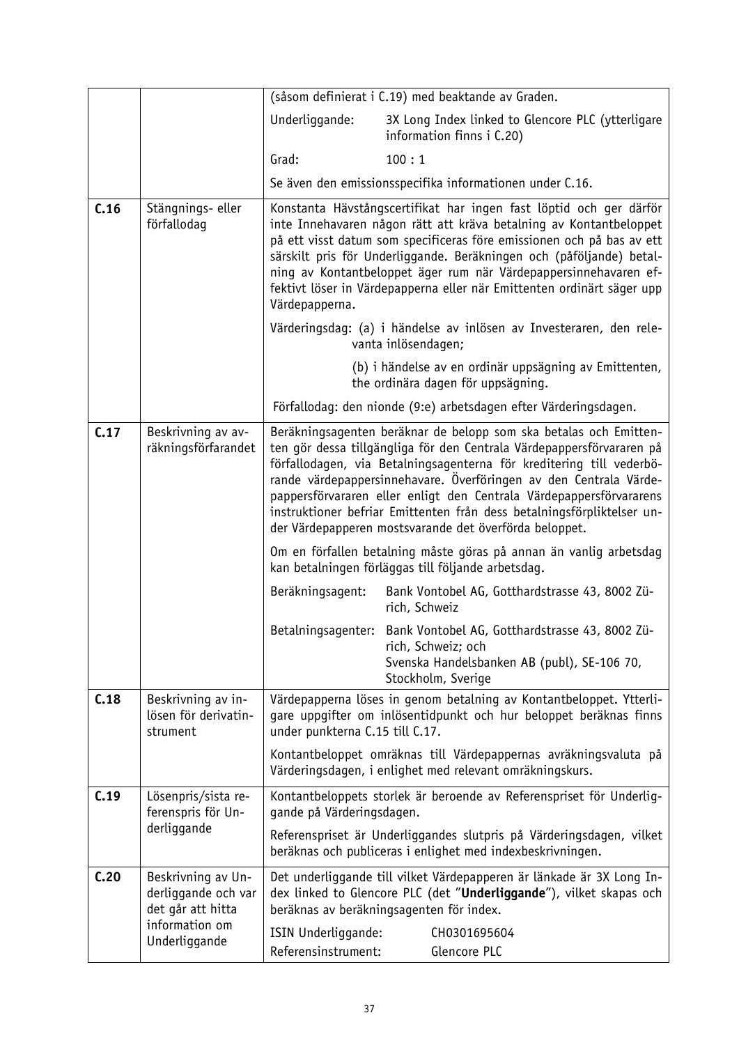| | | |
|---|---|---|
| | | (såsom definierat i C.19) med beaktande av Graden.<br><br>Underliggande: 3X Long Index linked to Glencore PLC (ytterligare information finns i C.20)<br><br>Grad: 100 : 1<br><br>Se även den emissionsspecifika informationen under C.16. |
| **C.16** | Stängnings- eller förfallodag | Konstanta Hävstångscertifikat har ingen fast löptid och ger därför inte Innehavaren någon rätt att kräva betalning av Kontantbeloppet på ett visst datum som specificeras före emissionen och på bas av ett särskilt pris för Underliggande. Beräkningen och (påföljande) betalning av Kontantbeloppet äger rum när Värdepappersinnehavaren effektivt löser in Värdepapperna eller när Emittenten ordinärt säger upp Värdepapperna.<br><br>Värderingsdag: (a) i händelse av inlösen av Investeraren, den relevanta inlösendagen;<br><br>(b) i händelse av en ordinär uppsägning av Emittenten, the ordinära dagen för uppsägning.<br><br>Förfallodag: den nionde (9:e) arbetsdagen efter Värderingsdagen. |
| **C.17** | Beskrivning av avräkningsförfarandet | Beräkningsagenten beräknar de belopp som ska betalas och Emittenten gör dessa tillgängliga för den Centrala Värdepappersförvararen på förfallodagen, via Betalningsagenterna för kreditering till vederbörande värdepappersinnehavare. Överföringen av den Centrala Värdepappersförvararen eller enligt den Centrala Värdepappersförvararens instruktioner befriar Emittenten från dess betalningsförpliktelser under Värdepapperen mostsvarande det överförda beloppet.<br><br>Om en förfallen betalning måste göras på annan än vanlig arbetsdag kan betalningen förläggas till följande arbetsdag.<br><br>Beräkningsagent: Bank Vontobel AG, Gotthardstrasse 43, 8002 Zürich, Schweiz<br><br>Betalningsagenter: Bank Vontobel AG, Gotthardstrasse 43, 8002 Zürich, Schweiz; och Svenska Handelsbanken AB (publ), SE-106 70, Stockholm, Sverige |
| **C.18** | Beskrivning av inlösen för derivatinstrument | Värdepapperna löses in genom betalning av Kontantbeloppet. Ytterligare uppgifter om inlösentidpunkt och hur beloppet beräknas finns under punkterna C.15 till C.17.<br><br>Kontantbeloppet omräknas till Värdepappernas avräkningsvaluta på Värderingsdagen, i enlighet med relevant omräkningskurs. |
| **C.19** | Lösenpris/sista referenspris för Underliggande | Kontantbeloppets storlek är beroende av Referenspriset för Underliggande på Värderingsdagen.<br><br>Referenspriset är Underliggandes slutpris på Värderingsdagen, vilket beräknas och publiceras i enlighet med indexbeskrivningen. |
| **C.20** | Beskrivning av Underliggande och var det går att hitta information om Underliggande | Det underliggande till vilket Värdepapperen är länkade är 3X Long Index linked to Glencore PLC (det "**Underliggande**"), vilket skapas och beräknas av beräkningsagenten för index.<br><br>ISIN Underliggande: CH0301695604<br>Referensinstrument: Glencore PLC |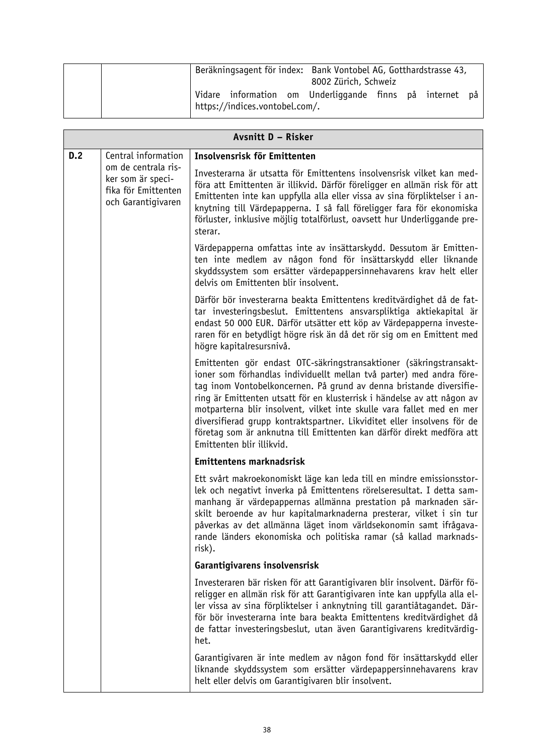| | | |
|---|---|---|
| | | Beräkningsagent för index: Bank Vontobel AG, Gotthardstrasse 43, 8002 Zürich, Schweiz<br><br>Vidare information om Underliggande finns på internet på https://indices.vontobel.com/. |

| Avsnitt D – Risker | | |
|---|---|---|
| **D.2** | Central information om de centrala risker som är specifika för Emittenten och Garantigivaren | **Insolvensrisk för Emittenten**<br><br>Investerarna är utsatta för Emittentens insolvensrisk vilket kan medföra att Emittenten är illikvid. Därför föreligger en allmän risk för att Emittenten inte kan uppfylla alla eller vissa av sina förpliktelser i anknytning till Värdepapperna. I så fall föreligger fara för ekonomiska förluster, inklusive möjlig totalförlust, oavsett hur Underliggande presterar.<br><br>Värdepapperna omfattas inte av insättarskydd. Dessutom är Emittenten inte medlem av någon fond för insättarskydd eller liknande skyddssystem som ersätter värdepappersinnehavarens krav helt eller delvis om Emittenten blir insolvent.<br><br>Därför bör investerarna beakta Emittentens kreditvärdighet då de fattar investeringsbeslut. Emittentens ansvarspliktiga aktiekapital är endast 50 000 EUR. Därför utsätter ett köp av Värdepapperna investeraren för en betydligt högre risk än då det rör sig om en Emittent med högre kapitalresursnivå.<br><br>Emittenten gör endast OTC-säkringstransaktioner (säkringstransaktioner som förhandlas individuellt mellan två parter) med andra företag inom Vontobelkoncernen. På grund av denna bristande diversifiering är Emittenten utsatt för en klusterrisk i händelse av att någon av motparterna blir insolvent, vilket inte skulle vara fallet med en mer diversifierad grupp kontraktspartner. Likviditet eller insolvens för de företag som är anknutna till Emittenten kan därför direkt medföra att Emittenten blir illikvid.<br><br>**Emittentens marknadsrisk**<br><br>Ett svårt makroekonomiskt läge kan leda till en mindre emissionsstorlek och negativt inverka på Emittentens rörelseresultat. I detta sammanhang är värdepappernas allmänna prestation på marknaden särskilt beroende av hur kapitalmarknaderna presterar, vilket i sin tur påverkas av det allmänna läget inom världsekonomin samt ifrågavarande länders ekonomiska och politiska ramar (så kallad marknadsrisk).<br><br>**Garantigivarens insolvensrisk**<br><br>Investeraren bär risken för att Garantigivaren blir insolvent. Därför föreligger en allmän risk för att Garantigivaren inte kan uppfylla alla eller vissa av sina förpliktelser i anknytning till garantiåtagandet. Därför bör investerarna inte bara beakta Emittentens kreditvärdighet då de fattar investeringsbeslut, utan även Garantigivarens kreditvärdighet.<br><br>Garantigivaren är inte medlem av någon fond för insättarskydd eller liknande skyddssystem som ersätter värdepappersinnehavarens krav helt eller delvis om Garantigivaren blir insolvent. |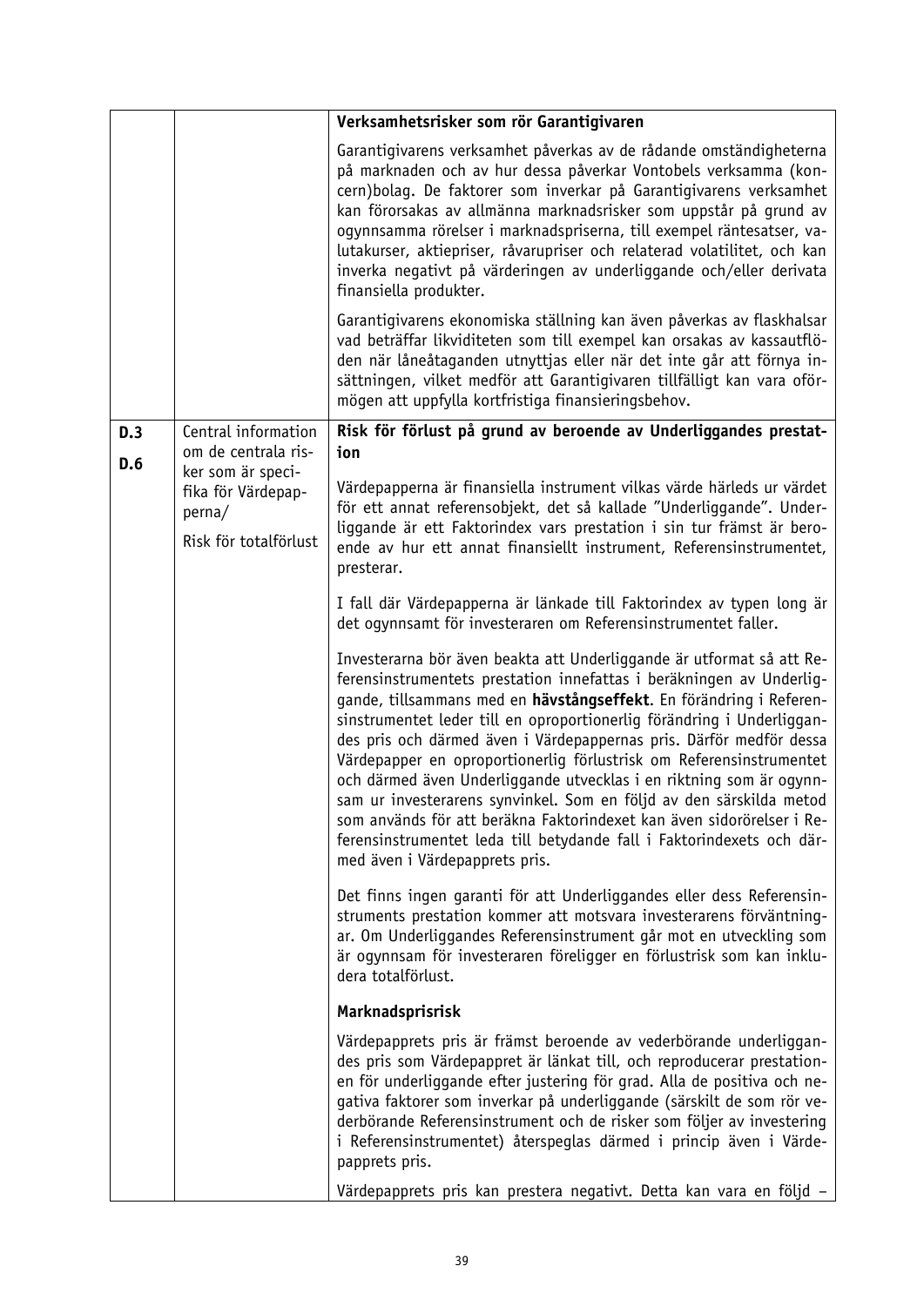| | | |
|---|---|---|
| | | **Verksamhetsrisker som rör Garantigivaren**<br><br>Garantigivarens verksamhet påverkas av de rådande omständigheterna på marknaden och av hur dessa påverkar Vontobels verksamma (koncern)bolag. De faktorer som inverkar på Garantigivarens verksamhet kan förorsakas av allmänna marknadsrisker som uppstår på grund av ogynnsamma rörelser i marknadspriserna, till exempel räntesatser, valutakurser, aktiepriser, råvarupriser och relaterad volatilitet, och kan inverka negativt på värderingen av underliggande och/eller derivata finansiella produkter.<br><br>Garantigivarens ekonomiska ställning kan även påverkas av flaskhalsar vad beträffar likviditeten som till exempel kan orsakas av kassautflöden när låneåtaganden utnyttjas eller när det inte går att förnya insättningen, vilket medför att Garantigivaren tillfälligt kan vara oförmögen att uppfylla kortfristiga finansieringsbehov. |
| D.3<br><br>D.6 | Central information om de centrala risker som är specifika för Värdepapperna/<br><br>Risk för totalförlust | **Risk för förlust på grund av beroende av Underliggandes prestation**<br><br>Värdepapperna är finansiella instrument vilkas värde härleds ur värdet för ett annat referensobjekt, det så kallade "Underliggande". Underliggande är ett Faktorindex vars prestation i sin tur främst är beroende av hur ett annat finansiellt instrument, Referensinstrumentet, presterar.<br><br>I fall där Värdepapperna är länkade till Faktorindex av typen long är det ogynnsamt för investeraren om Referensinstrumentet faller.<br><br>Investerarna bör även beakta att Underliggande är utformat så att Referensinstrumentets prestation innefattas i beräkningen av Underliggande, tillsammans med en **hävstångseffekt**. En förändring i Referensinstrumentet leder till en oproportionerlig förändring i Underliggandes pris och därmed även i Värdepappernas pris. Därför medför dessa Värdepapper en oproportionerlig förlustrisk om Referensinstrumentet och därmed även Underliggande utvecklas i en riktning som är ogynnsam ur investerarens synvinkel. Som en följd av den särskilda metod som används för att beräkna Faktorindexet kan även sidorörelser i Referensinstrumentet leda till betydande fall i Faktorindexets och därmed även i Värdepappret pris.<br><br>Det finns ingen garanti för att Underliggandes eller dess Referensinstruments prestation kommer att motsvara investerarens förväntningar. Om Underliggandes Referensinstrument går mot en utveckling som är ogynnsam för investeraren föreligger en förlustrisk som kan inkludera totalförlust.<br><br>**Marknadsprisrisk**<br><br>Värdepapprets pris är främst beroende av vederbörande underliggandes pris som Värdepappret är länkat till, och reproducerar prestationen för underliggande efter justering för grad. Alla de positiva och negativa faktorer som inverkar på underliggande (särskilt de som rör vederbörande Referensinstrument och de risker som följer av investering i Referensinstrumentet) återspeglas därmed i princip även i Värdepapprets pris.<br><br>Värdepapprets pris kan prestera negativt. Detta kan vara en följd – |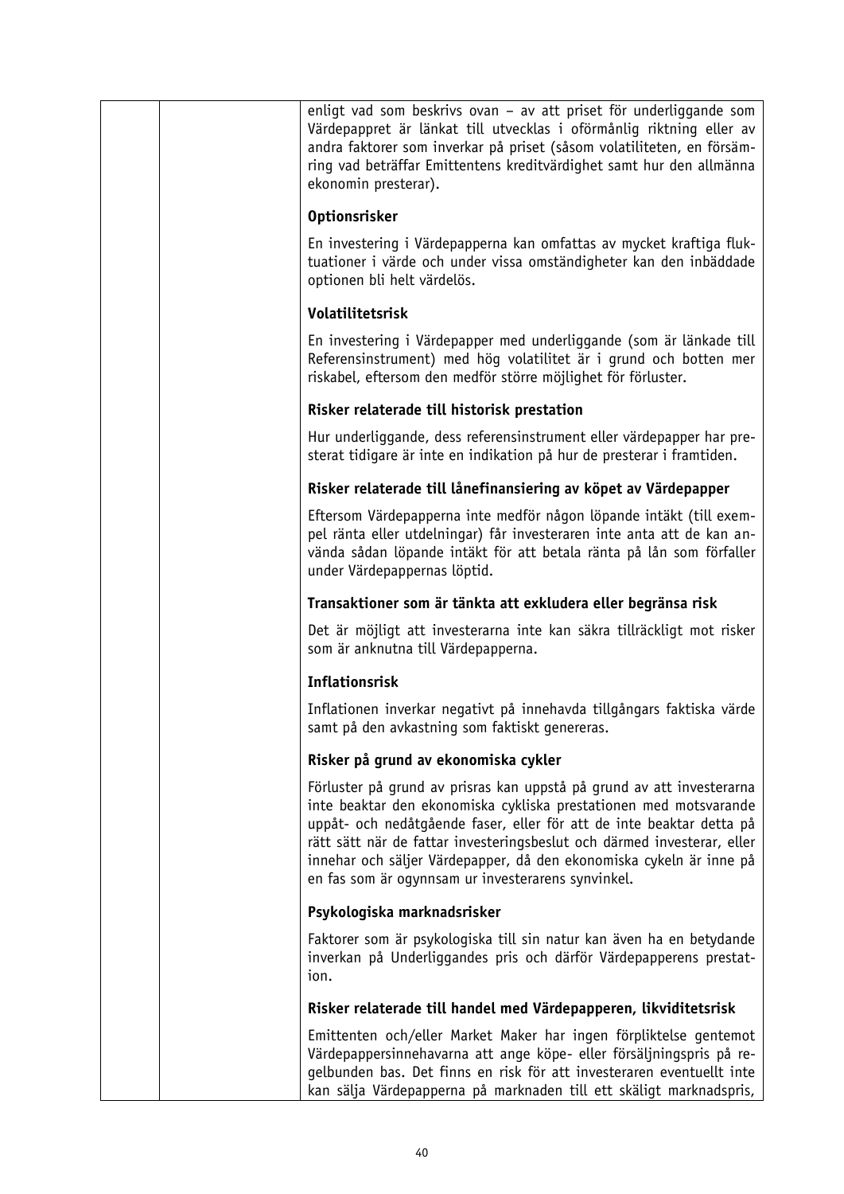| | | enligt vad som beskrivs ovan – av att priset för underliggande som Värdepappret är länkat till utvecklas i oförmånlig riktning eller av andra faktorer som inverkar på priset (såsom volatiliteten, en försämring vad beträffar Emittentens kreditvärdighet samt hur den allmänna ekonomin presterar).<br><br>**Optionsrisker**<br><br>En investering i Värdepapperna kan omfattas av mycket kraftiga fluktuationer i värde och under vissa omständigheter kan den inbäddade optionen bli helt värdelös.<br><br>**Volatilitetsrisk**<br><br>En investering i Värdepapper med underliggande (som är länkade till Referensinstrument) med hög volatilitet är i grund och botten mer riskabel, eftersom den medför större möjlighet för förluster.<br><br>**Risker relaterade till historisk prestation**<br><br>Hur underliggande, dess referensinstrument eller värdepapper har presterat tidigare är inte en indikation på hur de presterar i framtiden.<br><br>**Risker relaterade till lånefinansiering av köpet av Värdepapper**<br><br>Eftersom Värdepapperna inte medför någon löpande intäkt (till exempel ränta eller utdelningar) får investeraren inte anta att de kan använda sådan löpande intäkt för att betala ränta på lån som förfaller under Värdepappernas löptid.<br><br>**Transaktioner som är tänkta att exkludera eller begränsa risk**<br><br>Det är möjligt att investerarna inte kan säkra tillräckligt mot risker som är anknutna till Värdepapperna.<br><br>**Inflationsrisk**<br><br>Inflationen inverkar negativt på innehavda tillgångars faktiska värde samt på den avkastning som faktiskt genereras.<br><br>**Risker på grund av ekonomiska cykler**<br><br>Förluster på grund av prisras kan uppstå på grund av att investerarna inte beaktar den ekonomiska cykliska prestationen med motsvarande uppåt- och nedåtgående faser, eller för att de inte beaktar detta på rätt sätt när de fattar investeringsbeslut och därmed investerar, eller innehar och säljer Värdepapper, då den ekonomiska cykeln är inne på en fas som är ogynnsam ur investerarens synvinkel.<br><br>**Psykologiska marknadsrisker**<br><br>Faktorer som är psykologiska till sin natur kan även ha en betydande inverkan på Underliggandes pris och därför Värdepapperens prestation.<br><br>**Risker relaterade till handel med Värdepapperen, likviditetsrisk**<br><br>Emittenten och/eller Market Maker har ingen förpliktelse gentemot Värdepappersinnehavarna att ange köpe- eller försäljningspris på regelbunden bas. Det finns en risk för att investeraren eventuellt inte kan sälja Värdepapperna på marknaden till ett skäligt marknadspris, |
|---|---|---|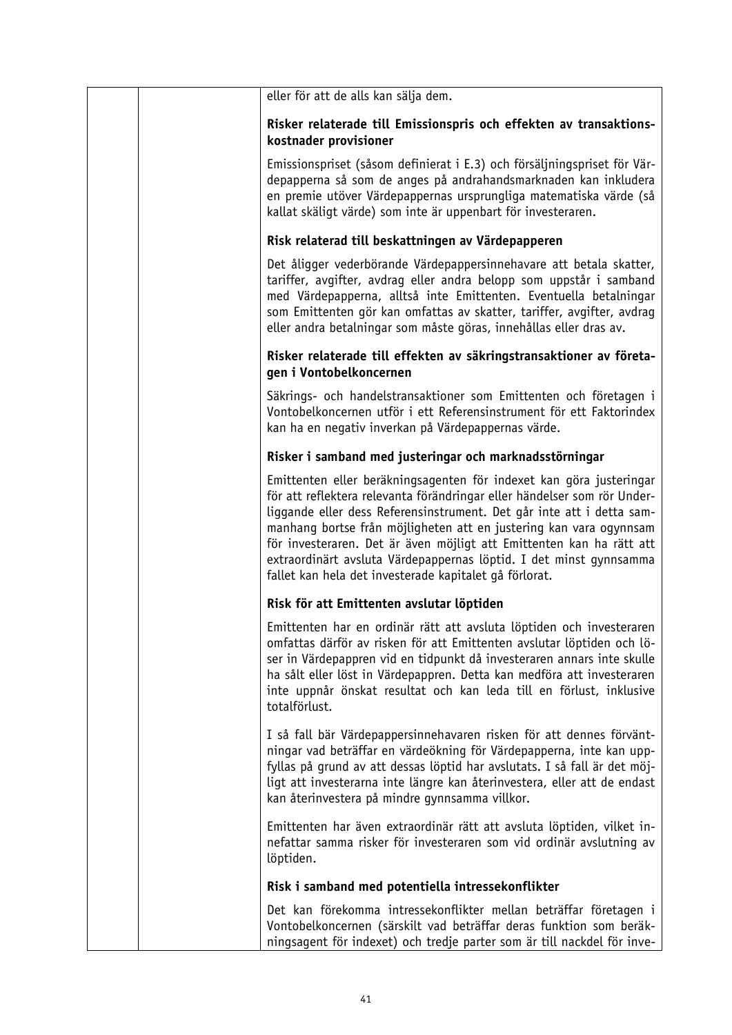| | | eller för att de alls kan sälja dem.<br><br>**Risker relaterade till Emissionspris och effekten av transaktionskostnader provisioner**<br><br>Emissionspriset (såsom definierat i E.3) och försäljningspriset för Värdepapperna så som de anges på andrahandsmarknaden kan inkludera en premie utöver Värdepappernas ursprungliga matematiska värde (så kallat skäligt värde) som inte är uppenbart för investeraren.<br><br>**Risk relaterad till beskattningen av Värdepapperen**<br><br>Det åligger vederbörande Värdepappersinnehavare att betala skatter, tariffer, avgifter, avdrag eller andra belopp som uppstår i samband med Värdepapperna, alltså inte Emittenten. Eventuella betalningar som Emittenten gör kan omfattas av skatter, tariffer, avgifter, avdrag eller andra betalningar som måste göras, innehållas eller dras av.<br><br>**Risker relaterade till effekten av säkringstransaktioner av företagen i Vontobelkoncernen**<br><br>Säkrings- och handelstransaktioner som Emittenten och företagen i Vontobelkoncernen utför i ett Referensinstrument för ett Faktorindex kan ha en negativ inverkan på Värdepappernas värde.<br><br>**Risker i samband med justeringar och marknadsstörningar**<br><br>Emittenten eller beräkningsagenten för indexet kan göra justeringar för att reflektera relevanta förändringar eller händelser som rör Underliggande eller dess Referensinstrument. Det går inte att i detta sammanhang bortse från möjligheten att en justering kan vara ogynnsam för investeraren. Det är även möjligt att Emittenten kan ha rätt att extraordinärt avsluta Värdepappernas löptid. I det minst gynnsamma fallet kan hela det investerade kapitalet gå förlorat.<br><br>**Risk för att Emittenten avslutar löptiden**<br><br>Emittenten har en ordinär rätt att avsluta löptiden och investeraren omfattas därför av risken för att Emittenten avslutar löptiden och löser in Värdepappren vid en tidpunkt då investeraren annars inte skulle ha sålt eller löst in Värdepappren. Detta kan medföra att investeraren inte uppnår önskat resultat och kan leda till en förlust, inklusive totalförlust.<br><br>I så fall bär Värdepappersinnehavaren risken för att dennes förväntningar vad beträffar en värdeökning för Värdepapperna, inte kan uppfyllas på grund av att dessas löptid har avslutats. I så fall är det möjligt att investerarna inte längre kan återinvestera, eller att de endast kan återinvestera på mindre gynnsamma villkor.<br><br>Emittenten har även extraordinär rätt att avsluta löptiden, vilket innefattar samma risker för investeraren som vid ordinär avslutning av löptiden.<br><br>**Risk i samband med potentiella intressekonflikter**<br><br>Det kan förekomma intressekonflikter mellan beträffar företagen i Vontobelkoncernen (särskilt vad beträffar deras funktion som beräkningsagent för indexet) och tredje parter som är till nackdel för inve- |
|---|---|---|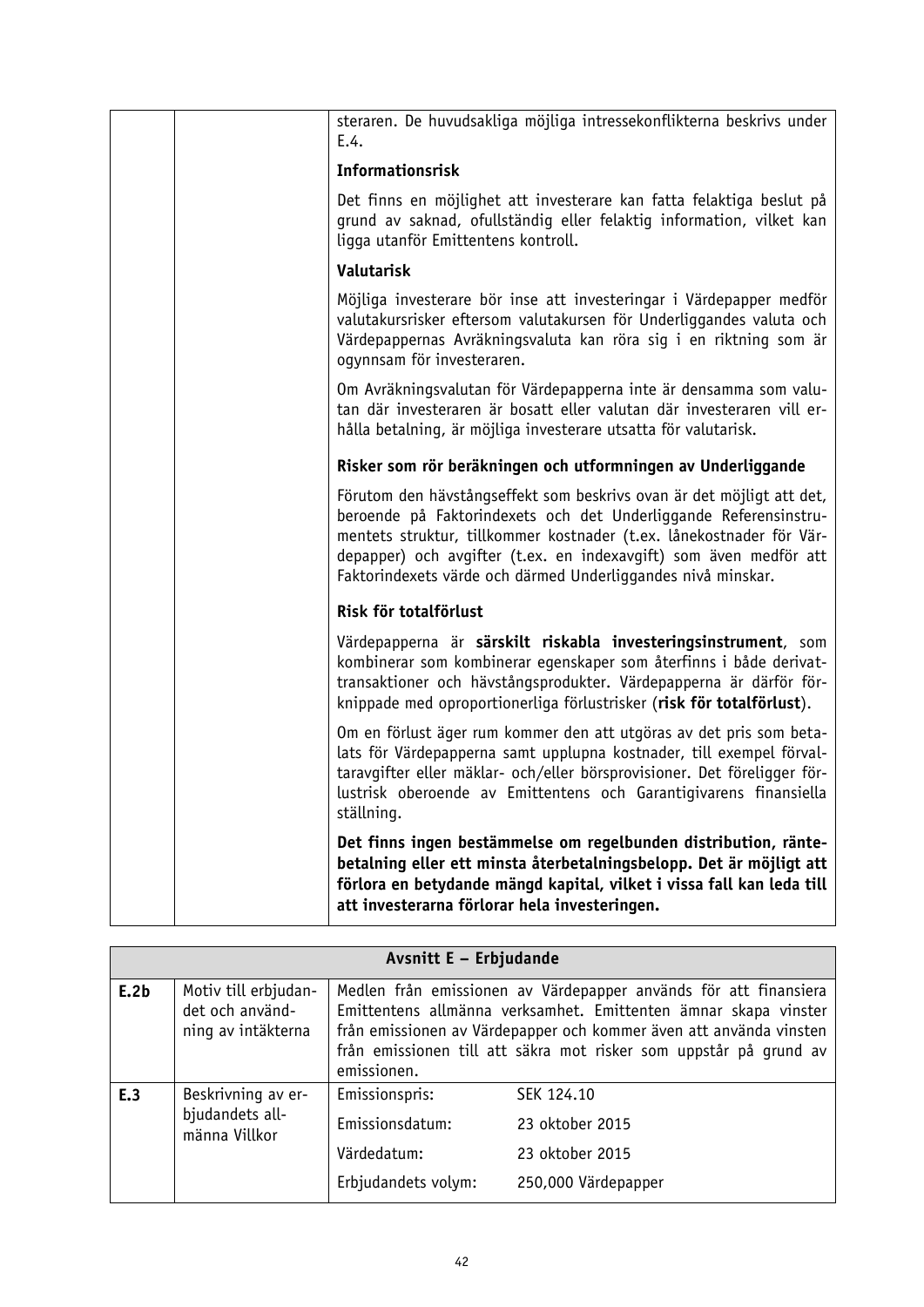| | | steraren. De huvudsakliga möjliga intressekonflikterna beskrivs under E.4.<br><br>**Informationsrisk**<br><br>Det finns en möjlighet att investerare kan fatta felaktiga beslut på grund av saknad, ofullständig eller felaktig information, vilket kan ligga utanför Emittentens kontroll.<br><br>**Valutarisk**<br><br>Möjliga investerare bör inse att investeringar i Värdepapper medför valutakursrisker eftersom valutakursen för Underliggandes valuta och Värdepappernas Avräkningsvaluta kan röra sig i en riktning som är ogynnsam för investeraren.<br><br>Om Avräkningsvalutan för Värdepapperna inte är densamma som valutan där investeraren är bosatt eller valutan där investeraren vill erhålla betalning, är möjliga investerare utsatta för valutarisk.<br><br>**Risker som rör beräkningen och utformningen av Underliggande**<br><br>Förutom den hävstångseffekt som beskrivs ovan är det möjligt att det, beroende på Faktorindexets och det Underliggande Referensinstrumentets struktur, tillkommer kostnader (t.ex. lånekostnader för Värdepapper) och avgifter (t.ex. en indexavgift) som även medför att Faktorindexets värde och därmed Underliggandes nivå minskar.<br><br>**Risk för totalförlust**<br><br>Värdepapperna är **särskilt riskabla investeringsinstrument**, som kombinerar som kombinerar egenskaper som återfinns i både derivattransaktioner och hävstångsprodukter. Värdepapperna är därför förknippade med oproportionerliga förlustrisker (**risk för totalförlust**).<br><br>Om en förlust äger rum kommer den att utgöras av det pris som betalats för Värdepapperna samt upplupna kostnader, till exempel förvaltaravgifter eller mäklar- och/eller börsprovisioner. Det föreligger förlustrisk oberoende av Emittentens och Garantigivarens finansiella ställning.<br><br>**Det finns ingen bestämmelse om regelbunden distribution, räntebetalning eller ett minsta återbetalningsbelopp. Det är möjligt att förlora en betydande mängd kapital, vilket i vissa fall kan leda till att investerarna förlorar hela investeringen.** |

| **Avsnitt E – Erbjudande** | | | |
|---|---|---|---|
| **E.2b** | Motiv till erbjudandet och användning av intäkterna | Medlen från emissionen av Värdepapper används för att finansiera Emittentens allmänna verksamhet. Emittenten ämnar skapa vinster från emissionen av Värdepapper och kommer även att använda vinsten från emissionen till att säkra mot risker som uppstår på grund av emissionen. | |
| **E.3** | Beskrivning av erbjudandets allmänna Villkor | Emissionspris: | SEK 124.10 |
| | | Emissionsdatum: | 23 oktober 2015 |
| | | Värdedatum: | 23 oktober 2015 |
| | | Erbjudandets volym: | 250,000 Värdepapper |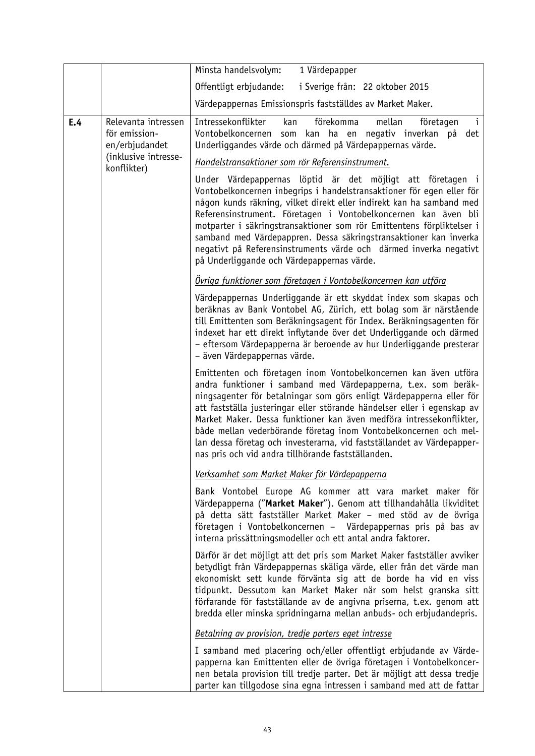| | | |
|---|---|---|
| | | Minsta handelsvolym: 1 Värdepapper<br><br>Offentligt erbjudande: i Sverige från: 22 oktober 2015<br><br>Värdepappernas Emissionspris fastställdes av Market Maker. |
| **E.4** | Relevanta intressen för emission-en/erbjudandet (inklusive intresse-konflikter) | Intressekonflikter kan förekomma mellan företagen i Vontobelkoncernen som kan ha en negativ inverkan på det Underliggandes värde och därmed på Värdepappernas värde.<br><br>*Handelstransaktioner som rör Referensinstrument.*<br><br>Under Värdepappernas löptid är det möjligt att företagen i Vontobelkoncernen inbegrips i handelstransaktioner för egen eller för någon kunds räkning, vilket direkt eller indirekt kan ha samband med Referensinstrument. Företagen i Vontobelkoncernen kan även bli motparter i säkringstransaktioner som rör Emittentens förpliktelser i samband med Värdepappren. Dessa säkringstransaktioner kan inverka negativt på Referensinstruments värde och därmed inverka negativt på Underliggande och Värdepappernas värde.<br><br>*Övriga funktioner som företagen i Vontobelkoncernen kan utföra*<br><br>Värdepappernas Underliggande är ett skyddat index som skapas och beräknas av Bank Vontobel AG, Zürich, ett bolag som är närstående till Emittenten som Beräkningsagent för Index. Beräkningsagenten för indexet har ett direkt inflytande över det Underliggande och därmed – eftersom Värdepapperna är beroende av hur Underliggande presterar – även Värdepappernas värde.<br><br>Emittenten och företagen inom Vontobelkoncernen kan även utföra andra funktioner i samband med Värdepapperna, t.ex. som beräkningsagenter för betalningar som görs enligt Värdepapperna eller för att fastställa justeringar eller störande händelser eller i egenskap av Market Maker. Dessa funktioner kan även medföra intressekonflikter, både mellan vederbörande företag inom Vontobelkoncernen och mellan dessa företag och investerarna, vid fastställandet av Värdepappernas pris och vid andra tillhörande fastställanden.<br><br>*Verksamhet som Market Maker för Värdepapperna*<br><br>Bank Vontobel Europe AG kommer att vara market maker för Värdepapperna ("**Market Maker**"). Genom att tillhandahålla likviditet på detta sätt fastställer Market Maker – med stöd av de övriga företagen i Vontobelkoncernen – Värdepappernas pris på bas av interna prissättningsmodeller och ett antal andra faktorer.<br><br>Därför är det möjligt att det pris som Market Maker fastställer avviker betydligt från Värdepappernas skäliga värde, eller från det värde man ekonomiskt sett kunde förvänta sig att de borde ha vid en viss tidpunkt. Dessutom kan Market Maker när som helst granska sitt förfarande för fastställande av de angivna priserna, t.ex. genom att bredda eller minska spridningarna mellan anbuds- och erbjudandepris.<br><br>*Betalning av provision, tredje parters eget intresse*<br><br>I samband med placering och/eller offentligt erbjudande av Värdepapperna kan Emittenten eller de övriga företagen i Vontobelkoncernen betala provision till tredje parter. Det är möjligt att dessa tredje parter kan tillgodose sina egna intressen i samband med att de fattar |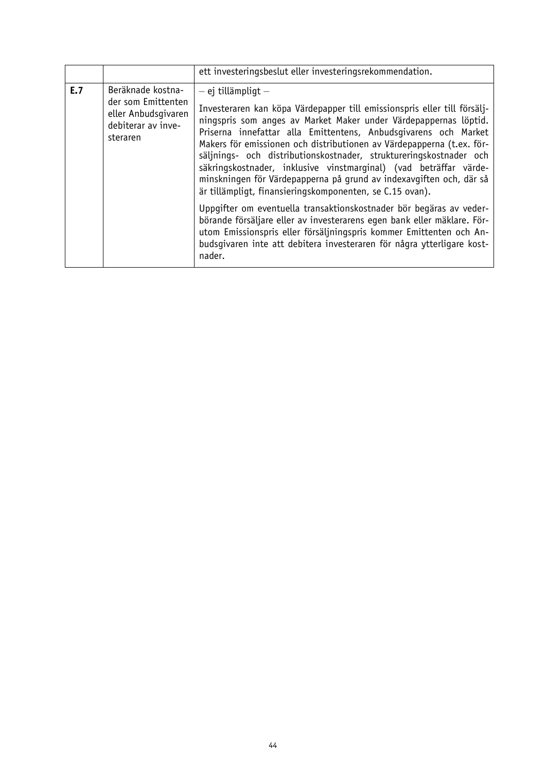| | | |
|---|---|---|
| | | ett investeringsbeslut eller investeringsrekommendation. |
| **E.7** | Beräknade kostnader som Emittenten eller Anbudsgivaren debiterar av investeraren | – ej tillämpligt –<br><br>Investeraren kan köpa Värdepapper till emissionspris eller till försäljningspris som anges av Market Maker under Värdepappernas löptid. Priserna innefattar alla Emittentens, Anbudsgivarens och Market Makers för emissionen och distributionen av Värdepapperna (t.ex. försäljnings- och distributionskostnader, struktureringskostnader och säkringskostnader, inklusive vinstmarginal) (vad beträffar värdeminskningen för Värdepapperna på grund av indexavgiften och, där så är tillämpligt, finansieringskomponenten, se C.15 ovan).<br><br>Uppgifter om eventuella transaktionskostnader bör begäras av vederbörande försäljare eller av investerarens egen bank eller mäklare. Förutom Emissionspris eller försäljningspris kommer Emittenten och Anbudsgivaren inte att debitera investeraren för några ytterligare kostnader. |